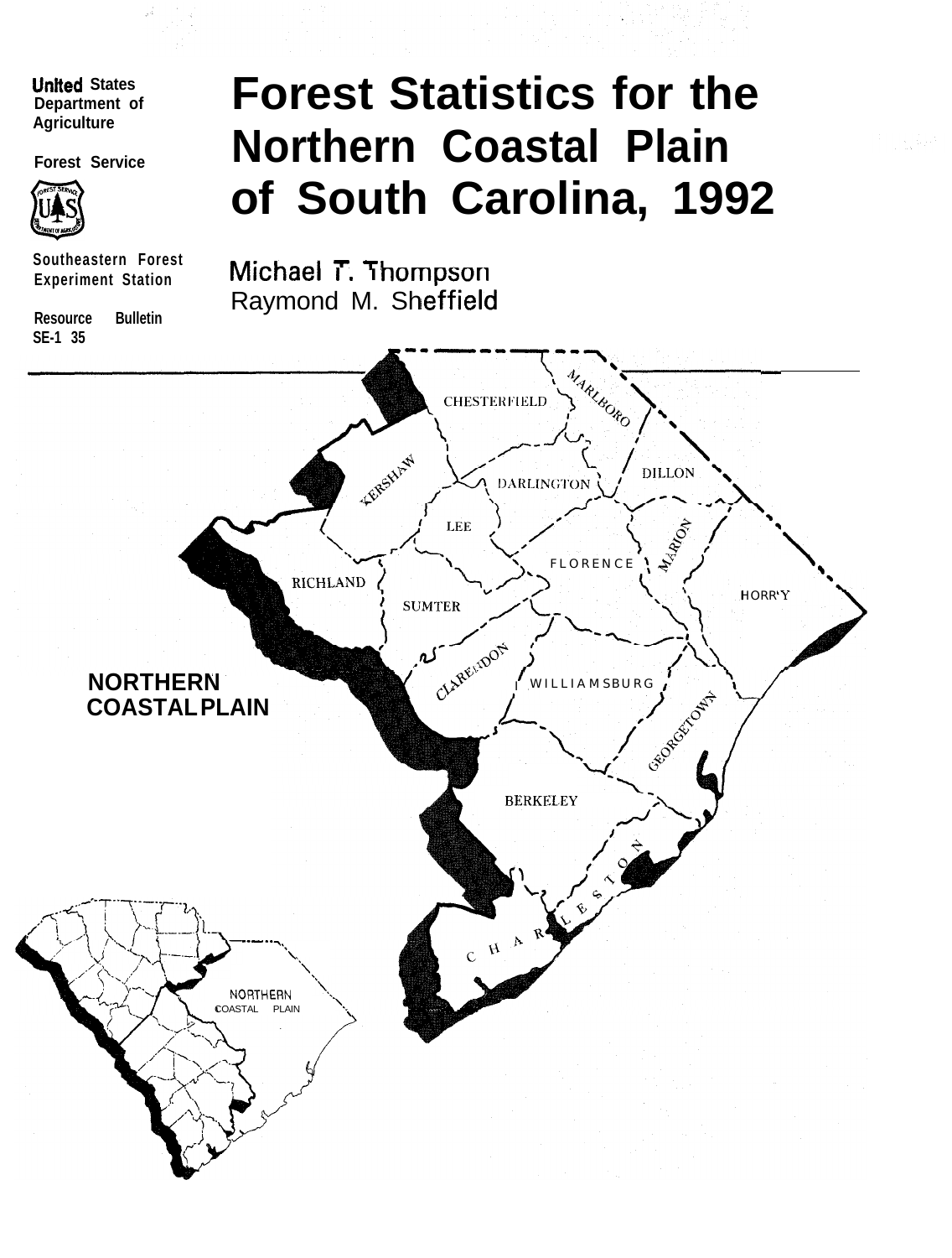United States Department of Agriculture

Forest Service

Southeastern Forest Experiment Station

Resource Bulletin SE-135

# Forest Statistics for the Northern Coastal Plain of South Carolina, 1992

Michael T. Thompson
Raymond M. Sheffield

CHESTERFIELD
MARLBORO
DILLON
KERSHAW
DARLINGTON
LEE
MARION
FLORENCE
RICHLAND
SUMTER
HORRY
CLARENDON
WILLIAMSBURG
GEORGETOWN
BERKELEY
CHARLESTON

NORTHERN COASTAL PLAIN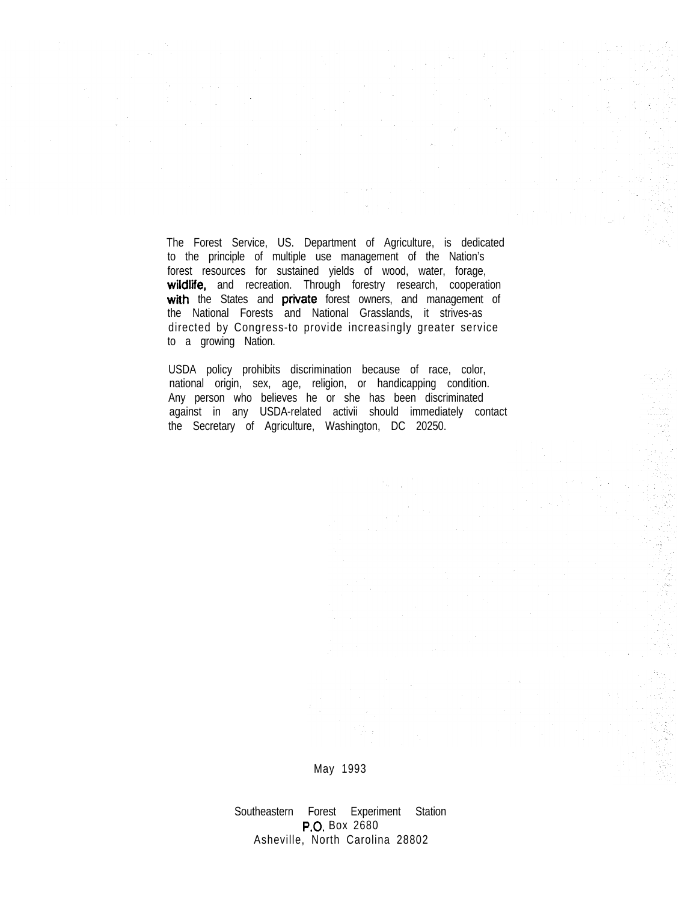The Forest Service, US. Department of Agriculture, is dedicated to the principle of multiple use management of the Nation's forest resources for sustained yields of wood, water, forage, wildlife, and recreation. Through forestry research, cooperation with the States and private forest owners, and management of the National Forests and National Grasslands, it strives-as directed by Congress-to provide increasingly greater service to a growing Nation.

USDA policy prohibits discrimination because of race, color, national origin, sex, age, religion, or handicapping condition. Any person who believes he or she has been discriminated against in any USDA-related activii should immediately contact the Secretary of Agriculture, Washington, DC 20250.

May 1993

Southeastern Forest Experiment Station
P.O. Box 2680
Asheville, North Carolina 28802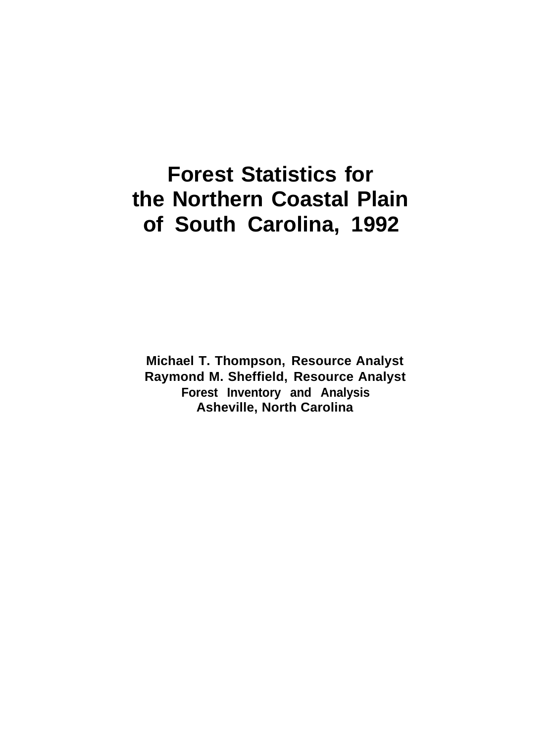# Forest Statistics for the Northern Coastal Plain of South Carolina, 1992

**Michael T. Thompson, Resource Analyst**
**Raymond M. Sheffield, Resource Analyst**
**Forest Inventory and Analysis**
**Asheville, North Carolina**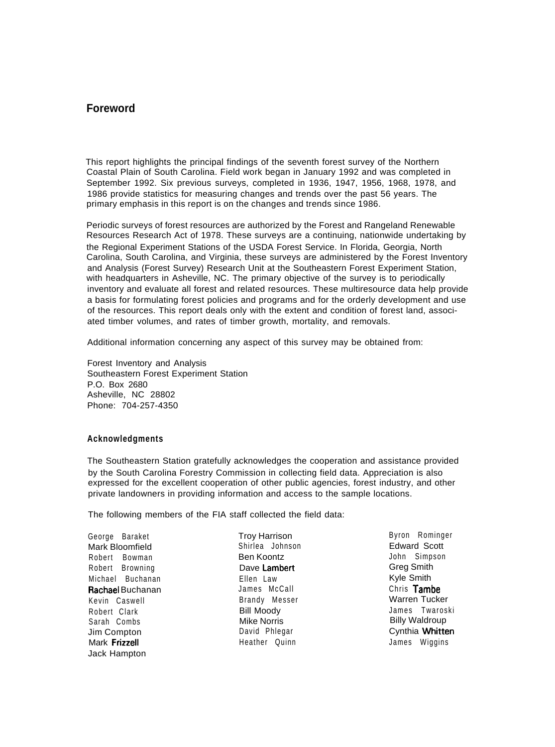# Foreword

This report highlights the principal findings of the seventh forest survey of the Northern Coastal Plain of South Carolina. Field work began in January 1992 and was completed in September 1992. Six previous surveys, completed in 1936, 1947, 1956, 1968, 1978, and 1986 provide statistics for measuring changes and trends over the past 56 years. The primary emphasis in this report is on the changes and trends since 1986.

Periodic surveys of forest resources are authorized by the Forest and Rangeland Renewable Resources Research Act of 1978. These surveys are a continuing, nationwide undertaking by the Regional Experiment Stations of the USDA Forest Service. In Florida, Georgia, North Carolina, South Carolina, and Virginia, these surveys are administered by the Forest Inventory and Analysis (Forest Survey) Research Unit at the Southeastern Forest Experiment Station, with headquarters in Asheville, NC. The primary objective of the survey is to periodically inventory and evaluate all forest and related resources. These multiresource data help provide a basis for formulating forest policies and programs and for the orderly development and use of the resources. This report deals only with the extent and condition of forest land, associated timber volumes, and rates of timber growth, mortality, and removals.

Additional information concerning any aspect of this survey may be obtained from:

Forest Inventory and Analysis
Southeastern Forest Experiment Station
P.O. Box 2680
Asheville, NC 28802
Phone: 704-257-4350

## Acknowledgments

The Southeastern Station gratefully acknowledges the cooperation and assistance provided by the South Carolina Forestry Commission in collecting field data. Appreciation is also expressed for the excellent cooperation of other public agencies, forest industry, and other private landowners in providing information and access to the sample locations.

The following members of the FIA staff collected the field data:

George Baraket
Mark Bloomfield
Robert Bowman
Robert Browning
Michael Buchanan
Rachael Buchanan
Kevin Caswell
Robert Clark
Sarah Combs
Jim Compton
Mark Frizzell
Jack Hampton
Troy Harrison
Shirlea Johnson
Ben Koontz
Dave Lambert
Ellen Law
James McCall
Brandy Messer
Bill Moody
Mike Norris
David Phlegar
Heather Quinn
Byron Rominger
Edward Scott
John Simpson
Greg Smith
Kyle Smith
Chris Tambe
Warren Tucker
James Twaroski
Billy Waldroup
Cynthia Whitten
James Wiggins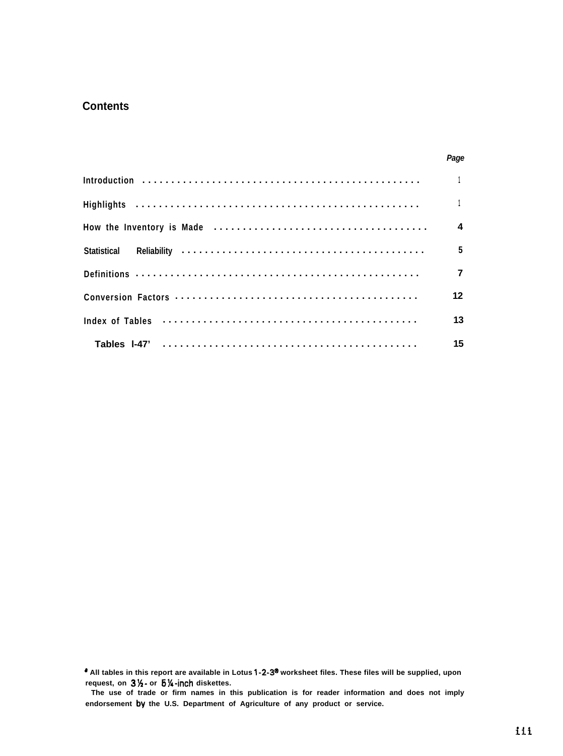## Contents

| | Page |
|---|---|
| Introduction | 1 |
| Highlights | 1 |
| How the Inventory is Made | 4 |
| Statistical Reliability | 5 |
| Definitions | 7 |
| Conversion Factors | 12 |
| Index of Tables | 13 |
| Tables I-47[a] | 15 |

[a] All tables in this report are available in Lotus 1-2-3® worksheet files. These files will be supplied, upon request, on 3½- or 5¼-inch diskettes.

The use of trade or firm names in this publication is for reader information and does not imply endorsement by the U.S. Department of Agriculture of any product or service.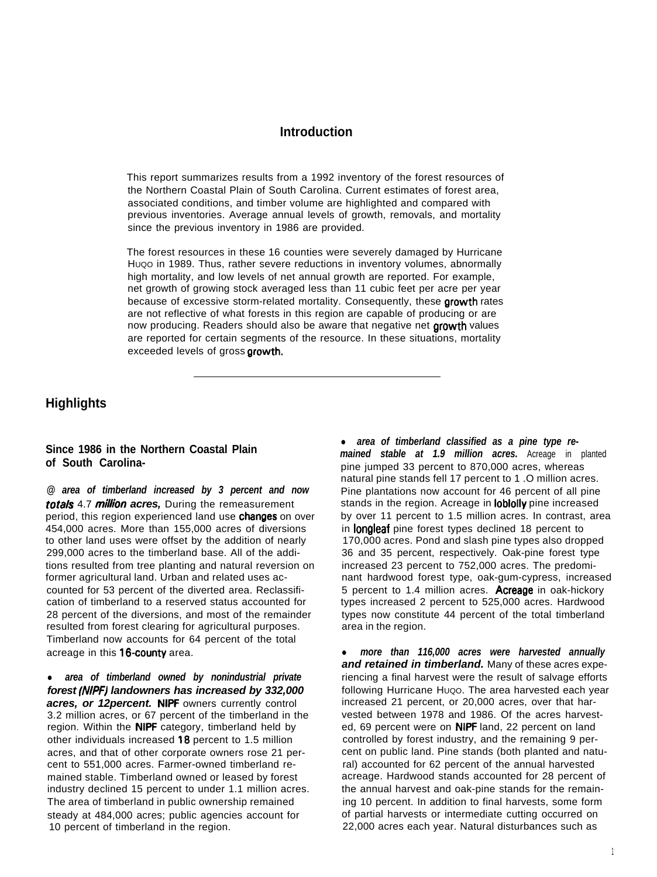## Introduction

This report summarizes results from a 1992 inventory of the forest resources of the Northern Coastal Plain of South Carolina. Current estimates of forest area, associated conditions, and timber volume are highlighted and compared with previous inventories. Average annual levels of growth, removals, and mortality since the previous inventory in 1986 are provided.

The forest resources in these 16 counties were severely damaged by Hurricane Hugo in 1989. Thus, rather severe reductions in inventory volumes, abnormally high mortality, and low levels of net annual growth are reported. For example, net growth of growing stock averaged less than 11 cubic feet per acre per year because of excessive storm-related mortality. Consequently, these growth rates are not reflective of what forests in this region are capable of producing or are now producing. Readers should also be aware that negative net growth values are reported for certain segments of the resource. In these situations, mortality exceeded levels of gross growth.

---

## Highlights

### Since 1986 in the Northern Coastal Plain of South Carolina-

- ***area of timberland increased by 3 percent and now totals** 4.7 **million acres,*** During the remeasurement period, this region experienced land use changes on over 454,000 acres. More than 155,000 acres of diversions to other land uses were offset by the addition of nearly 299,000 acres to the timberland base. All of the additions resulted from tree planting and natural reversion on former agricultural land. Urban and related uses accounted for 53 percent of the diverted area. Reclassification of timberland to a reserved status accounted for 28 percent of the diversions, and most of the remainder resulted from forest clearing for agricultural purposes. Timberland now accounts for 64 percent of the total acreage in this 16-county area.

- ***area of timberland owned by nonindustrial private forest (NIPF) landowners has increased by 332,000 acres, or 12percent.*** NIPF owners currently control 3.2 million acres, or 67 percent of the timberland in the region. Within the NIPF category, timberland held by other individuals increased 18 percent to 1.5 million acres, and that of other corporate owners rose 21 percent to 551,000 acres. Farmer-owned timberland remained stable. Timberland owned or leased by forest industry declined 15 percent to under 1.1 million acres. The area of timberland in public ownership remained steady at 484,000 acres; public agencies account for 10 percent of timberland in the region.

- ***area of timberland classified as a pine type remained stable at 1.9 million acres.*** Acreage in planted pine jumped 33 percent to 870,000 acres, whereas natural pine stands fell 17 percent to 1 .O million acres. Pine plantations now account for 46 percent of all pine stands in the region. Acreage in loblolly pine increased by over 11 percent to 1.5 million acres. In contrast, area in longleaf pine forest types declined 18 percent to 170,000 acres. Pond and slash pine types also dropped 36 and 35 percent, respectively. Oak-pine forest type increased 23 percent to 752,000 acres. The predominant hardwood forest type, oak-gum-cypress, increased 5 percent to 1.4 million acres. Acreage in oak-hickory types increased 2 percent to 525,000 acres. Hardwood types now constitute 44 percent of the total timberland area in the region.

- ***more than 116,000 acres were harvested annually and retained in timberland.*** Many of these acres experiencing a final harvest were the result of salvage efforts following Hurricane Hugo. The area harvested each year increased 21 percent, or 20,000 acres, over that harvested between 1978 and 1986. Of the acres harvested, 69 percent were on NIPF land, 22 percent on land controlled by forest industry, and the remaining 9 percent on public land. Pine stands (both planted and natural) accounted for 62 percent of the annual harvested acreage. Hardwood stands accounted for 28 percent of the annual harvest and oak-pine stands for the remaining 10 percent. In addition to final harvests, some form of partial harvests or intermediate cutting occurred on 22,000 acres each year. Natural disturbances such as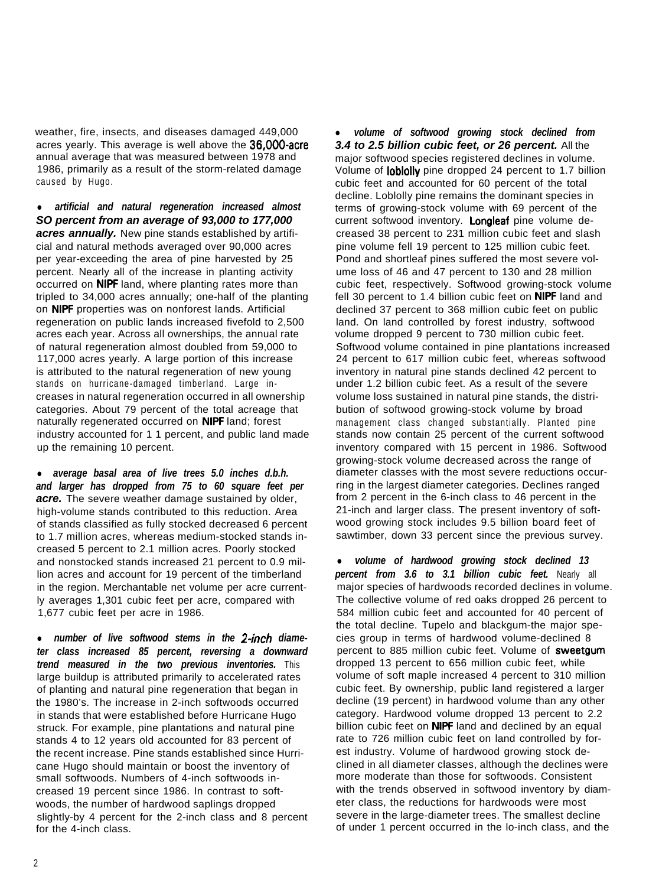weather, fire, insects, and diseases damaged 449,000 acres yearly. This average is well above the 36,000-acre annual average that was measured between 1978 and 1986, primarily as a result of the storm-related damage caused by Hugo.

- ***artificial and natural regeneration increased almost SO percent from an average of 93,000 to 177,000 acres annually.*** New pine stands established by artificial and natural methods averaged over 90,000 acres per year-exceeding the area of pine harvested by 25 percent. Nearly all of the increase in planting activity occurred on NIPF land, where planting rates more than tripled to 34,000 acres annually; one-half of the planting on NIPF properties was on nonforest lands. Artificial regeneration on public lands increased fivefold to 2,500 acres each year. Across all ownerships, the annual rate of natural regeneration almost doubled from 59,000 to 117,000 acres yearly. A large portion of this increase is attributed to the natural regeneration of new young stands on hurricane-damaged timberland. Large increases in natural regeneration occurred in all ownership categories. About 79 percent of the total acreage that naturally regenerated occurred on NIPF land; forest industry accounted for 1 1 percent, and public land made up the remaining 10 percent.

- ***average basal area of live trees 5.0 inches d.b.h. and larger has dropped from 75 to 60 square feet per acre.*** The severe weather damage sustained by older, high-volume stands contributed to this reduction. Area of stands classified as fully stocked decreased 6 percent to 1.7 million acres, whereas medium-stocked stands increased 5 percent to 2.1 million acres. Poorly stocked and nonstocked stands increased 21 percent to 0.9 million acres and account for 19 percent of the timberland in the region. Merchantable net volume per acre currently averages 1,301 cubic feet per acre, compared with 1,677 cubic feet per acre in 1986.

- ***number of live softwood stems in the 2-inch diameter class increased 85 percent, reversing a downward trend measured in the two previous inventories.*** This large buildup is attributed primarily to accelerated rates of planting and natural pine regeneration that began in the 1980's. The increase in 2-inch softwoods occurred in stands that were established before Hurricane Hugo struck. For example, pine plantations and natural pine stands 4 to 12 years old accounted for 83 percent of the recent increase. Pine stands established since Hurricane Hugo should maintain or boost the inventory of small softwoods. Numbers of 4-inch softwoods increased 19 percent since 1986. In contrast to softwoods, the number of hardwood saplings dropped slightly-by 4 percent for the 2-inch class and 8 percent for the 4-inch class.

- ***volume of softwood growing stock declined from 3.4 to 2.5 billion cubic feet, or 26 percent.*** All the major softwood species registered declines in volume. Volume of loblolly pine dropped 24 percent to 1.7 billion cubic feet and accounted for 60 percent of the total decline. Loblolly pine remains the dominant species in terms of growing-stock volume with 69 percent of the current softwood inventory. Longleaf pine volume decreased 38 percent to 231 million cubic feet and slash pine volume fell 19 percent to 125 million cubic feet. Pond and shortleaf pines suffered the most severe volume loss of 46 and 47 percent to 130 and 28 million cubic feet, respectively. Softwood growing-stock volume fell 30 percent to 1.4 billion cubic feet on NIPF land and declined 37 percent to 368 million cubic feet on public land. On land controlled by forest industry, softwood volume dropped 9 percent to 730 million cubic feet. Softwood volume contained in pine plantations increased 24 percent to 617 million cubic feet, whereas softwood inventory in natural pine stands declined 42 percent to under 1.2 billion cubic feet. As a result of the severe volume loss sustained in natural pine stands, the distribution of softwood growing-stock volume by broad management class changed substantially. Planted pine stands now contain 25 percent of the current softwood inventory compared with 15 percent in 1986. Softwood growing-stock volume decreased across the range of diameter classes with the most severe reductions occurring in the largest diameter categories. Declines ranged from 2 percent in the 6-inch class to 46 percent in the 21-inch and larger class. The present inventory of softwood growing stock includes 9.5 billion board feet of sawtimber, down 33 percent since the previous survey.

- ***volume of hardwood growing stock declined 13 percent from 3.6 to 3.1 billion cubic feet.*** Nearly all major species of hardwoods recorded declines in volume. The collective volume of red oaks dropped 26 percent to 584 million cubic feet and accounted for 40 percent of the total decline. Tupelo and blackgum-the major species group in terms of hardwood volume-declined 8 percent to 885 million cubic feet. Volume of sweetgum dropped 13 percent to 656 million cubic feet, while volume of soft maple increased 4 percent to 310 million cubic feet. By ownership, public land registered a larger decline (19 percent) in hardwood volume than any other category. Hardwood volume dropped 13 percent to 2.2 billion cubic feet on NIPF land and declined by an equal rate to 726 million cubic feet on land controlled by forest industry. Volume of hardwood growing stock declined in all diameter classes, although the declines were more moderate than those for softwoods. Consistent with the trends observed in softwood inventory by diameter class, the reductions for hardwoods were most severe in the large-diameter trees. The smallest decline of under 1 percent occurred in the lo-inch class, and the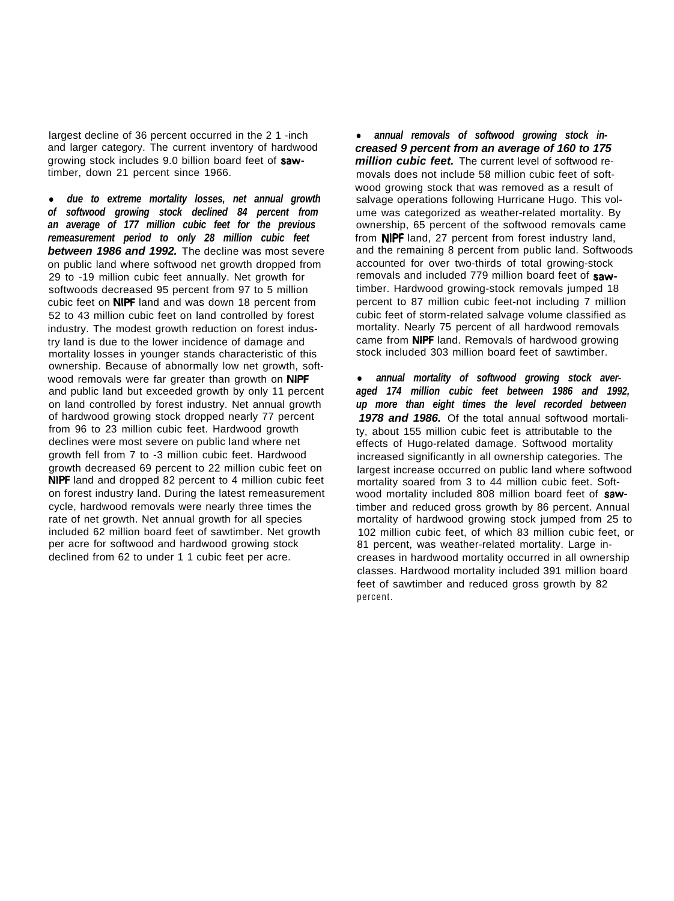largest decline of 36 percent occurred in the 21-inch and larger category. The current inventory of hardwood growing stock includes 9.0 billion board feet of sawtimber, down 21 percent since 1966.

- ***due to extreme mortality losses, net annual growth of softwood growing stock declined 84 percent from an average of 177 million cubic feet for the previous remeasurement period to only 28 million cubic feet between 1986 and 1992.*** The decline was most severe on public land where softwood net growth dropped from 29 to -19 million cubic feet annually. Net growth for softwoods decreased 95 percent from 97 to 5 million cubic feet on NIPF land and was down 18 percent from 52 to 43 million cubic feet on land controlled by forest industry. The modest growth reduction on forest industry land is due to the lower incidence of damage and mortality losses in younger stands characteristic of this ownership. Because of abnormally low net growth, softwood removals were far greater than growth on NIPF and public land but exceeded growth by only 11 percent on land controlled by forest industry. Net annual growth of hardwood growing stock dropped nearly 77 percent from 96 to 23 million cubic feet. Hardwood growth declines were most severe on public land where net growth fell from 7 to -3 million cubic feet. Hardwood growth decreased 69 percent to 22 million cubic feet on NIPF land and dropped 82 percent to 4 million cubic feet on forest industry land. During the latest remeasurement cycle, hardwood removals were nearly three times the rate of net growth. Net annual growth for all species included 62 million board feet of sawtimber. Net growth per acre for softwood and hardwood growing stock declined from 62 to under 11 cubic feet per acre.

- ***annual removals of softwood growing stock increased 9 percent from an average of 160 to 175 million cubic feet.*** The current level of softwood removals does not include 58 million cubic feet of softwood growing stock that was removed as a result of salvage operations following Hurricane Hugo. This volume was categorized as weather-related mortality. By ownership, 65 percent of the softwood removals came from NIPF land, 27 percent from forest industry land, and the remaining 8 percent from public land. Softwoods accounted for over two-thirds of total growing-stock removals and included 779 million board feet of sawtimber. Hardwood growing-stock removals jumped 18 percent to 87 million cubic feet-not including 7 million cubic feet of storm-related salvage volume classified as mortality. Nearly 75 percent of all hardwood removals came from NIPF land. Removals of hardwood growing stock included 303 million board feet of sawtimber.

- ***annual mortality of softwood growing stock averaged 174 million cubic feet between 1986 and 1992, up more than eight times the level recorded between 1978 and 1986.*** Of the total annual softwood mortality, about 155 million cubic feet is attributable to the effects of Hugo-related damage. Softwood mortality increased significantly in all ownership categories. The largest increase occurred on public land where softwood mortality soared from 3 to 44 million cubic feet. Softwood mortality included 808 million board feet of sawtimber and reduced gross growth by 86 percent. Annual mortality of hardwood growing stock jumped from 25 to 102 million cubic feet, of which 83 million cubic feet, or 81 percent, was weather-related mortality. Large increases in hardwood mortality occurred in all ownership classes. Hardwood mortality included 391 million board feet of sawtimber and reduced gross growth by 82 percent.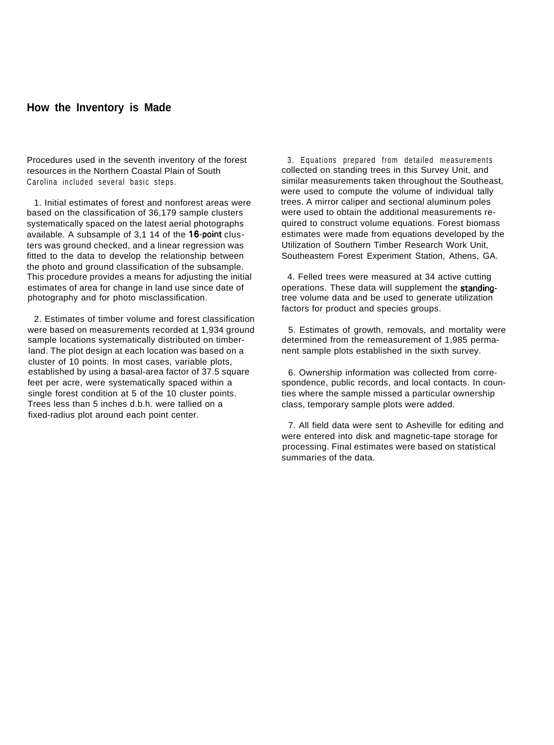## How the Inventory is Made

Procedures used in the seventh inventory of the forest resources in the Northern Coastal Plain of South Carolina included several basic steps.

1. Initial estimates of forest and nonforest areas were based on the classification of 36,179 sample clusters systematically spaced on the latest aerial photographs available. A subsample of 3,1 14 of the 16-point clusters was ground checked, and a linear regression was fitted to the data to develop the relationship between the photo and ground classification of the subsample. This procedure provides a means for adjusting the initial estimates of area for change in land use since date of photography and for photo misclassification.

2. Estimates of timber volume and forest classification were based on measurements recorded at 1,934 ground sample locations systematically distributed on timberland. The plot design at each location was based on a cluster of 10 points. In most cases, variable plots, established by using a basal-area factor of 37.5 square feet per acre, were systematically spaced within a single forest condition at 5 of the 10 cluster points. Trees less than 5 inches d.b.h. were tallied on a fixed-radius plot around each point center.

3. Equations prepared from detailed measurements collected on standing trees in this Survey Unit, and similar measurements taken throughout the Southeast, were used to compute the volume of individual tally trees. A mirror caliper and sectional aluminum poles were used to obtain the additional measurements required to construct volume equations. Forest biomass estimates were made from equations developed by the Utilization of Southern Timber Research Work Unit, Southeastern Forest Experiment Station, Athens, GA.

4. Felled trees were measured at 34 active cutting operations. These data will supplement the standing-tree volume data and be used to generate utilization factors for product and species groups.

5. Estimates of growth, removals, and mortality were determined from the remeasurement of 1,985 permanent sample plots established in the sixth survey.

6. Ownership information was collected from correspondence, public records, and local contacts. In counties where the sample missed a particular ownership class, temporary sample plots were added.

7. All field data were sent to Asheville for editing and were entered into disk and magnetic-tape storage for processing. Final estimates were based on statistical summaries of the data.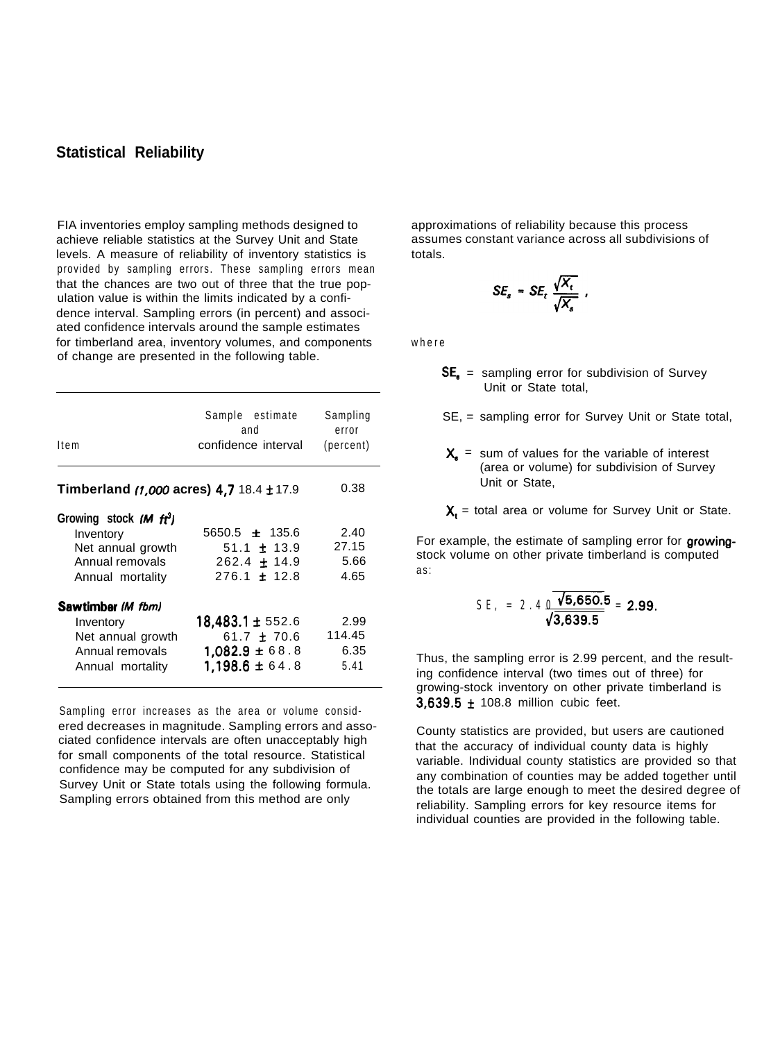## Statistical Reliability

FIA inventories employ sampling methods designed to achieve reliable statistics at the Survey Unit and State levels. A measure of reliability of inventory statistics is provided by sampling errors. These sampling errors mean that the chances are two out of three that the true population value is within the limits indicated by a confidence interval. Sampling errors (in percent) and associated confidence intervals around the sample estimates for timberland area, inventory volumes, and components of change are presented in the following table.

| Item | Sample estimate and confidence interval | Sampling error (percent) |
|---|---|---|
| **Timberland** *(1,000 acres)* | 4,718.4 ± 17.9 | 0.38 |
| **Growing stock** *(M ft³)* | | |
| Inventory | 5650.5 ± 135.6 | 2.40 |
| Net annual growth | 51.1 ± 13.9 | 27.15 |
| Annual removals | 262.4 ± 14.9 | 5.66 |
| Annual mortality | 276.1 ± 12.8 | 4.65 |
| **Sawtimber** *(M fbm)* | | |
| Inventory | 18,483.1 ± 552.6 | 2.99 |
| Net annual growth | 61.7 ± 70.6 | 114.45 |
| Annual removals | 1,082.9 ± 68.8 | 6.35 |
| Annual mortality | 1,198.6 ± 64.8 | 5.41 |

Sampling error increases as the area or volume considered decreases in magnitude. Sampling errors and associated confidence intervals are often unacceptably high for small components of the total resource. Statistical confidence may be computed for any subdivision of Survey Unit or State totals using the following formula. Sampling errors obtained from this method are only approximations of reliability because this process assumes constant variance across all subdivisions of totals.

$$SE_s = SE_t \frac{\sqrt{X_t}}{\sqrt{X_s}} ,$$

where

$SE_s$ = sampling error for subdivision of Survey Unit or State total,

$SE_t$ = sampling error for Survey Unit or State total,

$X_s$ = sum of values for the variable of interest (area or volume) for subdivision of Survey Unit or State,

$X_t$ = total area or volume for Survey Unit or State.

For example, the estimate of sampling error for growing-stock volume on other private timberland is computed as:

$$SE_s = 2.40 \frac{\sqrt{5,650.5}}{\sqrt{3,639.5}} = 2.99.$$

Thus, the sampling error is 2.99 percent, and the resulting confidence interval (two times out of three) for growing-stock inventory on other private timberland is 3,639.5 ± 108.8 million cubic feet.

County statistics are provided, but users are cautioned that the accuracy of individual county data is highly variable. Individual county statistics are provided so that any combination of counties may be added together until the totals are large enough to meet the desired degree of reliability. Sampling errors for key resource items for individual counties are provided in the following table.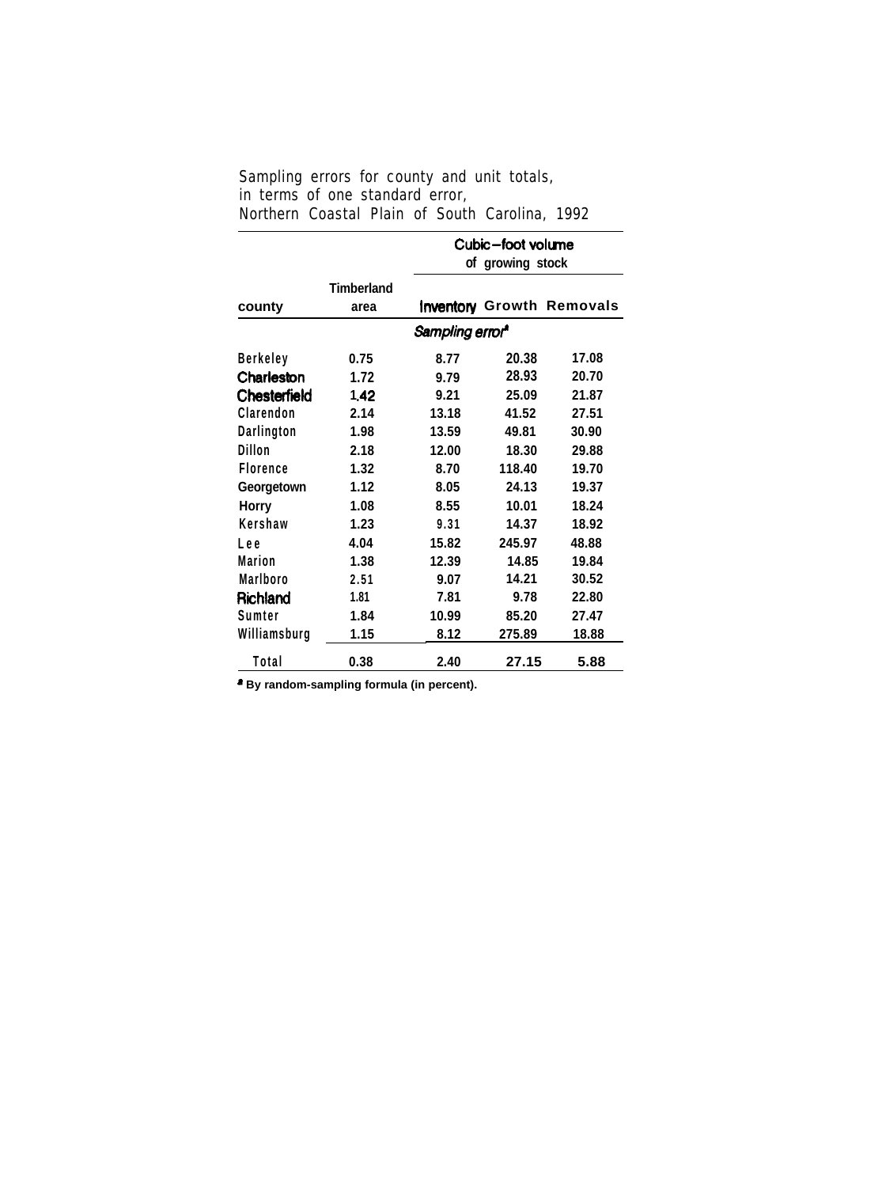Sampling errors for county and unit totals, in terms of one standard error, Northern Coastal Plain of South Carolina, 1992

| county | Timberland area | Cubic-foot volume of growing stock | | |
|---|---|---|---|---|
| | | Inventory | Growth | Removals |
| | Sampling error[a] | | | |
| Berkeley | 0.75 | 8.77 | 20.38 | 17.08 |
| Charleston | 1.72 | 9.79 | 28.93 | 20.70 |
| Chesterfield | 1.42 | 9.21 | 25.09 | 21.87 |
| Clarendon | 2.14 | 13.18 | 41.52 | 27.51 |
| Darlington | 1.98 | 13.59 | 49.81 | 30.90 |
| Dillon | 2.18 | 12.00 | 18.30 | 29.88 |
| Florence | 1.32 | 8.70 | 118.40 | 19.70 |
| Georgetown | 1.12 | 8.05 | 24.13 | 19.37 |
| Horry | 1.08 | 8.55 | 10.01 | 18.24 |
| Kershaw | 1.23 | 9.31 | 14.37 | 18.92 |
| Lee | 4.04 | 15.82 | 245.97 | 48.88 |
| Marion | 1.38 | 12.39 | 14.85 | 19.84 |
| Marlboro | 2.51 | 9.07 | 14.21 | 30.52 |
| Richland | 1.81 | 7.81 | 9.78 | 22.80 |
| Sumter | 1.84 | 10.99 | 85.20 | 27.47 |
| Williamsburg | 1.15 | 8.12 | 275.89 | 18.88 |
| Total | 0.38 | 2.40 | 27.15 | 5.88 |

[a] By random-sampling formula (in percent).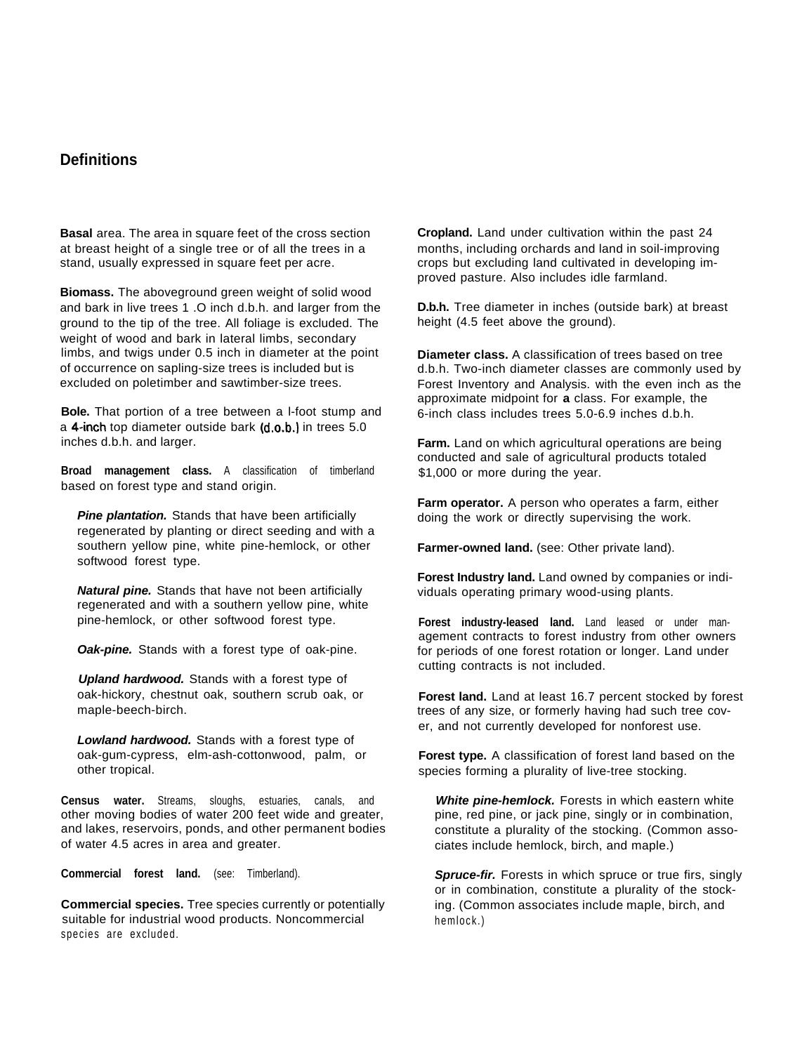## Definitions

**Basal** area. The area in square feet of the cross section at breast height of a single tree or of all the trees in a stand, usually expressed in square feet per acre.

**Biomass.** The aboveground green weight of solid wood and bark in live trees 1 .O inch d.b.h. and larger from the ground to the tip of the tree. All foliage is excluded. The weight of wood and bark in lateral limbs, secondary limbs, and twigs under 0.5 inch in diameter at the point of occurrence on sapling-size trees is included but is excluded on poletimber and sawtimber-size trees.

**Bole.** That portion of a tree between a l-foot stump and a 4-inch top diameter outside bark (d.o.b.) in trees 5.0 inches d.b.h. and larger.

**Broad management class.** A classification of timberland based on forest type and stand origin.

> ***Pine plantation.*** Stands that have been artificially regenerated by planting or direct seeding and with a southern yellow pine, white pine-hemlock, or other softwood forest type.
>
> ***Natural pine.*** Stands that have not been artificially regenerated and with a southern yellow pine, white pine-hemlock, or other softwood forest type.
>
> ***Oak-pine.*** Stands with a forest type of oak-pine.
>
> ***Upland hardwood.*** Stands with a forest type of oak-hickory, chestnut oak, southern scrub oak, or maple-beech-birch.
>
> ***Lowland hardwood.*** Stands with a forest type of oak-gum-cypress, elm-ash-cottonwood, palm, or other tropical.

**Census water.** Streams, sloughs, estuaries, canals, and other moving bodies of water 200 feet wide and greater, and lakes, reservoirs, ponds, and other permanent bodies of water 4.5 acres in area and greater.

**Commercial forest land.** (see: Timberland).

**Commercial species.** Tree species currently or potentially suitable for industrial wood products. Noncommercial species are excluded.

**Cropland.** Land under cultivation within the past 24 months, including orchards and land in soil-improving crops but excluding land cultivated in developing improved pasture. Also includes idle farmland.

**D.b.h.** Tree diameter in inches (outside bark) at breast height (4.5 feet above the ground).

**Diameter class.** A classification of trees based on tree d.b.h. Two-inch diameter classes are commonly used by Forest Inventory and Analysis. with the even inch as the approximate midpoint for **a** class. For example, the 6-inch class includes trees 5.0-6.9 inches d.b.h.

**Farm.** Land on which agricultural operations are being conducted and sale of agricultural products totaled $1,000 or more during the year.

**Farm operator.** A person who operates a farm, either doing the work or directly supervising the work.

**Farmer-owned land.** (see: Other private land).

**Forest Industry land.** Land owned by companies or individuals operating primary wood-using plants.

**Forest industry-leased land.** Land leased or under management contracts to forest industry from other owners for periods of one forest rotation or longer. Land under cutting contracts is not included.

**Forest land.** Land at least 16.7 percent stocked by forest trees of any size, or formerly having had such tree cover, and not currently developed for nonforest use.

**Forest type.** A classification of forest land based on the species forming a plurality of live-tree stocking.

> ***White pine-hemlock.*** Forests in which eastern white pine, red pine, or jack pine, singly or in combination, constitute a plurality of the stocking. (Common associates include hemlock, birch, and maple.)
>
> ***Spruce-fir.*** Forests in which spruce or true firs, singly or in combination, constitute a plurality of the stocking. (Common associates include maple, birch, and hemlock.)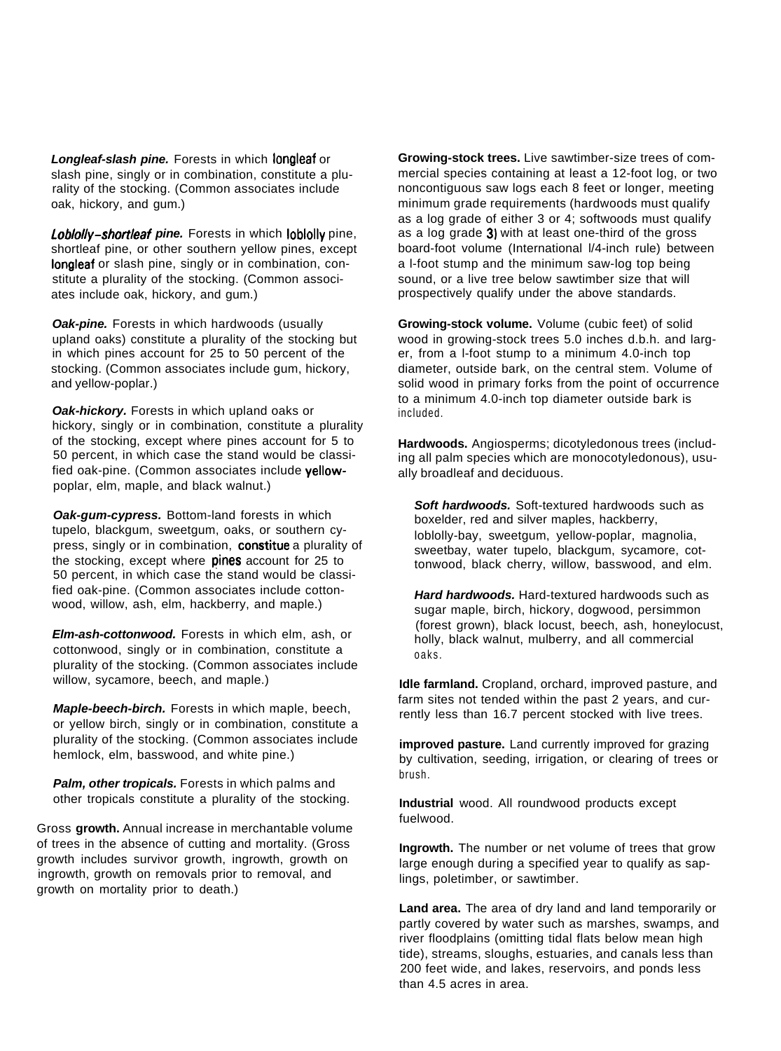*Longleaf-slash pine.* Forests in which longleaf or slash pine, singly or in combination, constitute a plurality of the stocking. (Common associates include oak, hickory, and gum.)

*Loblolly–shortleaf pine.* Forests in which loblolly pine, shortleaf pine, or other southern yellow pines, except longleaf or slash pine, singly or in combination, constitute a plurality of the stocking. (Common associates include oak, hickory, and gum.)

*Oak-pine.* Forests in which hardwoods (usually upland oaks) constitute a plurality of the stocking but in which pines account for 25 to 50 percent of the stocking. (Common associates include gum, hickory, and yellow-poplar.)

*Oak-hickory.* Forests in which upland oaks or hickory, singly or in combination, constitute a plurality of the stocking, except where pines account for 5 to 50 percent, in which case the stand would be classified oak-pine. (Common associates include yellow-poplar, elm, maple, and black walnut.)

*Oak-gum-cypress.* Bottom-land forests in which tupelo, blackgum, sweetgum, oaks, or southern cypress, singly or in combination, constitue a plurality of the stocking, except where pines account for 25 to 50 percent, in which case the stand would be classified oak-pine. (Common associates include cottonwood, willow, ash, elm, hackberry, and maple.)

*Elm-ash-cottonwood.* Forests in which elm, ash, or cottonwood, singly or in combination, constitute a plurality of the stocking. (Common associates include willow, sycamore, beech, and maple.)

*Maple-beech-birch.* Forests in which maple, beech, or yellow birch, singly or in combination, constitute a plurality of the stocking. (Common associates include hemlock, elm, basswood, and white pine.)

*Palm, other tropicals.* Forests in which palms and other tropicals constitute a plurality of the stocking.

Gross **growth.** Annual increase in merchantable volume of trees in the absence of cutting and mortality. (Gross growth includes survivor growth, ingrowth, growth on ingrowth, growth on removals prior to removal, and growth on mortality prior to death.)

**Growing-stock trees.** Live sawtimber-size trees of commercial species containing at least a 12-foot log, or two noncontiguous saw logs each 8 feet or longer, meeting minimum grade requirements (hardwoods must qualify as a log grade of either 3 or 4; softwoods must qualify as a log grade 3) with at least one-third of the gross board-foot volume (International l/4-inch rule) between a l-foot stump and the minimum saw-log top being sound, or a live tree below sawtimber size that will prospectively qualify under the above standards.

**Growing-stock volume.** Volume (cubic feet) of solid wood in growing-stock trees 5.0 inches d.b.h. and larger, from a l-foot stump to a minimum 4.0-inch top diameter, outside bark, on the central stem. Volume of solid wood in primary forks from the point of occurrence to a minimum 4.0-inch top diameter outside bark is included.

**Hardwoods.** Angiosperms; dicotyledonous trees (including all palm species which are monocotyledonous), usually broadleaf and deciduous.

*Soft hardwoods.* Soft-textured hardwoods such as boxelder, red and silver maples, hackberry, loblolly-bay, sweetgum, yellow-poplar, magnolia, sweetbay, water tupelo, blackgum, sycamore, cottonwood, black cherry, willow, basswood, and elm.

*Hard hardwoods.* Hard-textured hardwoods such as sugar maple, birch, hickory, dogwood, persimmon (forest grown), black locust, beech, ash, honeylocust, holly, black walnut, mulberry, and all commercial oaks.

**Idle farmland.** Cropland, orchard, improved pasture, and farm sites not tended within the past 2 years, and currently less than 16.7 percent stocked with live trees.

**improved pasture.** Land currently improved for grazing by cultivation, seeding, irrigation, or clearing of trees or brush.

**Industrial** wood. All roundwood products except fuelwood.

**Ingrowth.** The number or net volume of trees that grow large enough during a specified year to qualify as saplings, poletimber, or sawtimber.

**Land area.** The area of dry land and land temporarily or partly covered by water such as marshes, swamps, and river floodplains (omitting tidal flats below mean high tide), streams, sloughs, estuaries, and canals less than 200 feet wide, and lakes, reservoirs, and ponds less than 4.5 acres in area.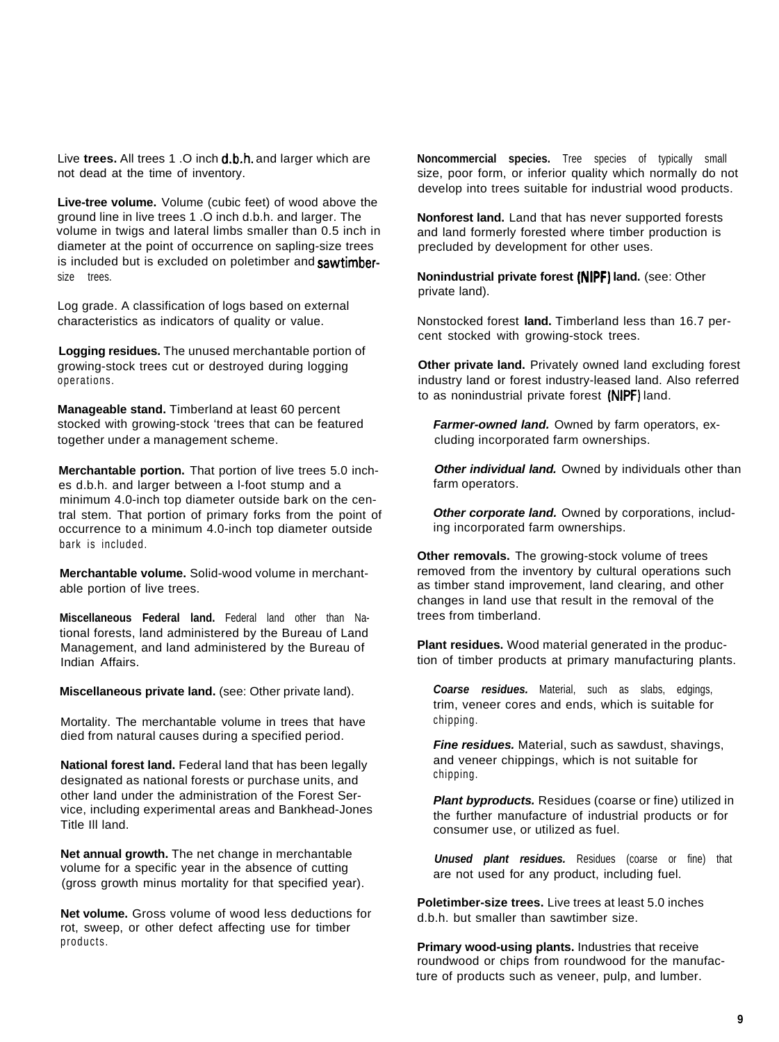**Live trees.** All trees 1.0 inch d.b.h. and larger which are not dead at the time of inventory.

**Live-tree volume.** Volume (cubic feet) of wood above the ground line in live trees 1.0 inch d.b.h. and larger. The volume in twigs and lateral limbs smaller than 0.5 inch in diameter at the point of occurrence on sapling-size trees is included but is excluded on poletimber and sawtimber-size trees.

Log grade. A classification of logs based on external characteristics as indicators of quality or value.

**Logging residues.** The unused merchantable portion of growing-stock trees cut or destroyed during logging operations.

**Manageable stand.** Timberland at least 60 percent stocked with growing-stock 'trees that can be featured together under a management scheme.

**Merchantable portion.** That portion of live trees 5.0 inches d.b.h. and larger between a l-foot stump and a minimum 4.0-inch top diameter outside bark on the central stem. That portion of primary forks from the point of occurrence to a minimum 4.0-inch top diameter outside bark is included.

**Merchantable volume.** Solid-wood volume in merchantable portion of live trees.

**Miscellaneous Federal land.** Federal land other than National forests, land administered by the Bureau of Land Management, and land administered by the Bureau of Indian Affairs.

**Miscellaneous private land.** (see: Other private land).

Mortality. The merchantable volume in trees that have died from natural causes during a specified period.

**National forest land.** Federal land that has been legally designated as national forests or purchase units, and other land under the administration of the Forest Service, including experimental areas and Bankhead-Jones Title III land.

**Net annual growth.** The net change in merchantable volume for a specific year in the absence of cutting (gross growth minus mortality for that specified year).

**Net volume.** Gross volume of wood less deductions for rot, sweep, or other defect affecting use for timber products.

**Noncommercial species.** Tree species of typically small size, poor form, or inferior quality which normally do not develop into trees suitable for industrial wood products.

**Nonforest land.** Land that has never supported forests and land formerly forested where timber production is precluded by development for other uses.

**Nonindustrial private forest (NIPF) land.** (see: Other private land).

Nonstocked forest **land.** Timberland less than 16.7 percent stocked with growing-stock trees.

**Other private land.** Privately owned land excluding forest industry land or forest industry-leased land. Also referred to as nonindustrial private forest (NIPF) land.

*Farmer-owned land.* Owned by farm operators, excluding incorporated farm ownerships.

*Other individual land.* Owned by individuals other than farm operators.

*Other corporate land.* Owned by corporations, including incorporated farm ownerships.

**Other removals.** The growing-stock volume of trees removed from the inventory by cultural operations such as timber stand improvement, land clearing, and other changes in land use that result in the removal of the trees from timberland.

**Plant residues.** Wood material generated in the production of timber products at primary manufacturing plants.

*Coarse residues.* Material, such as slabs, edgings, trim, veneer cores and ends, which is suitable for chipping.

*Fine residues.* Material, such as sawdust, shavings, and veneer chippings, which is not suitable for chipping.

*Plant byproducts.* Residues (coarse or fine) utilized in the further manufacture of industrial products or for consumer use, or utilized as fuel.

*Unused plant residues.* Residues (coarse or fine) that are not used for any product, including fuel.

**Poletimber-size trees.** Live trees at least 5.0 inches d.b.h. but smaller than sawtimber size.

**Primary wood-using plants.** Industries that receive roundwood or chips from roundwood for the manufacture of products such as veneer, pulp, and lumber.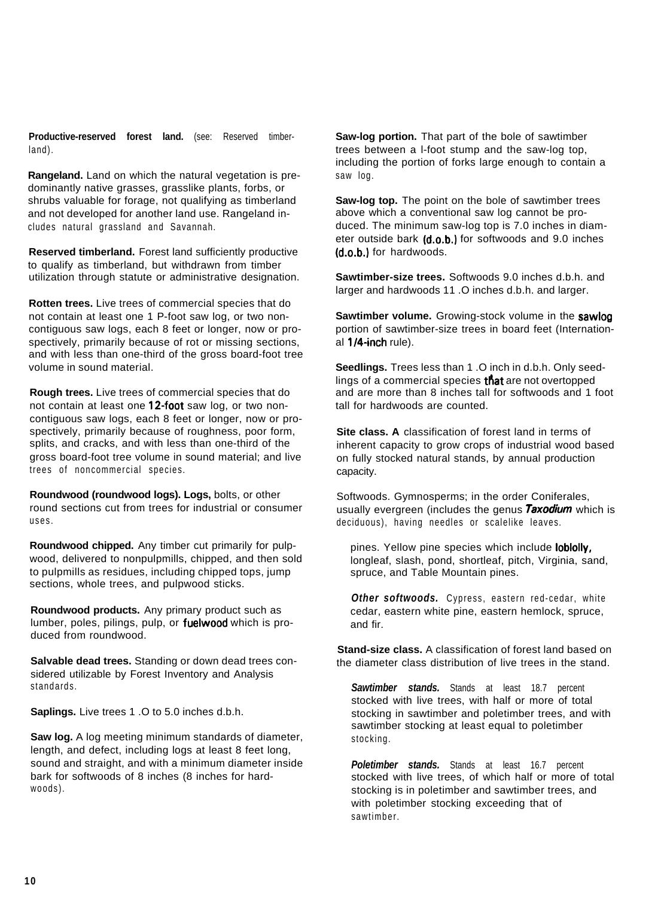**Productive-reserved forest land.** (see: Reserved timberland).

**Rangeland.** Land on which the natural vegetation is predominantly native grasses, grasslike plants, forbs, or shrubs valuable for forage, not qualifying as timberland and not developed for another land use. Rangeland includes natural grassland and Savannah.

**Reserved timberland.** Forest land sufficiently productive to qualify as timberland, but withdrawn from timber utilization through statute or administrative designation.

**Rotten trees.** Live trees of commercial species that do not contain at least one 1 P-foot saw log, or two noncontiguous saw logs, each 8 feet or longer, now or prospectively, primarily because of rot or missing sections, and with less than one-third of the gross board-foot tree volume in sound material.

**Rough trees.** Live trees of commercial species that do not contain at least one 12-foot saw log, or two noncontiguous saw logs, each 8 feet or longer, now or prospectively, primarily because of roughness, poor form, splits, and cracks, and with less than one-third of the gross board-foot tree volume in sound material; and live trees of noncommercial species.

**Roundwood (roundwood logs). Logs,** bolts, or other round sections cut from trees for industrial or consumer uses.

**Roundwood chipped.** Any timber cut primarily for pulpwood, delivered to nonpulpmills, chipped, and then sold to pulpmills as residues, including chipped tops, jump sections, whole trees, and pulpwood sticks.

**Roundwood products.** Any primary product such as lumber, poles, pilings, pulp, or fuelwood which is produced from roundwood.

**Salvable dead trees.** Standing or down dead trees considered utilizable by Forest Inventory and Analysis standards.

**Saplings.** Live trees 1 .O to 5.0 inches d.b.h.

**Saw log.** A log meeting minimum standards of diameter, length, and defect, including logs at least 8 feet long, sound and straight, and with a minimum diameter inside bark for softwoods of 8 inches (8 inches for hardwoods).

**Saw-log portion.** That part of the bole of sawtimber trees between a l-foot stump and the saw-log top, including the portion of forks large enough to contain a saw log.

**Saw-log top.** The point on the bole of sawtimber trees above which a conventional saw log cannot be produced. The minimum saw-log top is 7.0 inches in diameter outside bark (d.o.b.) for softwoods and 9.0 inches (d.o.b.) for hardwoods.

**Sawtimber-size trees.** Softwoods 9.0 inches d.b.h. and larger and hardwoods 11 .O inches d.b.h. and larger.

**Sawtimber volume.** Growing-stock volume in the sawlog portion of sawtimber-size trees in board feet (International 1/4-inch rule).

**Seedlings.** Trees less than 1 .O inch in d.b.h. Only seedlings of a commercial species that are not overtopped and are more than 8 inches tall for softwoods and 1 foot tall for hardwoods are counted.

**Site class. A** classification of forest land in terms of inherent capacity to grow crops of industrial wood based on fully stocked natural stands, by annual production capacity.

Softwoods. Gymnosperms; in the order Coniferales, usually evergreen (includes the genus *Taxodium* which is deciduous), having needles or scalelike leaves.

pines. Yellow pine species which include loblolly, longleaf, slash, pond, shortleaf, pitch, Virginia, sand, spruce, and Table Mountain pines.

***Other softwoods.*** Cypress, eastern red-cedar, white cedar, eastern white pine, eastern hemlock, spruce, and fir.

**Stand-size class.** A classification of forest land based on the diameter class distribution of live trees in the stand.

***Sawtimber stands.*** Stands at least 18.7 percent stocked with live trees, with half or more of total stocking in sawtimber and poletimber trees, and with sawtimber stocking at least equal to poletimber stocking.

***Poletimber stands.*** Stands at least 16.7 percent stocked with live trees, of which half or more of total stocking is in poletimber and sawtimber trees, and with poletimber stocking exceeding that of sawtimber.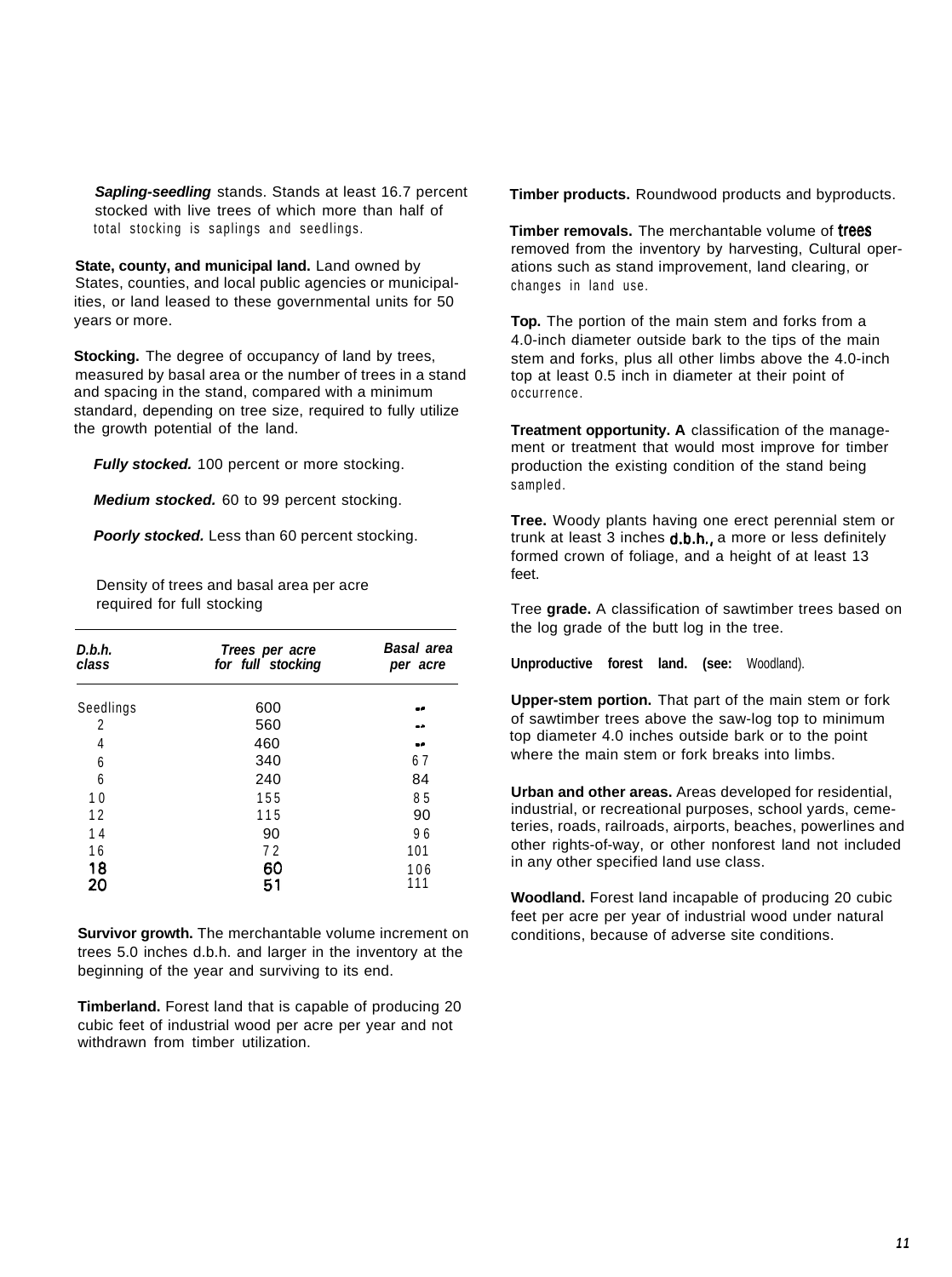*Sapling-seedling* stands. Stands at least 16.7 percent stocked with live trees of which more than half of total stocking is saplings and seedlings.

**State, county, and municipal land.** Land owned by States, counties, and local public agencies or municipalities, or land leased to these governmental units for 50 years or more.

**Stocking.** The degree of occupancy of land by trees, measured by basal area or the number of trees in a stand and spacing in the stand, compared with a minimum standard, depending on tree size, required to fully utilize the growth potential of the land.

*Fully stocked.* 100 percent or more stocking.

*Medium stocked.* 60 to 99 percent stocking.

*Poorly stocked.* Less than 60 percent stocking.

Density of trees and basal area per acre required for full stocking

| *D.b.h. class* | *Trees per acre for full stocking* | *Basal area per acre* |
|---|---|---|
| Seedlings | 600 | -- |
| 2 | 560 | -- |
| 4 | 460 | -- |
| 6 | 340 | 67 |
| 6 | 240 | 84 |
| 10 | 155 | 85 |
| 12 | 115 | 90 |
| 14 | 90 | 96 |
| 16 | 72 | 101 |
| 18 | 60 | 106 |
| 20 | 51 | 111 |

**Survivor growth.** The merchantable volume increment on trees 5.0 inches d.b.h. and larger in the inventory at the beginning of the year and surviving to its end.

**Timberland.** Forest land that is capable of producing 20 cubic feet of industrial wood per acre per year and not withdrawn from timber utilization.

**Timber products.** Roundwood products and byproducts.

**Timber removals.** The merchantable volume of trees removed from the inventory by harvesting, Cultural operations such as stand improvement, land clearing, or changes in land use.

**Top.** The portion of the main stem and forks from a 4.0-inch diameter outside bark to the tips of the main stem and forks, plus all other limbs above the 4.0-inch top at least 0.5 inch in diameter at their point of occurrence.

**Treatment opportunity. A** classification of the management or treatment that would most improve for timber production the existing condition of the stand being sampled.

**Tree.** Woody plants having one erect perennial stem or trunk at least 3 inches d.b.h., a more or less definitely formed crown of foliage, and a height of at least 13 feet.

Tree **grade.** A classification of sawtimber trees based on the log grade of the butt log in the tree.

**Unproductive forest land. (see:** Woodland).

**Upper-stem portion.** That part of the main stem or fork of sawtimber trees above the saw-log top to minimum top diameter 4.0 inches outside bark or to the point where the main stem or fork breaks into limbs.

**Urban and other areas.** Areas developed for residential, industrial, or recreational purposes, school yards, cemeteries, roads, railroads, airports, beaches, powerlines and other rights-of-way, or other nonforest land not included in any other specified land use class.

**Woodland.** Forest land incapable of producing 20 cubic feet per acre per year of industrial wood under natural conditions, because of adverse site conditions.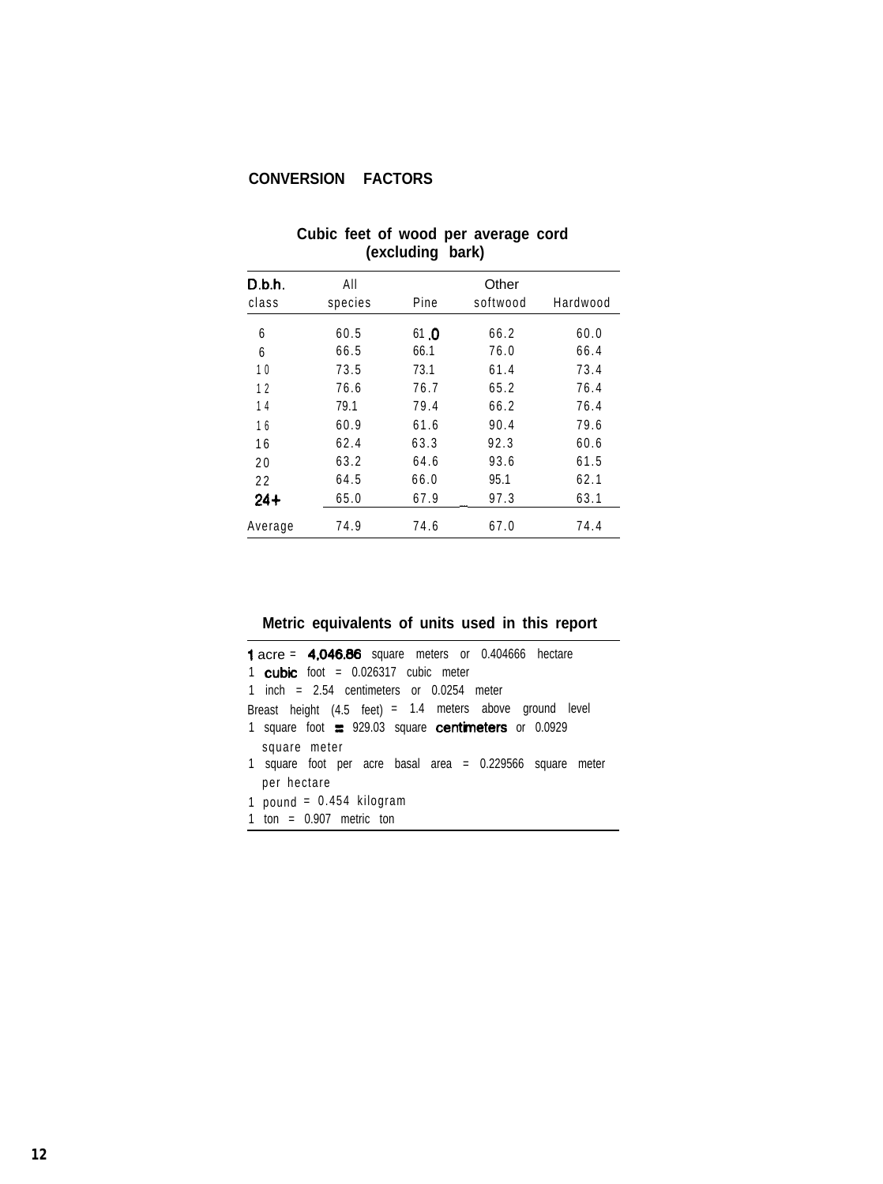## CONVERSION FACTORS

**Cubic feet of wood per average cord (excluding bark)**

| D.b.h. class | All species | Pine | Other softwood | Hardwood |
|---|---|---|---|---|
| 6 | 60.5 | 61.0 | 66.2 | 60.0 |
| 6 | 66.5 | 66.1 | 76.0 | 66.4 |
| 10 | 73.5 | 73.1 | 61.4 | 73.4 |
| 12 | 76.6 | 76.7 | 65.2 | 76.4 |
| 14 | 79.1 | 79.4 | 66.2 | 76.4 |
| 16 | 60.9 | 61.6 | 90.4 | 79.6 |
| 16 | 62.4 | 63.3 | 92.3 | 60.6 |
| 20 | 63.2 | 64.6 | 93.6 | 61.5 |
| 22 | 64.5 | 66.0 | 95.1 | 62.1 |
| 24+ | 65.0 | 67.9 | 97.3 | 63.1 |
| Average | 74.9 | 74.6 | 67.0 | 74.4 |

**Metric equivalents of units used in this report**

1 acre = 4,046.86 square meters or 0.404666 hectare
1 cubic foot = 0.026317 cubic meter
1 inch = 2.54 centimeters or 0.0254 meter
Breast height (4.5 feet) = 1.4 meters above ground level
1 square foot = 929.03 square centimeters or 0.0929 square meter
1 square foot per acre basal area = 0.229566 square meter per hectare
1 pound = 0.454 kilogram
1 ton = 0.907 metric ton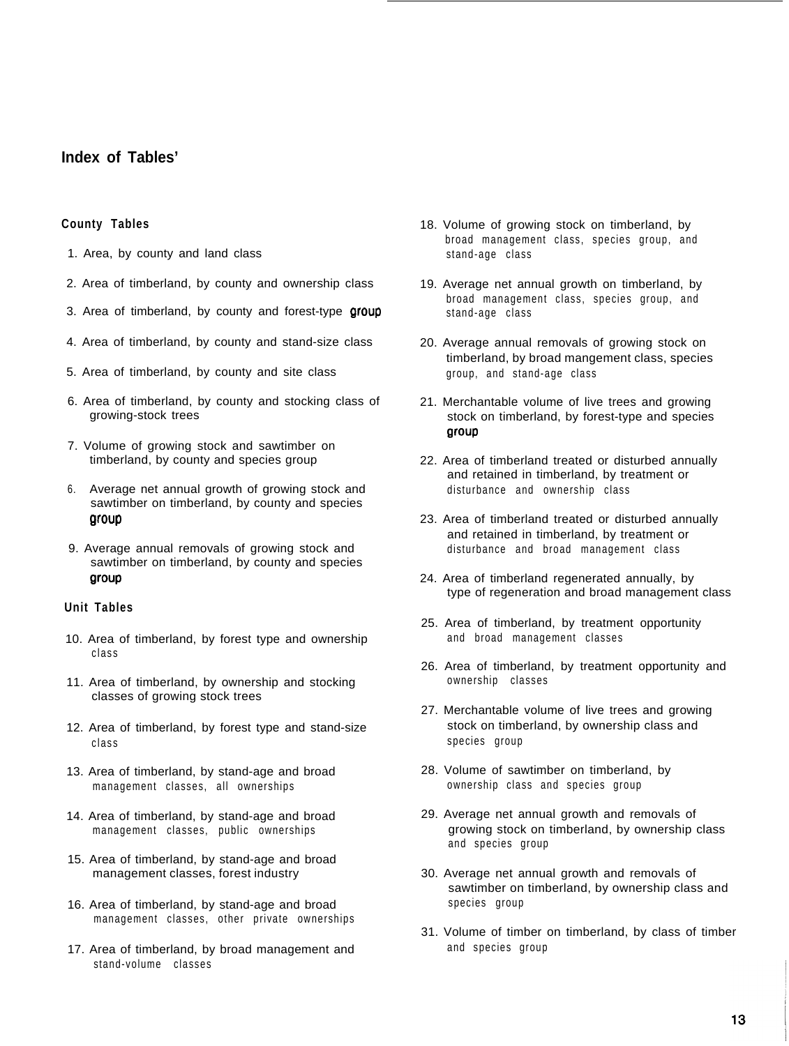## Index of Tables'

### County Tables

1. Area, by county and land class
2. Area of timberland, by county and ownership class
3. Area of timberland, by county and forest-type group
4. Area of timberland, by county and stand-size class
5. Area of timberland, by county and site class
6. Area of timberland, by county and stocking class of growing-stock trees
7. Volume of growing stock and sawtimber on timberland, by county and species group
6. Average net annual growth of growing stock and sawtimber on timberland, by county and species group
9. Average annual removals of growing stock and sawtimber on timberland, by county and species group

### Unit Tables

10. Area of timberland, by forest type and ownership class
11. Area of timberland, by ownership and stocking classes of growing stock trees
12. Area of timberland, by forest type and stand-size class
13. Area of timberland, by stand-age and broad management classes, all ownerships
14. Area of timberland, by stand-age and broad management classes, public ownerships
15. Area of timberland, by stand-age and broad management classes, forest industry
16. Area of timberland, by stand-age and broad management classes, other private ownerships
17. Area of timberland, by broad management and stand-volume classes
18. Volume of growing stock on timberland, by broad management class, species group, and stand-age class
19. Average net annual growth on timberland, by broad management class, species group, and stand-age class
20. Average annual removals of growing stock on timberland, by broad mangement class, species group, and stand-age class
21. Merchantable volume of live trees and growing stock on timberland, by forest-type and species group
22. Area of timberland treated or disturbed annually and retained in timberland, by treatment or disturbance and ownership class
23. Area of timberland treated or disturbed annually and retained in timberland, by treatment or disturbance and broad management class
24. Area of timberland regenerated annually, by type of regeneration and broad management class
25. Area of timberland, by treatment opportunity and broad management classes
26. Area of timberland, by treatment opportunity and ownership classes
27. Merchantable volume of live trees and growing stock on timberland, by ownership class and species group
28. Volume of sawtimber on timberland, by ownership class and species group
29. Average net annual growth and removals of growing stock on timberland, by ownership class and species group
30. Average net annual growth and removals of sawtimber on timberland, by ownership class and species group
31. Volume of timber on timberland, by class of timber and species group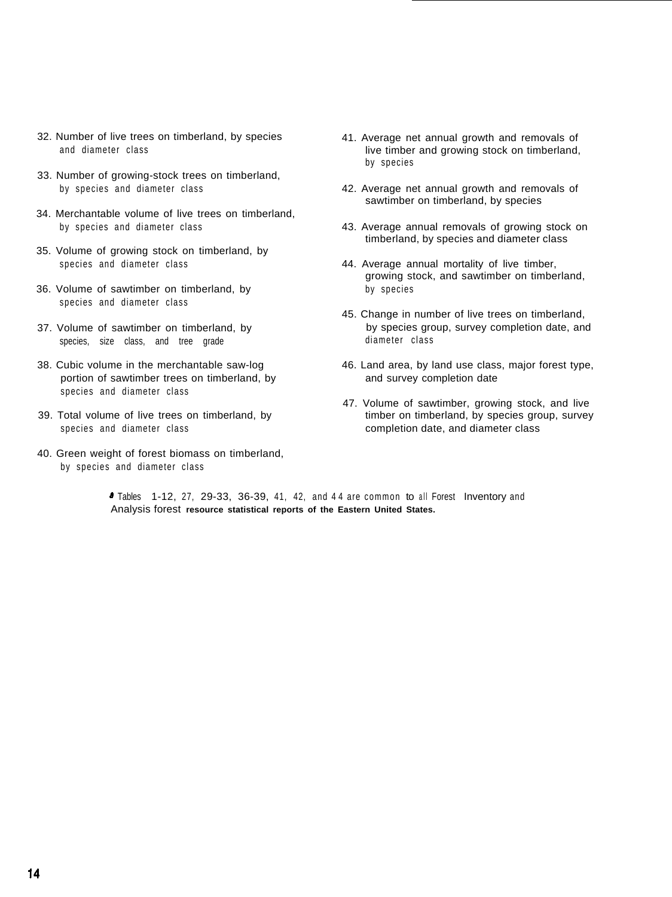32. Number of live trees on timberland, by species and diameter class

33. Number of growing-stock trees on timberland, by species and diameter class

34. Merchantable volume of live trees on timberland, by species and diameter class

35. Volume of growing stock on timberland, by species and diameter class

36. Volume of sawtimber on timberland, by species and diameter class

37. Volume of sawtimber on timberland, by species, size class, and tree grade

38. Cubic volume in the merchantable saw-log portion of sawtimber trees on timberland, by species and diameter class

39. Total volume of live trees on timberland, by species and diameter class

40. Green weight of forest biomass on timberland, by species and diameter class

41. Average net annual growth and removals of live timber and growing stock on timberland, by species

42. Average net annual growth and removals of sawtimber on timberland, by species

43. Average annual removals of growing stock on timberland, by species and diameter class

44. Average annual mortality of live timber, growing stock, and sawtimber on timberland, by species

45. Change in number of live trees on timberland, by species group, survey completion date, and diameter class

46. Land area, by land use class, major forest type, and survey completion date

47. Volume of sawtimber, growing stock, and live timber on timberland, by species group, survey completion date, and diameter class

[a] Tables 1-12, 27, 29-33, 36-39, 41, 42, and 44 are common to all Forest Inventory and Analysis forest resource statistical reports of the Eastern United States.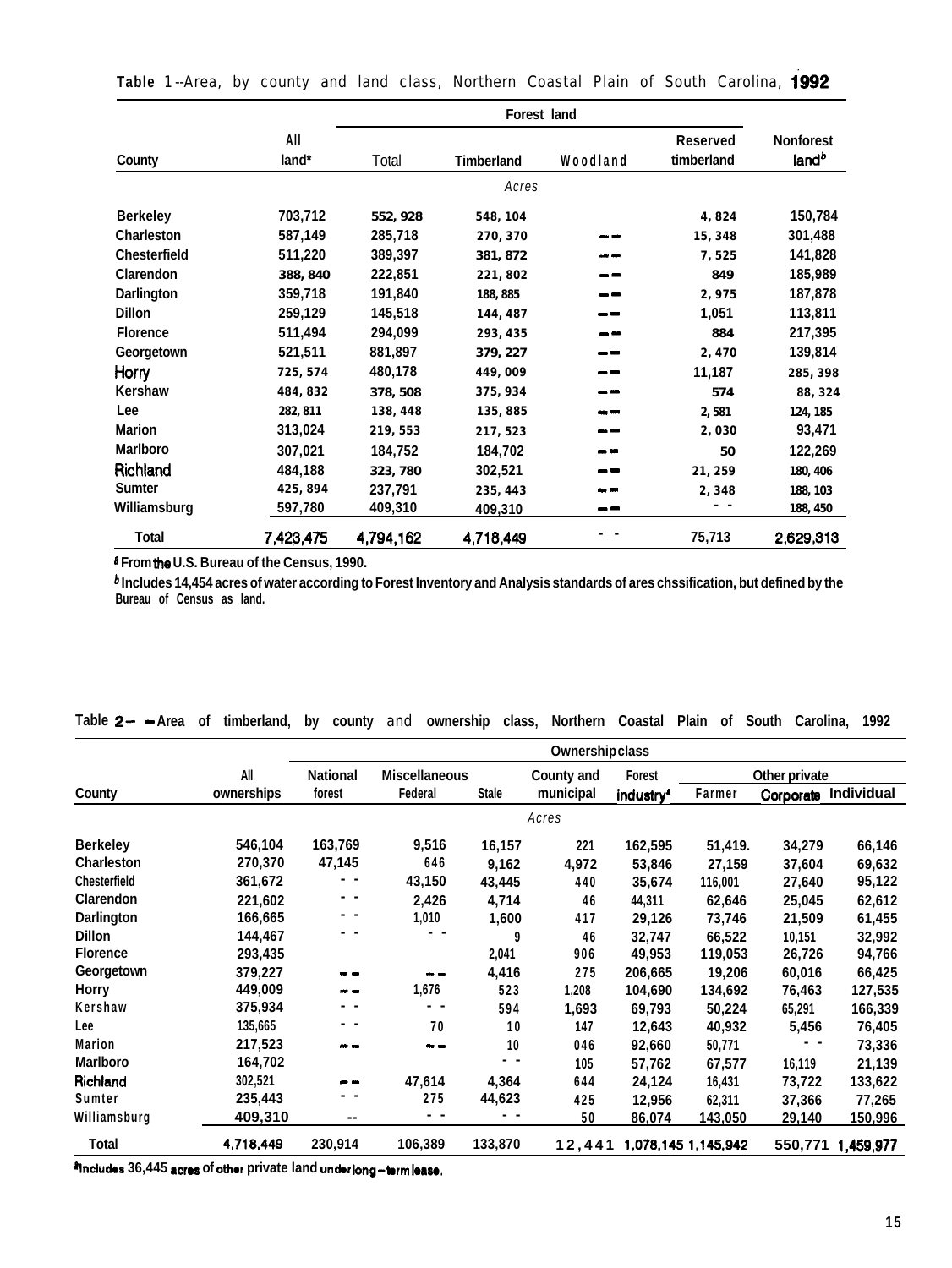Table 1--Area, by county and land class, Northern Coastal Plain of South Carolina, 1992

| County | All land[a] | Forest land | | | | Nonforest land[b] |
|---|---|---|---|---|---|---|
| | | Total | Timberland | Woodland | Reserved timberland | |
| | | | Acres | | | |
| Berkeley | 703,712 | 552, 928 | 548, 104 | | 4, 824 | 150,784 |
| Charleston | 587,149 | 285,718 | 270, 370 | -- | 15, 348 | 301,488 |
| Chesterfield | 511,220 | 389,397 | 381, 872 | -- | 7, 525 | 141,828 |
| Clarendon | 388, 840 | 222,851 | 221, 802 | -- | 849 | 185,989 |
| Darlington | 359,718 | 191,840 | 188, 885 | -- | 2, 975 | 187,878 |
| Dillon | 259,129 | 145,518 | 144, 487 | -- | 1,051 | 113,811 |
| Florence | 511,494 | 294,099 | 293, 435 | -- | 884 | 217,395 |
| Georgetown | 521,511 | 881,897 | 379, 227 | -- | 2, 470 | 139,814 |
| Horry | 725, 574 | 480,178 | 449, 009 | -- | 11,187 | 285, 398 |
| Kershaw | 484, 832 | 378, 508 | 375, 934 | -- | 574 | 88, 324 |
| Lee | 282, 811 | 138, 448 | 135, 885 | -- | 2, 581 | 124, 185 |
| Marion | 313,024 | 219, 553 | 217, 523 | -- | 2, 030 | 93,471 |
| Marlboro | 307,021 | 184,752 | 184,702 | -- | 50 | 122,269 |
| Richland | 484,188 | 323, 780 | 302,521 | -- | 21, 259 | 180, 406 |
| Sumter | 425, 894 | 237,791 | 235, 443 | -- | 2, 348 | 188, 103 |
| Williamsburg | 597,780 | 409,310 | 409,310 | -- | - - | 188, 450 |
| Total | 7,423,475 | 4,794,162 | 4,718,449 | - - | 75,713 | 2,629,313 |

[a] From the U.S. Bureau of the Census, 1990.

[b] Includes 14,454 acres of water according to Forest Inventory and Analysis standards of ares chssification, but defined by the Bureau of Census as land.

Table 2-- Area of timberland, by county and ownership class, Northern Coastal Plain of South Carolina, 1992

| County | All ownerships | Ownership class | | | | | | | |
|---|---|---|---|---|---|---|---|---|---|
| | | National forest | Miscellaneous Federal | State | County and municipal | Forest industry[a] | Other private | | |
| | | | | | | | Farmer | Corporate | Individual |
| | | | | | Acres | | | | |
| Berkeley | 546,104 | 163,769 | 9,516 | 16,157 | 221 | 162,595 | 51,419. | 34,279 | 66,146 |
| Charleston | 270,370 | 47,145 | 646 | 9,162 | 4,972 | 53,846 | 27,159 | 37,604 | 69,632 |
| Chesterfield | 361,672 | - - | 43,150 | 43,445 | 440 | 35,674 | 116,001 | 27,640 | 95,122 |
| Clarendon | 221,602 | - - | 2,426 | 4,714 | 46 | 44,311 | 62,646 | 25,045 | 62,612 |
| Darlington | 166,665 | - - | 1,010 | 1,600 | 417 | 29,126 | 73,746 | 21,509 | 61,455 |
| Dillon | 144,467 | - - | - - | 9 | 46 | 32,747 | 66,522 | 10,151 | 32,992 |
| Florence | 293,435 | | | 2,041 | 906 | 49,953 | 119,053 | 26,726 | 94,766 |
| Georgetown | 379,227 | -- | -- | 4,416 | 275 | 206,665 | 19,206 | 60,016 | 66,425 |
| Horry | 449,009 | -- | 1,676 | 523 | 1,208 | 104,690 | 134,692 | 76,463 | 127,535 |
| Kershaw | 375,934 | - - | - - | 594 | 1,693 | 69,793 | 50,224 | 65,291 | 166,339 |
| Lee | 135,665 | - - | 70 | 10 | 147 | 12,643 | 40,932 | 5,456 | 76,405 |
| Marion | 217,523 | -- | -- | 10 | 046 | 92,660 | 50,771 | - - | 73,336 |
| Marlboro | 164,702 | | | - - | 105 | 57,762 | 67,577 | 16,119 | 21,139 |
| Richland | 302,521 | -- | 47,614 | 4,364 | 644 | 24,124 | 16,431 | 73,722 | 133,622 |
| Sumter | 235,443 | - - | 275 | 44,623 | 425 | 12,956 | 62,311 | 37,366 | 77,265 |
| Williamsburg | 409,310 | -- | - - | - - | 50 | 86,074 | 143,050 | 29,140 | 150,996 |
| Total | 4,718,449 | 230,914 | 106,389 | 133,870 | 12,441 | 1,078,145 | 1,145,942 | 550,771 | 1,459,977 |

[a] Includes 36,445 acres of other private land under long-term lease.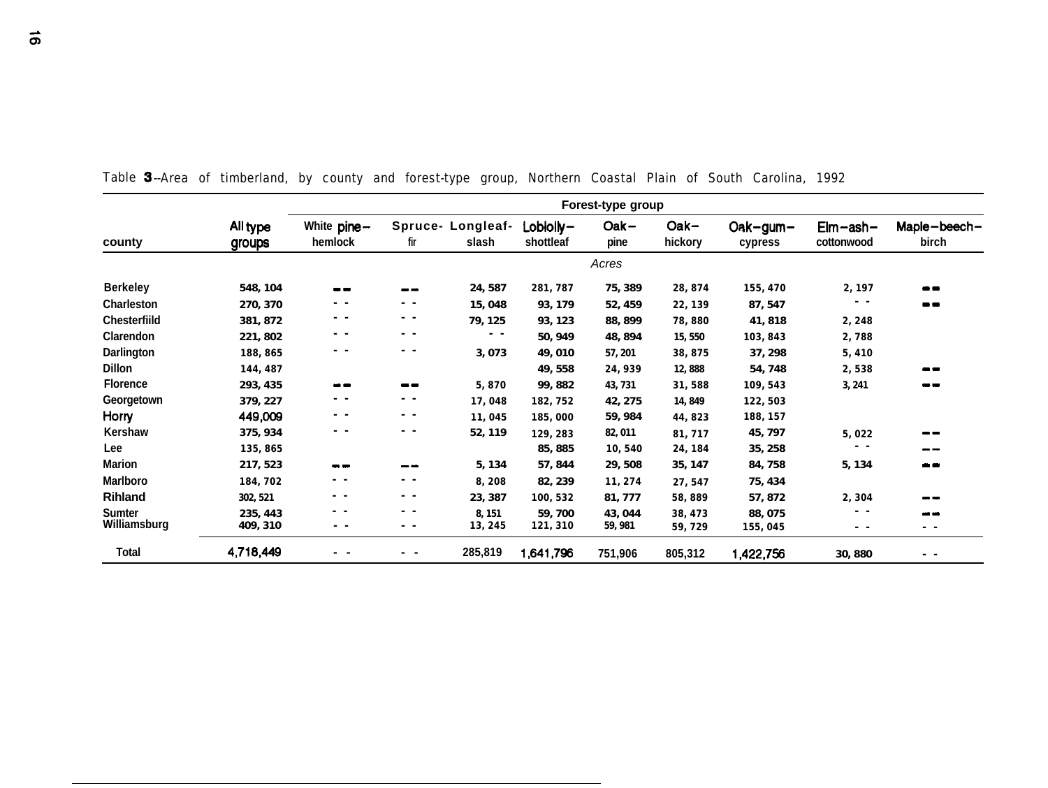Table 3--Area of timberland, by county and forest-type group, Northern Coastal Plain of South Carolina, 1992

| county | All type groups | Forest-type group | | | | | | | | |
|---|---|---|---|---|---|---|---|---|---|---|
| | | White pine-hemlock | Spruce-fir | Longleaf-slash | Loblolly-shottleaf | Oak-pine | Oak-hickory | Oak-gum-cypress | Elm-ash-cottonwood | Maple-beech-birch |
| | *Acres* | | | | | | | | | |
| Berkeley | 548,104 | -- | -- | 24,587 | 281,787 | 75,389 | 28,874 | 155,470 | 2,197 | -- |
| Charleston | 270,370 | -- | -- | 15,048 | 93,179 | 52,459 | 22,139 | 87,547 | -- | -- |
| Chesterfiild | 381,872 | -- | -- | 79,125 | 93,123 | 88,899 | 78,880 | 41,818 | 2,248 | |
| Clarendon | 221,802 | -- | -- | -- | 50,949 | 48,894 | 15,550 | 103,843 | 2,788 | |
| Darlington | 188,865 | -- | -- | 3,073 | 49,010 | 57,201 | 38,875 | 37,298 | 5,410 | |
| Dillon | 144,487 | | | | 49,558 | 24,939 | 12,888 | 54,748 | 2,538 | -- |
| Florence | 293,435 | -- | -- | 5,870 | 99,882 | 43,731 | 31,588 | 109,543 | 3,241 | -- |
| Georgetown | 379,227 | -- | -- | 17,048 | 182,752 | 42,275 | 14,849 | 122,503 | | |
| Horry | 449,009 | -- | -- | 11,045 | 185,000 | 59,984 | 44,823 | 188,157 | | |
| Kershaw | 375,934 | -- | -- | 52,119 | 129,283 | 82,011 | 81,717 | 45,797 | 5,022 | -- |
| Lee | 135,865 | | | | 85,885 | 10,540 | 24,184 | 35,258 | -- | -- |
| Marion | 217,523 | -- | -- | 5,134 | 57,844 | 29,508 | 35,147 | 84,758 | 5,134 | -- |
| Marlboro | 184,702 | -- | -- | 8,208 | 82,239 | 11,274 | 27,547 | 75,434 | | |
| Rihland | 302,521 | -- | -- | 23,387 | 100,532 | 81,777 | 58,889 | 57,872 | 2,304 | -- |
| Sumter | 235,443 | -- | -- | 8,151 | 59,700 | 43,044 | 38,473 | 88,075 | -- | -- |
| Williamsburg | 409,310 | -- | -- | 13,245 | 121,310 | 59,981 | 59,729 | 155,045 | -- | -- |
| Total | 4,718,449 | -- | -- | 285,819 | 1,641,796 | 751,906 | 805,312 | 1,422,756 | 30,880 | -- |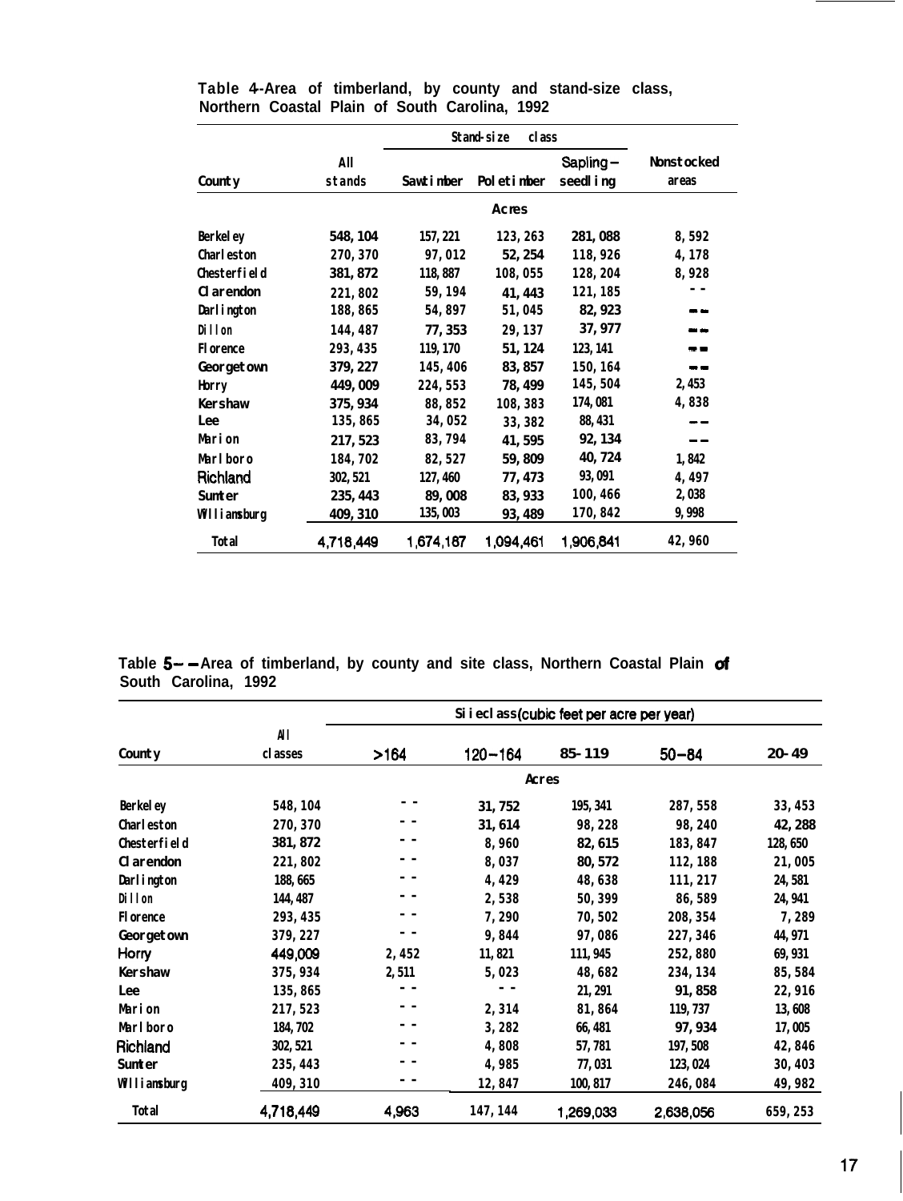Table 4-Area of timberland, by county and stand-size class, Northern Coastal Plain of South Carolina, 1992

| County | All stands | Stand-size class | | | Nonstocked areas |
|---|---|---|---|---|---|
| | | Sawtimber | Poletimber | Sapling-seedling | |
| | Acres | | | | |
| Berkeley | 548,104 | 157,221 | 123,263 | 281,088 | 8,592 |
| Charleston | 270,370 | 97,012 | 52,254 | 118,926 | 4,178 |
| Chesterfield | 381,872 | 118,887 | 108,055 | 128,204 | 8,928 |
| Clarendon | 221,802 | 59,194 | 41,443 | 121,185 | -- |
| Darlington | 188,865 | 54,897 | 51,045 | 82,923 | -- |
| Dillon | 144,487 | 77,353 | 29,137 | 37,977 | -- |
| Florence | 293,435 | 119,170 | 51,124 | 123,141 | -- |
| Georgetown | 379,227 | 145,406 | 83,857 | 150,164 | -- |
| Horry | 449,009 | 224,553 | 78,499 | 145,504 | 2,453 |
| Kershaw | 375,934 | 88,852 | 108,383 | 174,081 | 4,838 |
| Lee | 135,865 | 34,052 | 33,382 | 88,431 | -- |
| Marion | 217,523 | 83,794 | 41,595 | 92,134 | -- |
| Marlboro | 184,702 | 82,527 | 59,809 | 40,724 | 1,842 |
| Richland | 302,521 | 127,460 | 77,473 | 93,091 | 4,497 |
| Sumter | 235,443 | 89,008 | 83,933 | 100,466 | 2,038 |
| Williamsburg | 409,310 | 135,003 | 93,489 | 170,842 | 9,998 |
| Total | 4,718,449 | 1,674,187 | 1,094,461 | 1,906,841 | 42,960 |

Table 5--Area of timberland, by county and site class, Northern Coastal Plain of South Carolina, 1992

| County | All classes | Site class (cubic feet per acre per year) | | | | |
|---|---|---|---|---|---|---|
| | | >164 | 120-164 | 85-119 | 50-84 | 20-49 |
| | Acres | | | | | |
| Berkeley | 548,104 | -- | 31,752 | 195,341 | 287,558 | 33,453 |
| Charleston | 270,370 | -- | 31,614 | 98,228 | 98,240 | 42,288 |
| Chesterfield | 381,872 | -- | 8,960 | 82,615 | 183,847 | 128,650 |
| Clarendon | 221,802 | -- | 8,037 | 80,572 | 112,188 | 21,005 |
| Darlington | 188,665 | -- | 4,429 | 48,638 | 111,217 | 24,581 |
| Dillon | 144,487 | -- | 2,538 | 50,399 | 86,589 | 24,941 |
| Florence | 293,435 | -- | 7,290 | 70,502 | 208,354 | 7,289 |
| Georgetown | 379,227 | -- | 9,844 | 97,086 | 227,346 | 44,971 |
| Horry | 449,009 | 2,452 | 11,821 | 111,945 | 252,880 | 69,931 |
| Kershaw | 375,934 | 2,511 | 5,023 | 48,682 | 234,134 | 85,584 |
| Lee | 135,865 | -- | -- | 21,291 | 91,858 | 22,916 |
| Marion | 217,523 | -- | 2,314 | 81,864 | 119,737 | 13,608 |
| Marlboro | 184,702 | -- | 3,282 | 66,481 | 97,934 | 17,005 |
| Richland | 302,521 | -- | 4,808 | 57,781 | 197,508 | 42,846 |
| Sumter | 235,443 | -- | 4,985 | 77,031 | 123,024 | 30,403 |
| Williamsburg | 409,310 | -- | 12,847 | 100,817 | 246,084 | 49,982 |
| Total | 4,718,449 | 4,963 | 147,144 | 1,269,033 | 2,638,056 | 659,253 |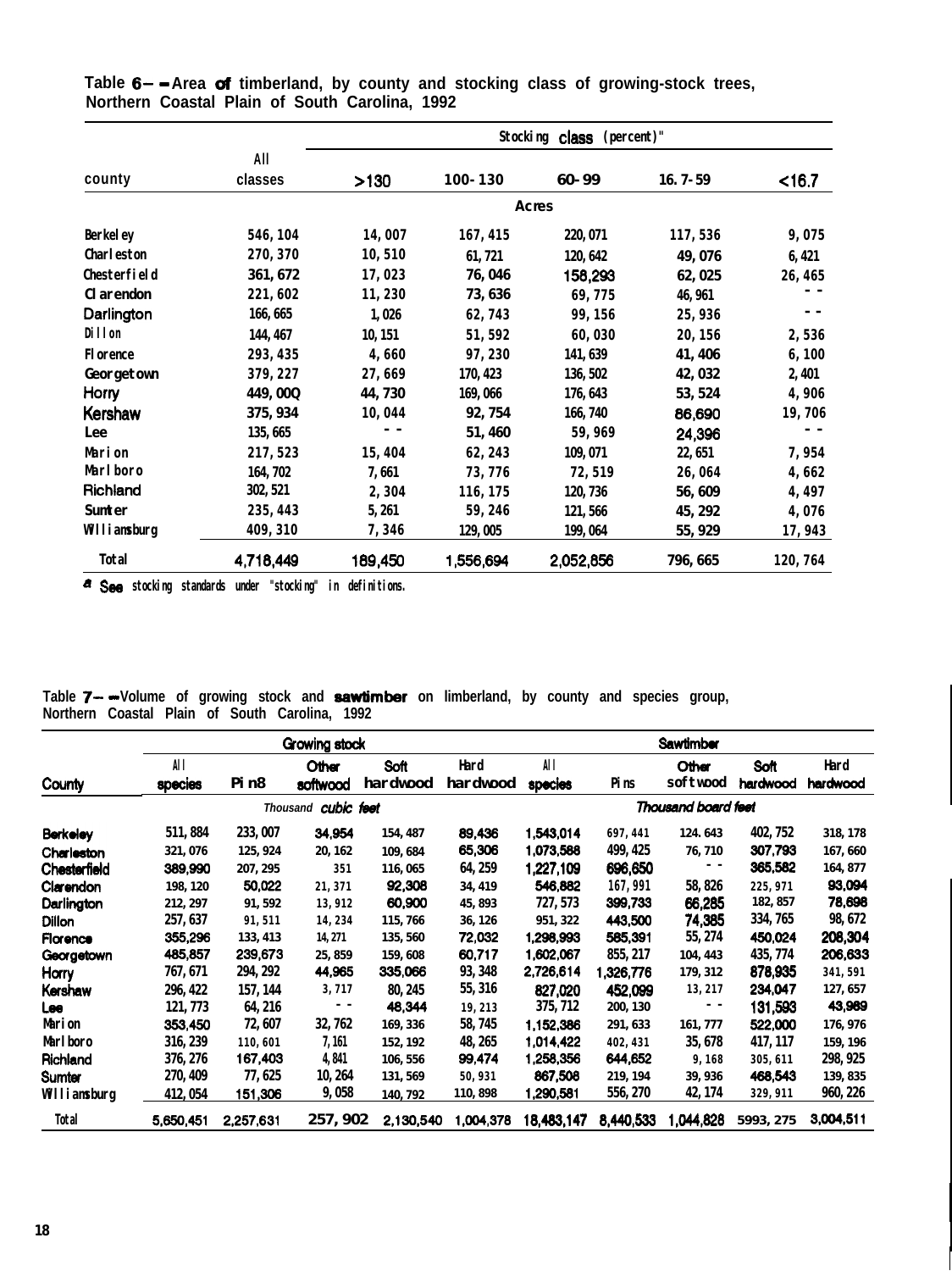Table 6— Area of timberland, by county and stocking class of growing-stock trees, Northern Coastal Plain of South Carolina, 1992

| County | All classes | Stocking class (percent)[a] | | | | |
|---|---|---|---|---|---|---|
| | | >130 | 100-130 | 60-99 | 16.7-59 | <16.7 |
| | Acres | | | | | |
| Berkeley | 546,104 | 14,007 | 167,415 | 220,071 | 117,536 | 9,075 |
| Charleston | 270,370 | 10,510 | 61,721 | 120,642 | 49,076 | 6,421 |
| Chesterfield | 361,672 | 17,023 | 76,046 | 158,293 | 62,025 | 26,465 |
| Clarendon | 221,602 | 11,230 | 73,636 | 69,775 | 46,961 | -- |
| Darlington | 166,665 | 1,026 | 62,743 | 99,156 | 25,936 | -- |
| Dillon | 144,467 | 10,151 | 51,592 | 60,030 | 20,156 | 2,536 |
| Florence | 293,435 | 4,660 | 97,230 | 141,639 | 41,406 | 6,100 |
| Georgetown | 379,227 | 27,669 | 170,423 | 136,502 | 42,032 | 2,401 |
| Horry | 449,000 | 44,730 | 169,066 | 176,643 | 53,524 | 4,906 |
| Kershaw | 375,934 | 10,044 | 92,754 | 166,740 | 86,690 | 19,706 |
| Lee | 135,665 | -- | 51,460 | 59,969 | 24,396 | -- |
| Marion | 217,523 | 15,404 | 62,243 | 109,071 | 22,651 | 7,954 |
| Marlboro | 164,702 | 7,661 | 73,776 | 72,519 | 26,064 | 4,662 |
| Richland | 302,521 | 2,304 | 116,175 | 120,736 | 56,609 | 4,497 |
| Sumter | 235,443 | 5,261 | 59,246 | 121,566 | 45,292 | 4,076 |
| Williamsburg | 409,310 | 7,346 | 129,005 | 199,064 | 55,929 | 17,943 |
| Total | 4,718,449 | 189,450 | 1,556,694 | 2,052,856 | 796,665 | 120,764 |

[a] See stocking standards under "stocking" in definitions.

Table 7— Volume of growing stock and sawtimber on timberland, by county and species group, Northern Coastal Plain of South Carolina, 1992

| County | Growing stock | | | | | Sawtimber | | | | |
|---|---|---|---|---|---|---|---|---|---|---|
| | All species | Pine | Other softwood | Soft hardwood | Hard hardwood | All species | Pine | Other softwood | Soft hardwood | Hard hardwood |
| | Thousand cubic feet | | | | | Thousand board feet | | | | |
| Berkeley | 511,884 | 233,007 | 34,954 | 154,487 | 89,436 | 1,543,014 | 697,441 | 124,643 | 402,752 | 318,178 |
| Charleston | 321,076 | 125,924 | 20,162 | 109,684 | 65,306 | 1,073,588 | 499,425 | 76,710 | 307,793 | 167,660 |
| Chesterfield | 389,990 | 207,295 | 351 | 116,065 | 64,259 | 1,227,109 | 696,650 | -- | 365,582 | 164,877 |
| Clarendon | 198,120 | 50,022 | 21,371 | 92,308 | 34,419 | 546,882 | 167,991 | 58,826 | 225,971 | 93,094 |
| Darlington | 212,297 | 91,592 | 13,912 | 60,900 | 45,893 | 727,573 | 399,733 | 66,285 | 182,857 | 78,698 |
| Dillon | 257,637 | 91,511 | 14,234 | 115,766 | 36,126 | 951,322 | 443,500 | 74,385 | 334,765 | 98,672 |
| Florence | 355,296 | 133,413 | 14,271 | 135,560 | 72,032 | 1,298,993 | 585,391 | 55,274 | 450,024 | 208,304 |
| Georgetown | 485,857 | 239,673 | 25,859 | 159,608 | 60,717 | 1,602,067 | 855,217 | 104,443 | 435,774 | 206,633 |
| Horry | 767,671 | 294,292 | 44,965 | 335,066 | 93,348 | 2,726,614 | 1,326,776 | 179,312 | 878,935 | 341,591 |
| Kershaw | 296,422 | 157,144 | 3,717 | 80,245 | 55,316 | 827,020 | 452,099 | 13,217 | 234,047 | 127,657 |
| Lee | 121,773 | 64,216 | -- | 48,344 | 19,213 | 375,712 | 200,130 | -- | 131,593 | 43,989 |
| Marion | 353,450 | 72,607 | 32,762 | 169,336 | 58,745 | 1,152,386 | 291,633 | 161,777 | 522,000 | 176,976 |
| Marlboro | 316,239 | 110,601 | 7,161 | 152,192 | 48,265 | 1,014,422 | 402,431 | 35,678 | 417,117 | 159,196 |
| Richland | 376,276 | 167,403 | 4,841 | 106,556 | 99,474 | 1,258,356 | 644,652 | 9,168 | 305,611 | 298,925 |
| Sumter | 270,409 | 77,625 | 10,264 | 131,569 | 50,931 | 867,508 | 219,194 | 39,936 | 468,543 | 139,835 |
| Williamsburg | 412,054 | 151,306 | 9,058 | 140,792 | 110,898 | 1,290,581 | 556,270 | 42,174 | 329,911 | 960,226 |
| Total | 5,650,451 | 2,257,631 | 257,902 | 2,130,540 | 1,004,378 | 18,483,147 | 8,440,533 | 1,044,828 | 5993,275 | 3,004,511 |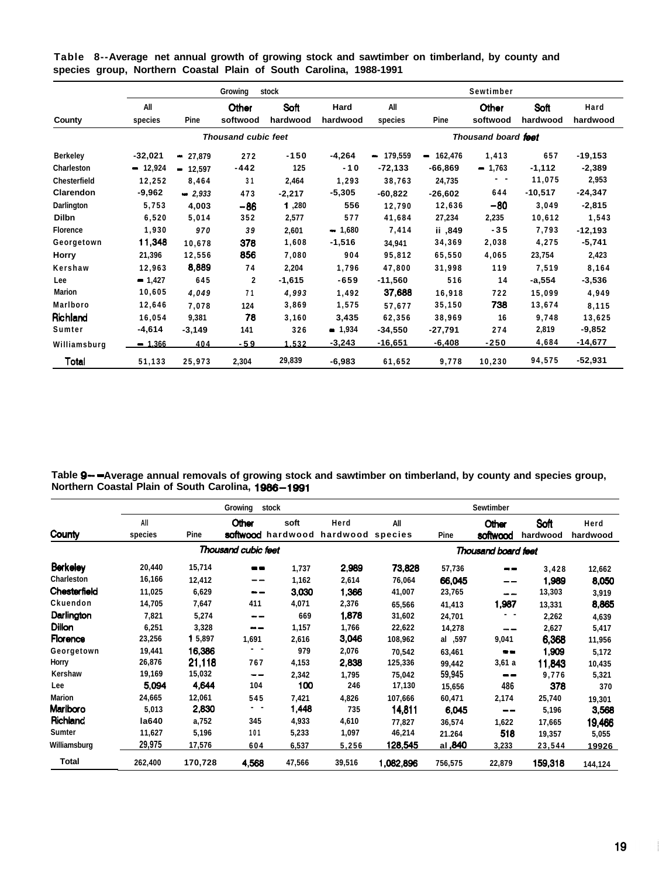**Table 8--Average net annual growth of growing stock and sawtimber on timberland, by county and species group, Northern Coastal Plain of South Carolina, 1988-1991**

| | Growing stock | | | | | Sawtimber | | | | |
|---|---|---|---|---|---|---|---|---|---|---|
| County | All species | Pine | Other softwood | Soft hardwood | Hard hardwood | All species | Pine | Other softwood | Soft hardwood | Hard hardwood |
| | *Thousand cubic feet* | | | | | *Thousand board feet* | | | | |
| Berkeley | -32,021 | -27,879 | 272 | -150 | -4,264 | -179,559 | -162,476 | 1,413 | 657 | -19,153 |
| Charleston | -12,924 | -12,597 | -442 | 125 | -10 | -72,133 | -66,869 | -1,763 | -1,112 | -2,389 |
| Chesterfield | 12,252 | 8,464 | 31 | 2,464 | 1,293 | 38,763 | 24,735 | -- | 11,075 | 2,953 |
| Clarendon | -9,962 | -2,933 | 473 | -2,217 | -5,305 | -60,822 | -26,602 | 644 | -10,517 | -24,347 |
| Darlington | 5,753 | 4,003 | -86 | 1,280 | 556 | 12,790 | 12,636 | -80 | 3,049 | -2,815 |
| Dilbn | 6,520 | 5,014 | 352 | 2,577 | 577 | 41,684 | 27,234 | 2,235 | 10,612 | 1,543 |
| Florence | 1,930 | 970 | 39 | 2,601 | -1,680 | 7,414 | ii ,849 | -35 | 7,793 | -12,193 |
| Georgetown | 11,348 | 10,678 | 378 | 1,608 | -1,516 | 34,941 | 34,369 | 2,038 | 4,275 | -5,741 |
| Horry | 21,396 | 12,556 | 856 | 7,080 | 904 | 95,812 | 65,550 | 4,065 | 23,754 | 2,423 |
| Kershaw | 12,963 | 8,889 | 74 | 2,204 | 1,796 | 47,800 | 31,998 | 119 | 7,519 | 8,164 |
| Lee | -1,427 | 645 | 2 | -1,615 | -659 | -11,560 | 516 | 14 | -a,554 | -3,536 |
| Marion | 10,605 | 4,049 | 71 | 4,993 | 1,492 | 37,688 | 16,918 | 722 | 15,099 | 4,949 |
| Marlboro | 12,646 | 7,078 | 124 | 3,869 | 1,575 | 57,677 | 35,150 | 738 | 13,674 | 8,115 |
| Richland | 16,054 | 9,381 | 78 | 3,160 | 3,435 | 62,356 | 38,969 | 16 | 9,748 | 13,625 |
| Sumter | -4,614 | -3,149 | 141 | 326 | -1,934 | -34,550 | -27,791 | 274 | 2,819 | -9,852 |
| Williamsburg | -1,366 | 404 | -59 | 1,532 | -3,243 | -16,651 | -6,408 | -250 | 4,684 | -14,677 |
| Total | 51,133 | 25,973 | 2,304 | 29,839 | -6,983 | 61,652 | 9,778 | 10,230 | 94,575 | -52,931 |

**Table 9--Average annual removals of growing stock and sawtimber on timberland, by county and species group, Northern Coastal Plain of South Carolina, 1986-1991**

| | Growing stock | | | | | Sawtimber | | | | |
|---|---|---|---|---|---|---|---|---|---|---|
| County | All species | Pine | Other softwood | Soft hardwood | Hard hardwood | All species | Pine | Other softwood | Soft hardwood | Hard hardwood |
| | *Thousand cubic feet* | | | | | *Thousand board feet* | | | | |
| Berkeley | 20,440 | 15,714 | -- | 1,737 | 2,989 | 73,828 | 57,736 | -- | 3,428 | 12,662 |
| Charleston | 16,166 | 12,412 | -- | 1,162 | 2,614 | 76,064 | 66,045 | -- | 1,989 | 8,050 |
| Chesterfield | 11,025 | 6,629 | -- | 3,030 | 1,366 | 41,007 | 23,765 | -- | 13,303 | 3,919 |
| Ckuendon | 14,705 | 7,647 | 411 | 4,071 | 2,376 | 65,566 | 41,413 | 1,987 | 13,331 | 8,865 |
| Darlington | 7,821 | 5,274 | -- | 669 | 1,878 | 31,602 | 24,701 | -- | 2,262 | 4,639 |
| Dillon | 6,251 | 3,328 | -- | 1,157 | 1,766 | 22,622 | 14,278 | -- | 2,627 | 5,417 |
| Florence | 23,256 | 1 5,897 | 1,691 | 2,616 | 3,046 | 108,962 | al ,597 | 9,041 | 6,368 | 11,956 |
| Georgetown | 19,441 | 16,386 | -- | 979 | 2,076 | 70,542 | 63,461 | -- | 1,909 | 5,172 |
| Horry | 26,876 | 21,118 | 767 | 4,153 | 2,838 | 125,336 | 99,442 | 3,61 a | 11,843 | 10,435 |
| Kershaw | 19,169 | 15,032 | -- | 2,342 | 1,795 | 75,042 | 59,945 | -- | 9,776 | 5,321 |
| Lee | 5,094 | 4,644 | 104 | 100 | 246 | 17,130 | 15,656 | 486 | 378 | 370 |
| Marion | 24,665 | 12,061 | 545 | 7,421 | 4,826 | 107,666 | 60,471 | 2,174 | 25,740 | 19,301 |
| Marlboro | 5,013 | 2,830 | -- | 1,448 | 735 | 14,811 | 6,045 | -- | 5,196 | 3,568 |
| Richland | la640 | a,752 | 345 | 4,933 | 4,610 | 77,827 | 36,574 | 1,622 | 17,665 | 19,466 |
| Sumter | 11,627 | 5,196 | 101 | 5,233 | 1,097 | 46,214 | 21.264 | 518 | 19,357 | 5,055 |
| Williamsburg | 29,975 | 17,576 | 604 | 6,537 | 5,256 | 128,545 | al ,840 | 3,233 | 23,544 | 19926 |
| Total | 262,400 | 170,728 | 4,568 | 47,566 | 39,516 | 1,082,896 | 756,575 | 22,879 | 159,318 | 144,124 |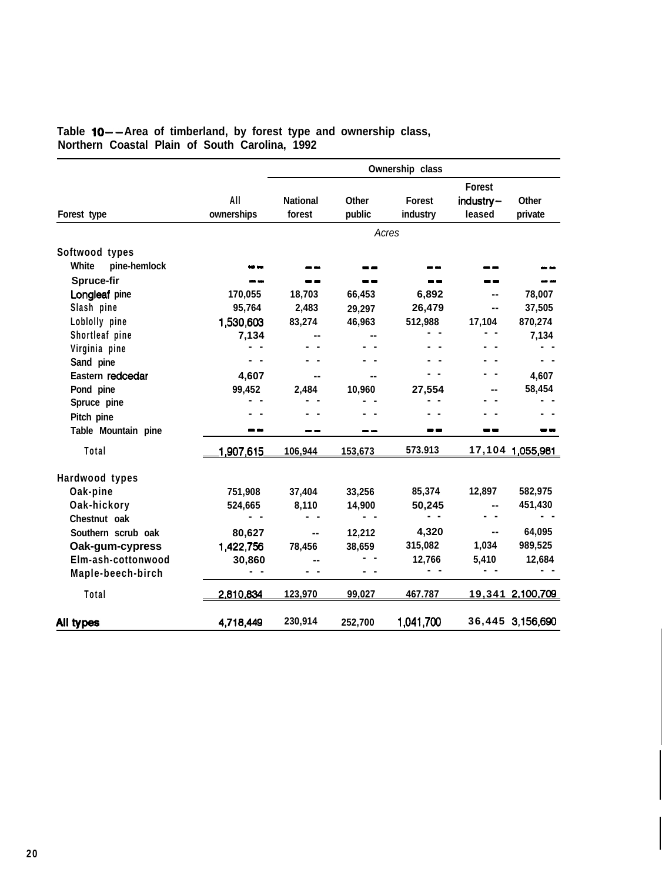**Table 10—Area of timberland, by forest type and ownership class, Northern Coastal Plain of South Carolina, 1992**

| Forest type | All ownerships | Ownership class | | | | |
|---|---|---|---|---|---|---|
| | | National forest | Other public | Forest industry | Forest industry–leased | Other private |
| | *Acres* | | | | | |
| **Softwood types** | | | | | | |
| White pine-hemlock | -- | -- | -- | -- | -- | -- |
| Spruce-fir | -- | -- | -- | -- | -- | -- |
| Longleaf pine | 170,055 | 18,703 | 66,453 | 6,892 | -- | 78,007 |
| Slash pine | 95,764 | 2,483 | 29,297 | 26,479 | -- | 37,505 |
| Loblolly pine | 1,530,603 | 83,274 | 46,963 | 512,988 | 17,104 | 870,274 |
| Shortleaf pine | 7,134 | -- | -- | -- | -- | 7,134 |
| Virginia pine | -- | -- | -- | -- | -- | -- |
| Sand pine | -- | -- | -- | -- | -- | -- |
| Eastern redcedar | 4,607 | -- | -- | -- | -- | 4,607 |
| Pond pine | 99,452 | 2,484 | 10,960 | 27,554 | -- | 58,454 |
| Spruce pine | -- | -- | -- | -- | -- | -- |
| Pitch pine | -- | -- | -- | -- | -- | -- |
| Table Mountain pine | -- | -- | -- | -- | -- | -- |
| Total | 1,907,615 | 106,944 | 153,673 | 573.913 | 17,104 | 1,055,981 |
| **Hardwood types** | | | | | | |
| Oak-pine | 751,908 | 37,404 | 33,256 | 85,374 | 12,897 | 582,975 |
| Oak-hickory | 524,665 | 8,110 | 14,900 | 50,245 | -- | 451,430 |
| Chestnut oak | -- | -- | -- | -- | -- | -- |
| Southern scrub oak | 80,627 | -- | 12,212 | 4,320 | -- | 64,095 |
| Oak-gum-cypress | 1,422,756 | 78,456 | 38,659 | 315,082 | 1,034 | 989,525 |
| Elm-ash-cottonwood | 30,860 | -- | -- | 12,766 | 5,410 | 12,684 |
| Maple-beech-birch | -- | -- | -- | -- | -- | -- |
| Total | 2,810,834 | 123,970 | 99,027 | 467.787 | 19,341 | 2,100,709 |
| **All types** | 4,718,449 | 230,914 | 252,700 | 1,041,700 | 36,445 | 3,156,690 |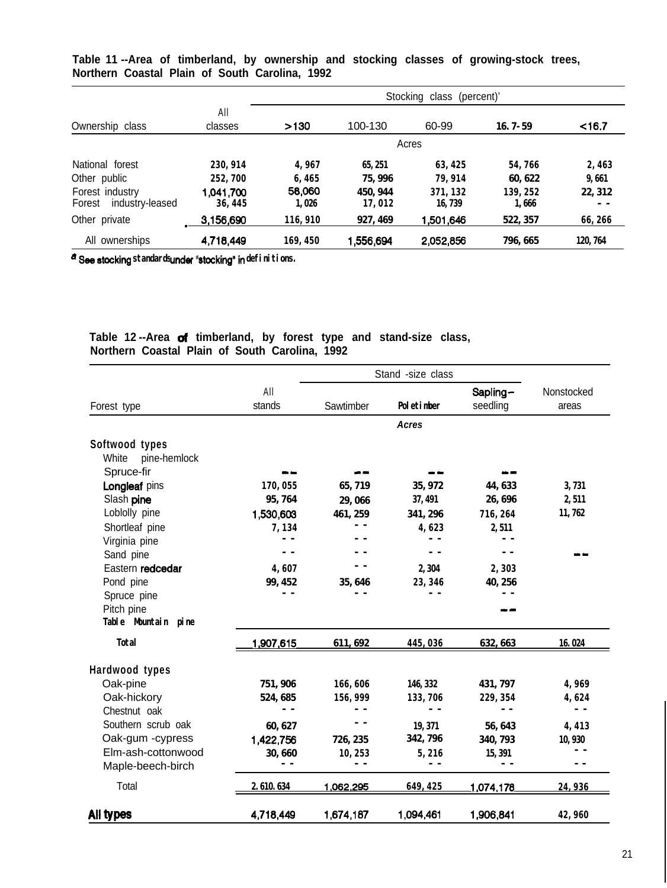**Table 11 --Area of timberland, by ownership and stocking classes of growing-stock trees, Northern Coastal Plain of South Carolina, 1992**

| Ownership class | All classes | Stocking class (percent)[a] | | | | |
|---|---|---|---|---|---|---|
| | | >130 | 100-130 | 60-99 | 16.7-59 | <16.7 |
| | Acres | | | | | |
| National forest | 230,914 | 4,967 | 65,251 | 63,425 | 54,766 | 2,463 |
| Other public | 252,700 | 6,465 | 75,996 | 79,914 | 60,622 | 9,661 |
| Forest industry | 1,041,700 | 58,060 | 450,944 | 371,132 | 139,252 | 22,312 |
| Forest industry-leased | 36,445 | 1,026 | 17,012 | 16,739 | 1,666 | -- |
| Other private | 3,156,690 | 116,910 | 927,469 | 1,501,646 | 522,357 | 66,266 |
| All ownerships | 4,718,449 | 169,450 | 1,556,694 | 2,052,856 | 796,665 | 120,764 |

[a] See stocking standards under "stocking" in definitions.

**Table 12 --Area of timberland, by forest type and stand-size class, Northern Coastal Plain of South Carolina, 1992**

| Forest type | All stands | Stand-size class | | | Nonstocked areas |
|---|---|---|---|---|---|
| | | Sawtimber | Poletimber | Sapling-seedling | |
| | *Acres* | | | | |
| **Softwood types** | | | | | |
| White pine-hemlock | | | | | |
| Spruce-fir | -- | -- | -- | -- | |
| Longleaf pine | 170,055 | 65,719 | 35,972 | 44,633 | 3,731 |
| Slash pine | 95,764 | 29,066 | 37,491 | 26,696 | 2,511 |
| Loblolly pine | 1,530,603 | 461,259 | 341,296 | 716,264 | 11,762 |
| Shortleaf pine | 7,134 | -- | 4,623 | 2,511 | |
| Virginia pine | -- | -- | -- | -- | |
| Sand pine | -- | -- | -- | -- | -- |
| Eastern redcedar | 4,607 | -- | 2,304 | 2,303 | |
| Pond pine | 99,452 | 35,646 | 23,346 | 40,256 | |
| Spruce pine | -- | -- | -- | -- | |
| Pitch pine | | | | -- | |
| Table Mountain pine | | | | | |
| Total | 1,907,615 | 611,692 | 445,036 | 632,663 | 16,024 |
| **Hardwood types** | | | | | |
| Oak-pine | 751,906 | 166,606 | 146,332 | 431,797 | 4,969 |
| Oak-hickory | 524,685 | 156,999 | 133,706 | 229,354 | 4,624 |
| Chestnut oak | -- | -- | -- | -- | -- |
| Southern scrub oak | 60,627 | -- | 19,371 | 56,643 | 4,413 |
| Oak-gum-cypress | 1,422,756 | 726,235 | 342,796 | 340,793 | 10,930 |
| Elm-ash-cottonwood | 30,660 | 10,253 | 5,216 | 15,391 | -- |
| Maple-beech-birch | -- | -- | -- | -- | -- |
| Total | 2,610,634 | 1,062,295 | 649,425 | 1,074,178 | 24,936 |
| **All types** | 4,718,449 | 1,674,187 | 1,094,461 | 1,906,841 | 42,960 |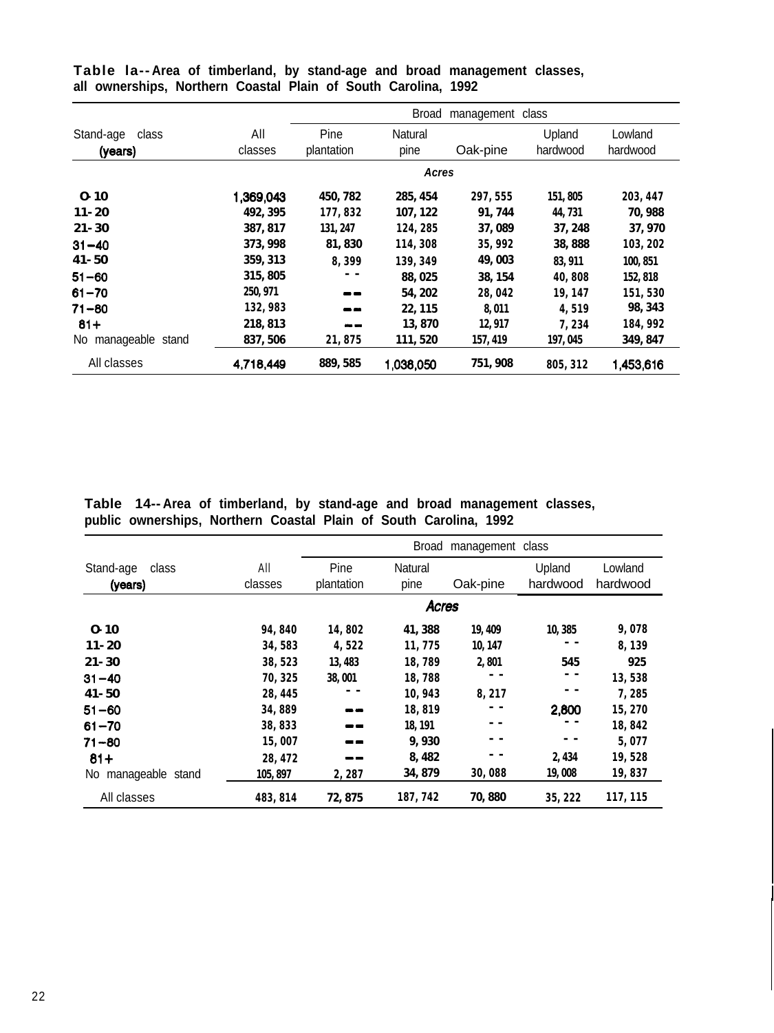**Table 1a--Area of timberland, by stand-age and broad management classes, all ownerships, Northern Coastal Plain of South Carolina, 1992**

| Stand-age class (years) | All classes | Broad management class | | | | |
|---|---|---|---|---|---|---|
| | | Pine plantation | Natural pine | Oak-pine | Upland hardwood | Lowland hardwood |
| | *Acres* | | | | | |
| 0-10 | 1,369,043 | 450,782 | 285,454 | 297,555 | 151,805 | 203,447 |
| 11-20 | 492,395 | 177,832 | 107,122 | 91,744 | 44,731 | 70,988 |
| 21-30 | 387,817 | 131,247 | 124,285 | 37,089 | 37,248 | 37,970 |
| 31-40 | 373,998 | 81,830 | 114,308 | 35,992 | 38,888 | 103,202 |
| 41-50 | 359,313 | 8,399 | 139,349 | 49,003 | 83,911 | 100,851 |
| 51-60 | 315,805 | -- | 88,025 | 38,154 | 40,808 | 152,818 |
| 61-70 | 250,971 | -- | 54,202 | 28,042 | 19,147 | 151,530 |
| 71-80 | 132,983 | -- | 22,115 | 8,011 | 4,519 | 98,343 |
| 81+ | 218,813 | -- | 13,870 | 12,917 | 7,234 | 184,992 |
| No manageable stand | 837,506 | 21,875 | 111,520 | 157,419 | 197,045 | 349,847 |
| All classes | 4,718,449 | 889,585 | 1,038,050 | 751,908 | 805,312 | 1,453,616 |

**Table 14--Area of timberland, by stand-age and broad management classes, public ownerships, Northern Coastal Plain of South Carolina, 1992**

| Stand-age class (years) | All classes | Broad management class | | | | |
|---|---|---|---|---|---|---|
| | | Pine plantation | Natural pine | Oak-pine | Upland hardwood | Lowland hardwood |
| | *Acres* | | | | | |
| 0-10 | 94,840 | 14,802 | 41,388 | 19,409 | 10,385 | 9,078 |
| 11-20 | 34,583 | 4,522 | 11,775 | 10,147 | -- | 8,139 |
| 21-30 | 38,523 | 13,483 | 18,789 | 2,801 | 545 | 925 |
| 31-40 | 70,325 | 38,001 | 18,788 | -- | -- | 13,538 |
| 41-50 | 28,445 | -- | 10,943 | 8,217 | -- | 7,285 |
| 51-60 | 34,889 | -- | 18,819 | -- | 2,800 | 15,270 |
| 61-70 | 38,833 | -- | 18,191 | -- | -- | 18,842 |
| 71-80 | 15,007 | -- | 9,930 | -- | -- | 5,077 |
| 81+ | 28,472 | -- | 8,482 | -- | 2,434 | 19,528 |
| No manageable stand | 105,897 | 2,287 | 34,879 | 30,088 | 19,008 | 19,837 |
| All classes | 483,814 | 72,875 | 187,742 | 70,880 | 35,222 | 117,115 |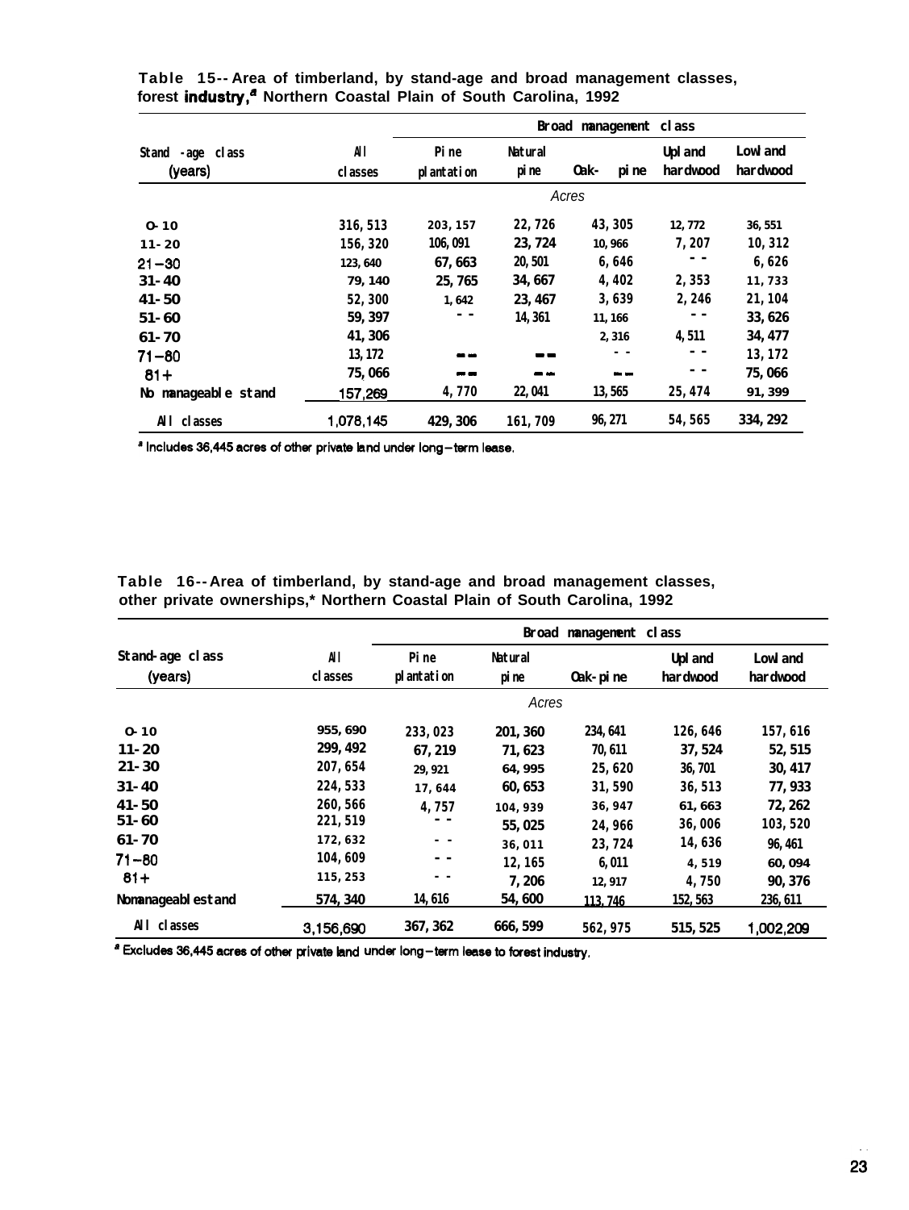**Table 15--Area of timberland, by stand-age and broad management classes, forest industry,[a] Northern Coastal Plain of South Carolina, 1992**

| Stand-age class (years) | All classes | Broad management class: Pine plantation | Natural pine | Oak-pine | Upland hardwood | Lowland hardwood |
|---|---|---|---|---|---|---|
| | | *Acres* | | | | |
| 0-10 | 316,513 | 203,157 | 22,726 | 43,305 | 12,772 | 36,551 |
| 11-20 | 156,320 | 106,091 | 23,724 | 10,966 | 7,207 | 10,312 |
| 21-30 | 123,640 | 67,663 | 20,501 | 6,646 | -- | 6,626 |
| 31-40 | 79,140 | 25,765 | 34,667 | 4,402 | 2,353 | 11,733 |
| 41-50 | 52,300 | 1,642 | 23,467 | 3,639 | 2,246 | 21,104 |
| 51-60 | 59,397 | -- | 14,361 | 11,166 | -- | 33,626 |
| 61-70 | 41,306 | | | 2,316 | 4,511 | 34,477 |
| 71-80 | 13,172 | -- | -- | -- | -- | 13,172 |
| 81+ | 75,066 | -- | -- | -- | -- | 75,066 |
| No manageable stand | 157,269 | 4,770 | 22,041 | 13,565 | 25,474 | 91,399 |
| All classes | 1,078,145 | 429,306 | 161,709 | 96,271 | 54,565 | 334,292 |

[a] Includes 36,445 acres of other private land under long-term lease.

**Table 16--Area of timberland, by stand-age and broad management classes, other private ownerships,[a] Northern Coastal Plain of South Carolina, 1992**

| Stand-age class (years) | All classes | Broad management class: Pine plantation | Natural pine | Oak-pine | Upland hardwood | Lowland hardwood |
|---|---|---|---|---|---|---|
| | | *Acres* | | | | |
| 0-10 | 955,690 | 233,023 | 201,360 | 234,641 | 126,646 | 157,616 |
| 11-20 | 299,492 | 67,219 | 71,623 | 70,611 | 37,524 | 52,515 |
| 21-30 | 207,654 | 29,921 | 64,995 | 25,620 | 36,701 | 30,417 |
| 31-40 | 224,533 | 17,644 | 60,653 | 31,590 | 36,513 | 77,933 |
| 41-50 | 260,566 | 4,757 | 104,939 | 36,947 | 61,663 | 72,262 |
| 51-60 | 221,519 | -- | 55,025 | 24,966 | 36,006 | 103,520 |
| 61-70 | 172,632 | -- | 36,011 | 23,724 | 14,636 | 96,461 |
| 71-80 | 104,609 | -- | 12,165 | 6,011 | 4,519 | 60,094 |
| 81+ | 115,253 | -- | 7,206 | 12,917 | 4,750 | 90,376 |
| Nonmanageable stand | 574,340 | 14,616 | 54,600 | 113,746 | 152,563 | 236,611 |
| All classes | 3,156,690 | 367,362 | 666,599 | 562,975 | 515,525 | 1,002,209 |

[a] Excludes 36,445 acres of other private land under long-term lease to forest industry.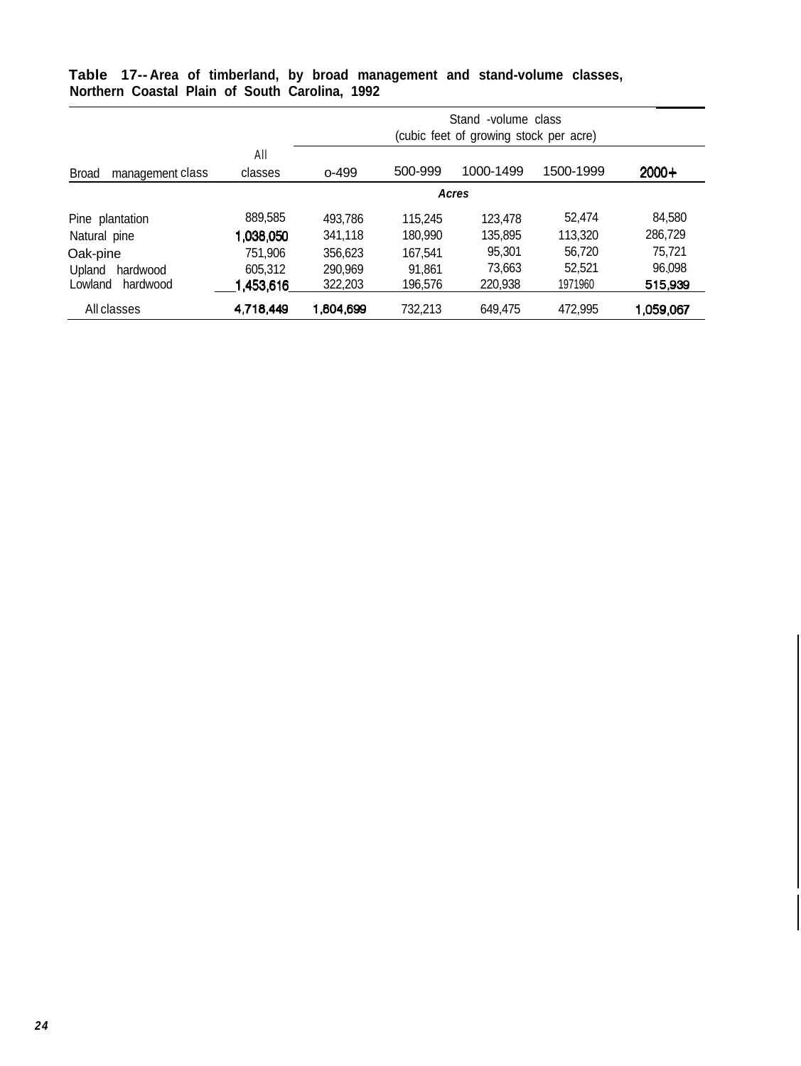**Table 17--Area of timberland, by broad management and stand-volume classes, Northern Coastal Plain of South Carolina, 1992**

| Broad management class | All classes | Stand-volume class (cubic feet of growing stock per acre) | | | | |
|---|---|---|---|---|---|---|
| | | 0-499 | 500-999 | 1000-1499 | 1500-1999 | 2000+ |
| | *Acres* | | | | | |
| Pine plantation | 889,585 | 493,786 | 115,245 | 123,478 | 52,474 | 84,580 |
| Natural pine | 1,038,050 | 341,118 | 180,990 | 135,895 | 113,320 | 286,729 |
| Oak-pine | 751,906 | 356,623 | 167,541 | 95,301 | 56,720 | 75,721 |
| Upland hardwood | 605,312 | 290,969 | 91,861 | 73,663 | 52,521 | 96,098 |
| Lowland hardwood | 1,453,616 | 322,203 | 196,576 | 220,938 | 1971960 | 515,939 |
| All classes | 4,718,449 | 1,804,699 | 732,213 | 649,475 | 472,995 | 1,059,067 |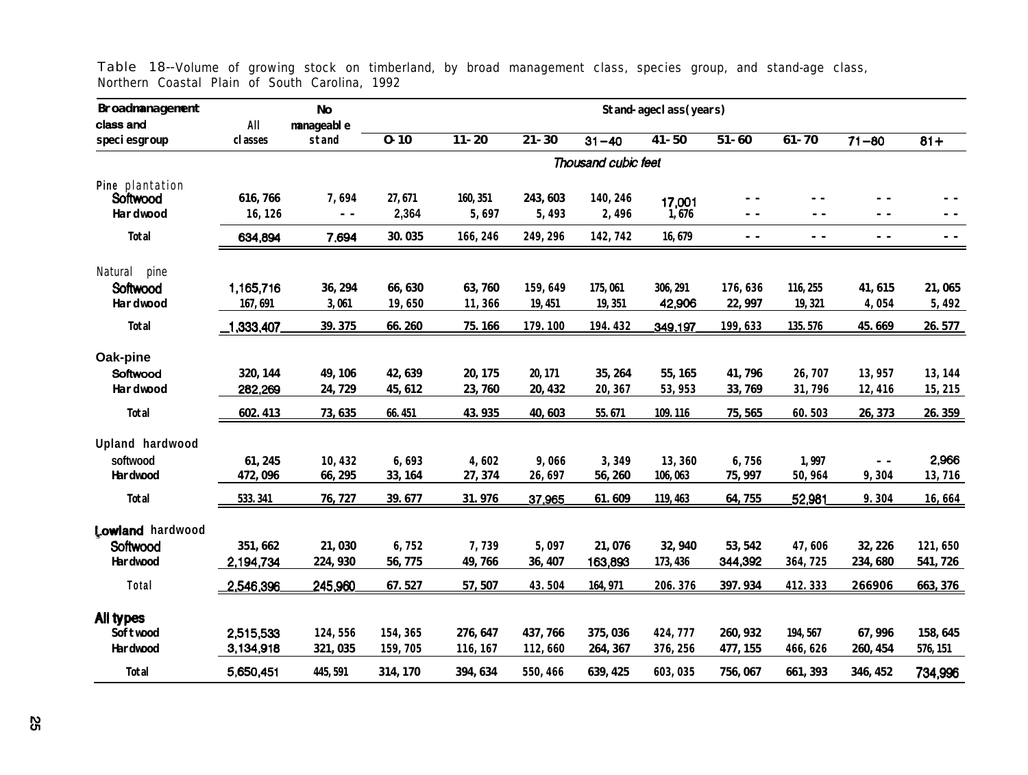Table 18--Volume of growing stock on timberland, by broad management class, species group, and stand-age class, Northern Coastal Plain of South Carolina, 1992

| Broad management class and species group | All classes | No manageable stand | Stand-age class (years) | | | | | | | | |
|---|---|---|---|---|---|---|---|---|---|---|---|
| | | | 0-10 | 11-20 | 21-30 | 31-40 | 41-50 | 51-60 | 61-70 | 71-80 | 81+ |
| | Thousand cubic feet | | | | | | | | | | |
| **Pine plantation** | | | | | | | | | | | |
| Softwood | 616,766 | 7,694 | 27,671 | 160,351 | 243,603 | 140,246 | 17,001 | -- | -- | -- | -- |
| Hardwood | 16,126 | -- | 2,364 | 5,697 | 5,493 | 2,496 | 1,676 | -- | -- | -- | -- |
| Total | 634,894 | 7,694 | 30,035 | 166,246 | 249,296 | 142,742 | 16,679 | -- | -- | -- | -- |
| **Natural pine** | | | | | | | | | | | |
| Softwood | 1,165,716 | 36,294 | 66,630 | 63,760 | 159,649 | 175,061 | 306,291 | 176,636 | 116,255 | 41,615 | 21,065 |
| Hardwood | 167,691 | 3,061 | 19,650 | 11,366 | 19,451 | 19,351 | 42,906 | 22,997 | 19,321 | 4,054 | 5,492 |
| Total | 1,333,407 | 39,375 | 66,260 | 75,166 | 179,100 | 194,432 | 349,197 | 199,633 | 135,576 | 45,669 | 26,577 |
| **Oak-pine** | | | | | | | | | | | |
| Softwood | 320,144 | 49,106 | 42,639 | 20,175 | 20,171 | 35,264 | 55,165 | 41,796 | 26,707 | 13,957 | 13,144 |
| Hardwood | 282,269 | 24,729 | 45,612 | 23,760 | 20,432 | 20,367 | 53,953 | 33,769 | 31,796 | 12,416 | 15,215 |
| Total | 602,413 | 73,635 | 66,451 | 43,935 | 40,603 | 55,671 | 109,116 | 75,565 | 60,503 | 26,373 | 26,359 |
| **Upland hardwood** | | | | | | | | | | | |
| Softwood | 61,245 | 10,432 | 6,693 | 4,602 | 9,066 | 3,349 | 13,360 | 6,756 | 1,997 | -- | 2,966 |
| Hardwood | 472,096 | 66,295 | 33,164 | 27,374 | 26,697 | 56,260 | 106,063 | 75,997 | 50,964 | 9,304 | 13,716 |
| Total | 533,341 | 76,727 | 39,677 | 31,976 | 37,965 | 61,609 | 119,463 | 64,755 | 52,981 | 9,304 | 16,664 |
| **Lowland hardwood** | | | | | | | | | | | |
| Softwood | 351,662 | 21,030 | 6,752 | 7,739 | 5,097 | 21,076 | 32,940 | 53,542 | 47,606 | 32,226 | 121,650 |
| Hardwood | 2,194,734 | 224,930 | 56,775 | 49,766 | 36,407 | 163,893 | 173,436 | 344,392 | 364,725 | 234,680 | 541,726 |
| Total | 2,546,396 | 245,960 | 67,527 | 57,507 | 43,504 | 164,971 | 206,376 | 397,934 | 412,333 | 266906 | 663,376 |
| **All types** | | | | | | | | | | | |
| Softwood | 2,515,533 | 124,556 | 154,365 | 276,647 | 437,766 | 375,036 | 424,777 | 260,932 | 194,567 | 67,996 | 158,645 |
| Hardwood | 3,134,918 | 321,035 | 159,705 | 116,167 | 112,660 | 264,367 | 376,256 | 477,155 | 466,626 | 260,454 | 576,151 |
| Total | 5,650,451 | 445,591 | 314,170 | 394,634 | 550,466 | 639,425 | 603,035 | 756,067 | 661,393 | 346,452 | 734,996 |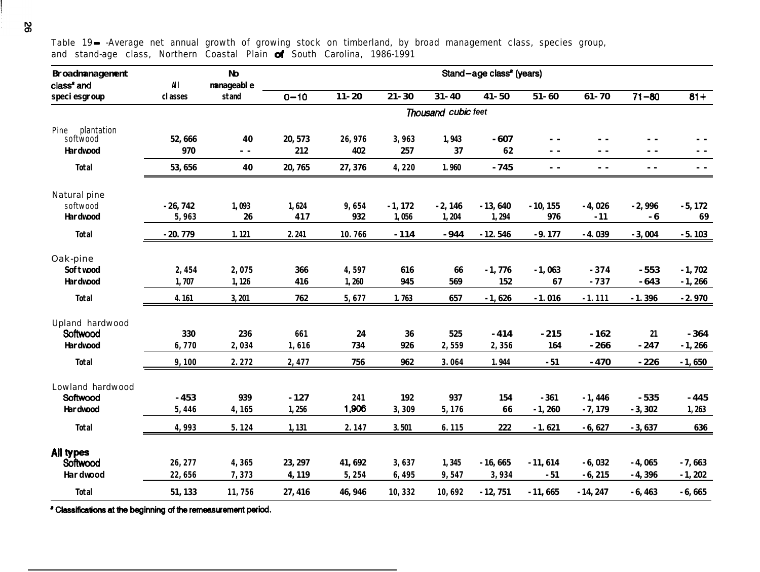Table 19—-Average net annual growth of growing stock on timberland, by broad management class, species group, and stand-age class, Northern Coastal Plain of South Carolina, 1986-1991

| Broad management class[a] and species group | All classes | No manageable stand | Stand-age class[a] (years) | | | | | | | | |
|---|---|---|---|---|---|---|---|---|---|---|---|
| | | | 0-10 | 11-20 | 21-30 | 31-40 | 41-50 | 51-60 | 61-70 | 71-80 | 81+ |
| | Thousand cubic feet | | | | | | | | | | |
| **Pine plantation** | | | | | | | | | | | |
| Softwood | 52,666 | 40 | 20,573 | 26,976 | 3,963 | 1,943 | -607 | -- | -- | -- | -- |
| Hardwood | 970 | -- | 212 | 402 | 257 | 37 | 62 | -- | -- | -- | -- |
| Total | 53,656 | 40 | 20,765 | 27,376 | 4,220 | 1.960 | -745 | -- | -- | -- | -- |
| **Natural pine** | | | | | | | | | | | |
| Softwood | -26,742 | 1,093 | 1,624 | 9,654 | -1,172 | -2,146 | -13,640 | -10,155 | -4,026 | -2,996 | -5,172 |
| Hardwood | 5,963 | 26 | 417 | 932 | 1,056 | 1,204 | 1,294 | 976 | -11 | -6 | 69 |
| Total | -20.779 | 1.121 | 2.241 | 10.766 | -114 | -944 | -12.546 | -9.177 | -4.039 | -3,004 | -5.103 |
| **Oak-pine** | | | | | | | | | | | |
| Softwood | 2,454 | 2,075 | 366 | 4,597 | 616 | 66 | -1,776 | -1,063 | -374 | -553 | -1,702 |
| Hardwood | 1,707 | 1,126 | 416 | 1,260 | 945 | 569 | 152 | 67 | -737 | -643 | -1,266 |
| Total | 4.161 | 3,201 | 762 | 5,677 | 1.763 | 657 | -1,626 | -1.016 | -1.111 | -1.396 | -2.970 |
| **Upland hardwood** | | | | | | | | | | | |
| Softwood | 330 | 236 | 661 | 24 | 36 | 525 | -414 | -215 | -162 | 21 | -364 |
| Hardwood | 6,770 | 2,034 | 1,616 | 734 | 926 | 2,559 | 2,356 | 164 | -266 | -247 | -1,266 |
| Total | 9,100 | 2.272 | 2,477 | 756 | 962 | 3.064 | 1.944 | -51 | -470 | -226 | -1,650 |
| **Lowland hardwood** | | | | | | | | | | | |
| Softwood | -453 | 939 | -127 | 241 | 192 | 937 | 154 | -361 | -1,446 | -535 | -445 |
| Hardwood | 5,446 | 4,165 | 1,256 | 1,906 | 3,309 | 5,176 | 66 | -1,260 | -7,179 | -3,302 | 1,263 |
| Total | 4,993 | 5.124 | 1,131 | 2.147 | 3.501 | 6.115 | 222 | -1.621 | -6,627 | -3,637 | 636 |
| **All types** | | | | | | | | | | | |
| Softwood | 26,277 | 4,365 | 23,297 | 41,692 | 3,637 | 1,345 | -16,665 | -11,614 | -6,032 | -4,065 | -7,663 |
| Hardwood | 22,656 | 7,373 | 4,119 | 5,254 | 6,495 | 9,547 | 3,934 | -51 | -6,215 | -4,396 | -1,202 |
| Total | 51,133 | 11,756 | 27,416 | 46,946 | 10,332 | 10,692 | -12,751 | -11,665 | -14,247 | -6,463 | -6,665 |

[a] Classifications at the beginning of the remeasurement period.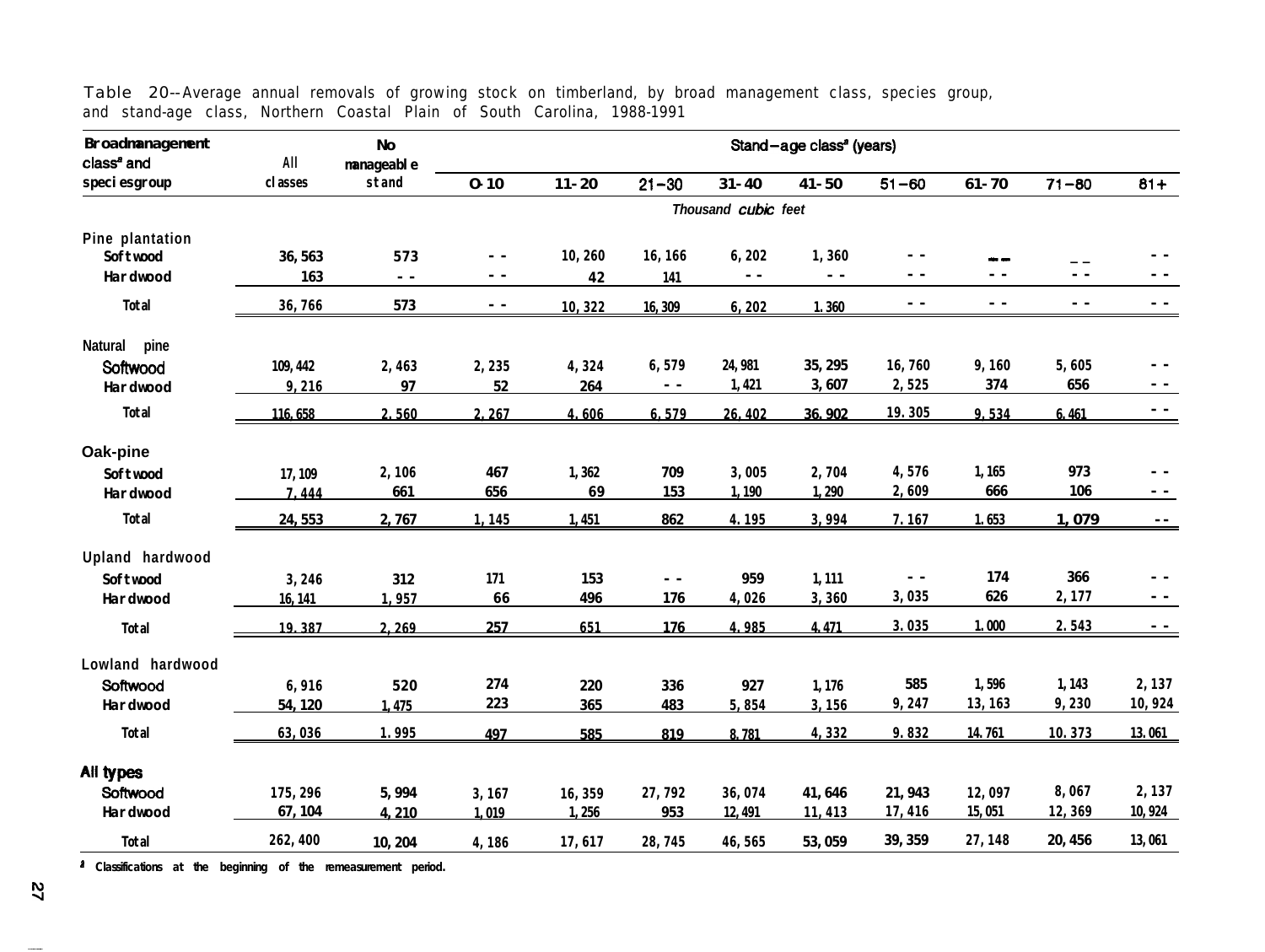Table 20--Average annual removals of growing stock on timberland, by broad management class, species group, and stand-age class, Northern Coastal Plain of South Carolina, 1988-1991

| Broad management class[a] and species group | All classes | No manageable stand | Stand-age class[a] (years) | | | | | | | | |
|---|---|---|---|---|---|---|---|---|---|---|---|
| | | | 0-10 | 11-20 | 21-30 | 31-40 | 41-50 | 51-60 | 61-70 | 71-80 | 81+ |
| | | | Thousand cubic feet | | | | | | | | |
| **Pine plantation** | | | | | | | | | | | |
| Softwood | 36,563 | 573 | -- | 10,260 | 16,166 | 6,202 | 1,360 | -- | -- | -- | -- |
| Hardwood | 163 | -- | -- | 42 | 141 | -- | -- | -- | -- | -- | -- |
| Total | 36,766 | 573 | -- | 10,322 | 16,309 | 6,202 | 1,360 | -- | -- | -- | -- |
| **Natural pine** | | | | | | | | | | | |
| Softwood | 109,442 | 2,463 | 2,235 | 4,324 | 6,579 | 24,981 | 35,295 | 16,760 | 9,160 | 5,605 | -- |
| Hardwood | 9,216 | 97 | 52 | 264 | -- | 1,421 | 3,607 | 2,525 | 374 | 656 | -- |
| Total | 116,658 | 2,560 | 2,267 | 4,606 | 6,579 | 26,402 | 36,902 | 19,305 | 9,534 | 6,461 | -- |
| **Oak-pine** | | | | | | | | | | | |
| Softwood | 17,109 | 2,106 | 467 | 1,362 | 709 | 3,005 | 2,704 | 4,576 | 1,165 | 973 | -- |
| Hardwood | 7,444 | 661 | 656 | 69 | 153 | 1,190 | 1,290 | 2,609 | 666 | 106 | -- |
| Total | 24,553 | 2,767 | 1,145 | 1,451 | 862 | 4,195 | 3,994 | 7,167 | 1,653 | 1,079 | -- |
| **Upland hardwood** | | | | | | | | | | | |
| Softwood | 3,246 | 312 | 171 | 153 | -- | 959 | 1,111 | -- | 174 | 366 | -- |
| Hardwood | 16,141 | 1,957 | 66 | 496 | 176 | 4,026 | 3,360 | 3,035 | 626 | 2,177 | -- |
| Total | 19,387 | 2,269 | 257 | 651 | 176 | 4,985 | 4,471 | 3,035 | 1,000 | 2,543 | -- |
| **Lowland hardwood** | | | | | | | | | | | |
| Softwood | 6,916 | 520 | 274 | 220 | 336 | 927 | 1,176 | 585 | 1,596 | 1,143 | 2,137 |
| Hardwood | 54,120 | 1,475 | 223 | 365 | 483 | 5,854 | 3,156 | 9,247 | 13,163 | 9,230 | 10,924 |
| Total | 63,036 | 1,995 | 497 | 585 | 819 | 8,781 | 4,332 | 9,832 | 14,761 | 10,373 | 13,061 |
| **All types** | | | | | | | | | | | |
| Softwood | 175,296 | 5,994 | 3,167 | 16,359 | 27,792 | 36,074 | 41,646 | 21,943 | 12,097 | 8,067 | 2,137 |
| Hardwood | 67,104 | 4,210 | 1,019 | 1,256 | 953 | 12,491 | 11,413 | 17,416 | 15,051 | 12,369 | 10,924 |
| Total | 262,400 | 10,204 | 4,186 | 17,617 | 28,745 | 46,565 | 53,059 | 39,359 | 27,148 | 20,456 | 13,061 |

[a] Classifications at the beginning of the remeasurement period.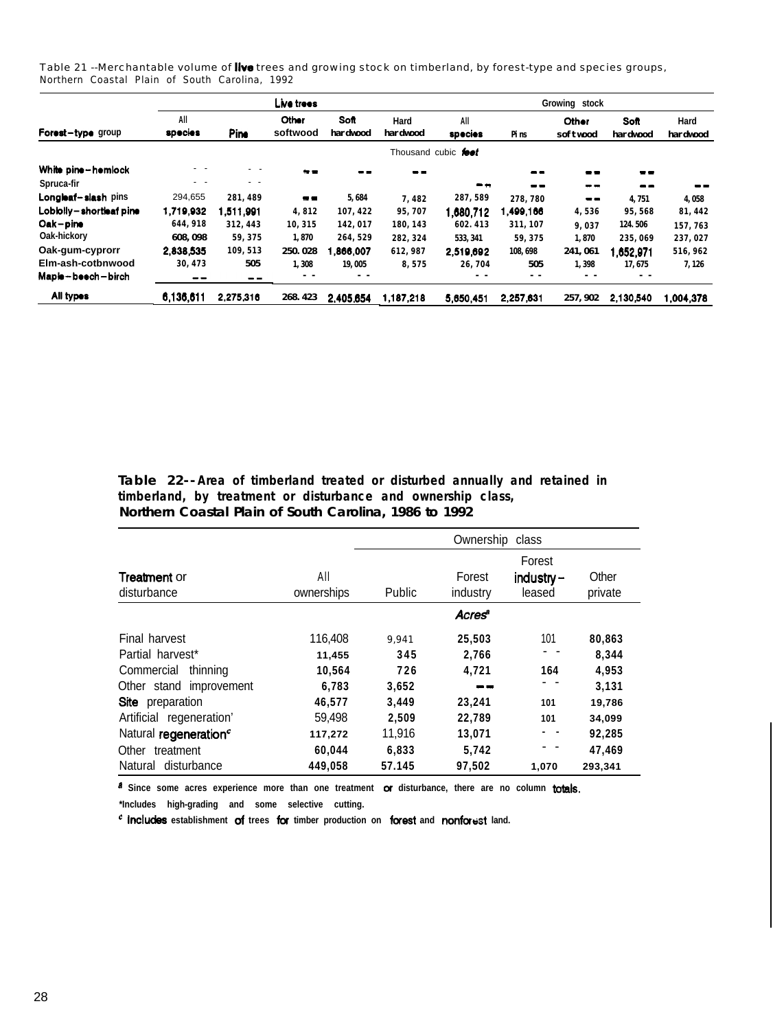Table 21 --Merchantable volume of live trees and growing stock on timberland, by forest-type and species groups, Northern Coastal Plain of South Carolina, 1992

| Forest-type group | Live trees | | | | | Growing stock | | | | |
|---|---|---|---|---|---|---|---|---|---|---|
| | All species | Pine | Other softwood | Soft hardwood | Hard hardwood | All species | Pine | Other softwood | Soft hardwood | Hard hardwood |
| | Thousand cubic feet | | | | | | | | | |
| White pine-hemlock | -- | -- | -- | -- | -- | | -- | -- | -- | |
| Spruce-fir | -- | -- | | | | -- | -- | -- | -- | |
| Longleaf-slash pine | 294,655 | 281,489 | -- | 5,684 | 7,482 | 287,589 | 278,780 | -- | 4,751 | 4,058 |
| Loblolly-shortleaf pine | 1,719,932 | 1,511,991 | 4,812 | 107,422 | 95,707 | 1,680,712 | 1,499,166 | 4,536 | 95,568 | 81,442 |
| Oak-pine | 644,918 | 312,443 | 10,315 | 142,017 | 180,143 | 602,413 | 311,107 | 9,037 | 124,506 | 157,763 |
| Oak-hickory | 608,098 | 59,375 | 1,870 | 264,529 | 282,324 | 533,341 | 59,375 | 1,870 | 235,069 | 237,027 |
| Oak-gum-cypress | 2,838,535 | 109,513 | 250,028 | 1,866,007 | 612,987 | 2,519,692 | 108,698 | 241,061 | 1,652,971 | 516,962 |
| Elm-ash-cottonwood | 30,473 | 505 | 1,308 | 19,005 | 8,575 | 26,704 | 505 | 1,398 | 17,675 | 7,126 |
| Maple-beech-birch | -- | -- | -- | -- | | -- | -- | -- | -- | |
| All types | 6,136,611 | 2,275,316 | 268,423 | 2,405,654 | 1,187,218 | 5,650,451 | 2,257,631 | 257,902 | 2,130,540 | 1,004,378 |

**Table 22--Area of timberland treated or disturbed annually and retained in timberland, by treatment or disturbance and ownership class, Northern Coastal Plain of South Carolina, 1986 to 1992**

| Treatment or disturbance | All ownerships | Ownership class | | | |
|---|---|---|---|---|---|
| | | Public | Forest industry | Forest industry-leased | Other private |
| | Acres[a] | | | | |
| Final harvest | 116,408 | 9,941 | 25,503 | 101 | 80,863 |
| Partial harvest* | 11,455 | 345 | 2,766 | -- | 8,344 |
| Commercial thinning | 10,564 | 726 | 4,721 | 164 | 4,953 |
| Other stand improvement | 6,783 | 3,652 | -- | -- | 3,131 |
| Site preparation | 46,577 | 3,449 | 23,241 | 101 | 19,786 |
| Artificial regeneration[c] | 59,498 | 2,509 | 22,789 | 101 | 34,099 |
| Natural regeneration[c] | 117,272 | 11,916 | 13,071 | -- | 92,285 |
| Other treatment | 60,044 | 6,833 | 5,742 | -- | 47,469 |
| Natural disturbance | 449,058 | 57,145 | 97,502 | 1,070 | 293,341 |

[a] Since some acres experience more than one treatment or disturbance, there are no column totals.

*Includes high-grading and some selective cutting.

[c] Includes establishment of trees for timber production on forest and nonforest land.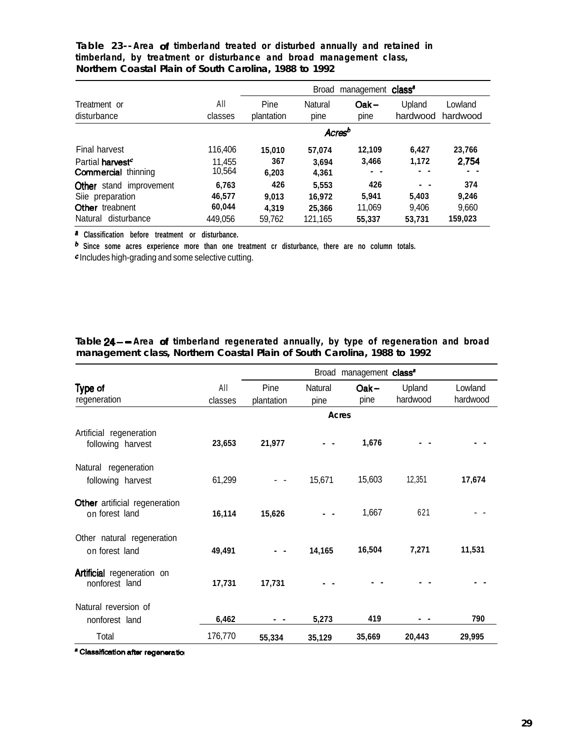**Table 23--Area of timberland treated or disturbed annually and retained in timberland, by treatment or disturbance and broad management class, Northern Coastal Plain of South Carolina, 1988 to 1992**

| Treatment or disturbance | All classes | Broad management class[a] | | | | |
|---|---|---|---|---|---|---|
| | | Pine plantation | Natural pine | Oak-pine | Upland hardwood | Lowland hardwood |
| | Acres[b] | | | | | |
| Final harvest | 116,406 | 15,010 | 57,074 | 12,109 | 6,427 | 23,766 |
| Partial harvest[c] | 11,455 | 367 | 3,694 | 3,466 | 1,172 | 2,754 |
| Commercial thinning | 10,564 | 6,203 | 4,361 | - - | - - | - - |
| Other stand improvement | 6,763 | 426 | 5,553 | 426 | - - | 374 |
| Siie preparation | 46,577 | 9,013 | 16,972 | 5,941 | 5,403 | 9,246 |
| Other treabnent | 60,044 | 4,319 | 25,366 | 11,069 | 9,406 | 9,660 |
| Natural disturbance | 449,056 | 59,762 | 121,165 | 55,337 | 53,731 | 159,023 |

[a] Classification before treatment or disturbance.

[b] Since some acres experience more than one treatment cr disturbance, there are no column totals.

[c] Includes high-grading and some selective cutting.

**Table 24--Area of timberland regenerated annually, by type of regeneration and broad management class, Northern Coastal Plain of South Carolina, 1988 to 1992**

| Type of regeneration | All classes | Broad management class[a] | | | | |
|---|---|---|---|---|---|---|
| | | Pine plantation | Natural pine | Oak-pine | Upland hardwood | Lowland hardwood |
| | Acres | | | | | |
| Artificial regeneration following harvest | 23,653 | 21,977 | - - | 1,676 | - - | - - |
| Natural regeneration following harvest | 61,299 | - - | 15,671 | 15,603 | 12,351 | 17,674 |
| Other artificial regeneration on forest land | 16,114 | 15,626 | - - | 1,667 | 621 | - - |
| Other natural regeneration on forest land | 49,491 | - - | 14,165 | 16,504 | 7,271 | 11,531 |
| Artificial regeneration on nonforest land | 17,731 | 17,731 | - - | - - | - - | - - |
| Natural reversion of nonforest land | 6,462 | - - | 5,273 | 419 | - - | 790 |
| Total | 176,770 | 55,334 | 35,129 | 35,669 | 20,443 | 29,995 |

[a] Classification after regeneratio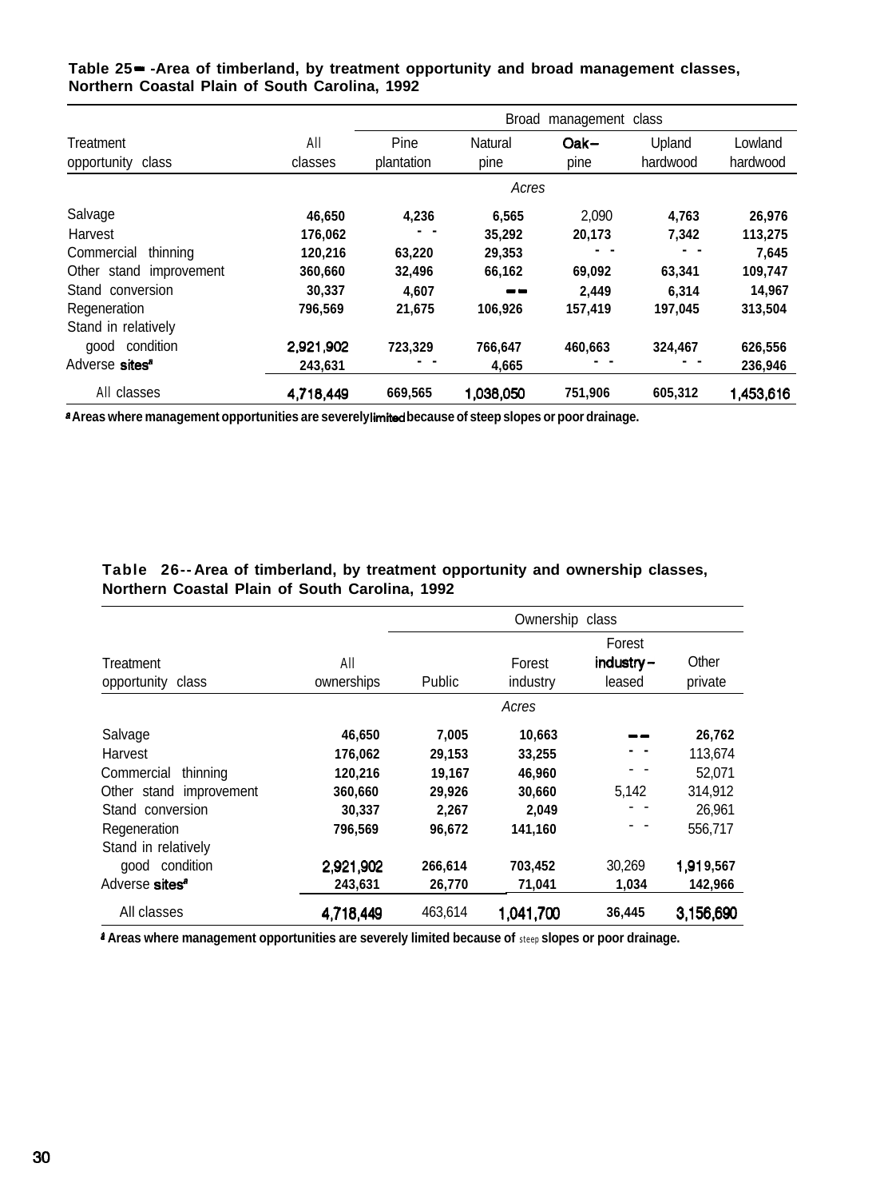**Table 25 -Area of timberland, by treatment opportunity and broad management classes, Northern Coastal Plain of South Carolina, 1992**

| Treatment opportunity class | All classes | Broad management class | | | | |
|---|---|---|---|---|---|---|
| | | Pine plantation | Natural pine | Oak-pine | Upland hardwood | Lowland hardwood |
| | | *Acres* | | | | |
| Salvage | 46,650 | 4,236 | 6,565 | 2,090 | 4,763 | 26,976 |
| Harvest | 176,062 | -- | 35,292 | 20,173 | 7,342 | 113,275 |
| Commercial thinning | 120,216 | 63,220 | 29,353 | -- | -- | 7,645 |
| Other stand improvement | 360,660 | 32,496 | 66,162 | 69,092 | 63,341 | 109,747 |
| Stand conversion | 30,337 | 4,607 | -- | 2,449 | 6,314 | 14,967 |
| Regeneration | 796,569 | 21,675 | 106,926 | 157,419 | 197,045 | 313,504 |
| Stand in relatively good condition | 2,921,902 | 723,329 | 766,647 | 460,663 | 324,467 | 626,556 |
| Adverse sites[a] | 243,631 | -- | 4,665 | -- | -- | 236,946 |
| All classes | 4,718,449 | 669,565 | 1,038,050 | 751,906 | 605,312 | 1,453,616 |

[a] Areas where management opportunities are severely limited because of steep slopes or poor drainage.

**Table 26--Area of timberland, by treatment opportunity and ownership classes, Northern Coastal Plain of South Carolina, 1992**

| Treatment opportunity class | All ownerships | Ownership class | | | |
|---|---|---|---|---|---|
| | | Public | Forest industry | Forest industry-leased | Other private |
| | | *Acres* | | | |
| Salvage | 46,650 | 7,005 | 10,663 | -- | 26,762 |
| Harvest | 176,062 | 29,153 | 33,255 | -- | 113,674 |
| Commercial thinning | 120,216 | 19,167 | 46,960 | -- | 52,071 |
| Other stand improvement | 360,660 | 29,926 | 30,660 | 5,142 | 314,912 |
| Stand conversion | 30,337 | 2,267 | 2,049 | -- | 26,961 |
| Regeneration | 796,569 | 96,672 | 141,160 | -- | 556,717 |
| Stand in relatively good condition | 2,921,902 | 266,614 | 703,452 | 30,269 | 1,919,567 |
| Adverse sites[a] | 243,631 | 26,770 | 71,041 | 1,034 | 142,966 |
| All classes | 4,718,449 | 463,614 | 1,041,700 | 36,445 | 3,156,690 |

[a] Areas where management opportunities are severely limited because of steep slopes or poor drainage.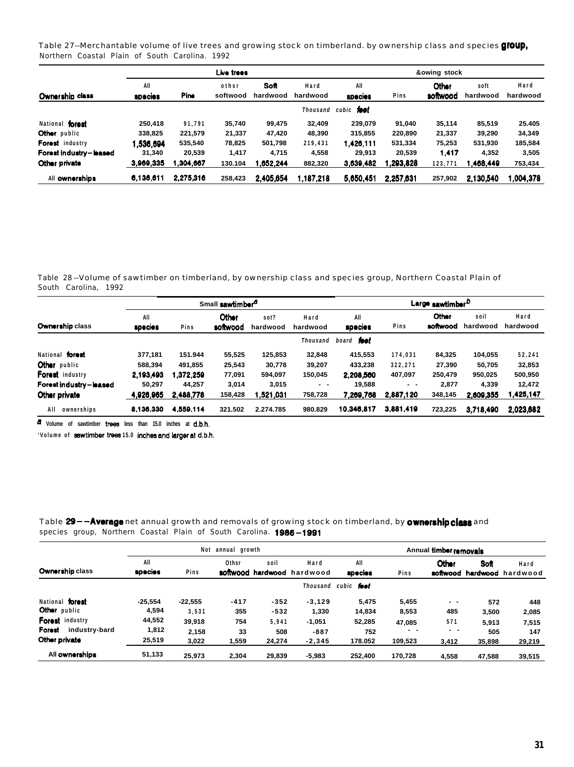Table 27--Merchantable volume of live trees and growing stock on timberland. by ownership class and species group, Northern Coastal Plain of South Carolina. 1992

| Ownership class | Live trees | | | | | &owing stock | | | | |
|---|---|---|---|---|---|---|---|---|---|---|
| | All species | Pine | othsr softwood | Soft hardwood | Hard hardwood | All species | Pins | Other softwood | soft hardwood | Hard hardwood |
| | | | | | Thousand | cubic feet | | | | |
| National forest | 250,418 | 91,791 | 35,740 | 99,475 | 32,409 | 239,079 | 91,040 | 35,114 | 85,519 | 25.405 |
| Other public | 338,825 | 221,579 | 21,337 | 47,420 | 48,390 | 315,855 | 220,890 | 21,337 | 39,290 | 34,349 |
| Forest industry | 1,536,694 | 535,540 | 78,825 | 501,798 | 219,431 | 1,426,111 | 531,334 | 75,253 | 531,930 | 185,584 |
| Forest industry-leased | 31,340 | 20,539 | 1,417 | 4,715 | 4,558 | 29,913 | 20,539 | 1,417 | 4,352 | 3,505 |
| Other private | 3,969,335 | 1,304,667 | 130.104 | 1,652,244 | 882,320 | 3,639,482 | 1,293,828 | 123,771 | 1,468,449 | 753,434 |
| All ownerships | 6,136,611 | 2,275,316 | 258,423 | 2,405,654 | 1,187,218 | 5,650,451 | 2,257,631 | 257,902 | 2,130,540 | 1,004,378 |

Table 28--Volume of sawtimber on timberland, by ownership class and species group, Northern Coastal Plain of South Carolina, 1992

| Ownership class | Small sawtimber[a] | | | | | Large sawtimber[b] | | | | |
|---|---|---|---|---|---|---|---|---|---|---|
| | All species | Pins | Other softwood | sot? hardwood | Hard hardwood | All species | Pins | Other softwood | soil hardwood | Hard hardwood |
| | | | | | Thousand | board feet | | | | |
| National forest | 377,181 | 151.944 | 55,525 | 125,853 | 32,848 | 415,553 | 174,031 | 84,325 | 104,055 | 52,241 |
| Other public | 588,394 | 491,855 | 25,543 | 30,778 | 39,207 | 433,238 | 322,271 | 27,390 | 50,705 | 32,853 |
| Forest industry | 2,193,493 | 1,372,259 | 77,091 | 594,097 | 150,045 | 2,208,560 | 407,097 | 250,479 | 950,025 | 500,950 |
| Forest industry-leased | 50,297 | 44,257 | 3,014 | 3,015 | - - | 19,588 | - - | 2,877 | 4,339 | 12,472 |
| Other private | 4,926,965 | 2,488,778 | 158,428 | 1,521,031 | 758,728 | 7,269,768 | 2,887,120 | 348,145 | 2,609,355 | 1,425,147 |
| All ownerships | 8,136,330 | 4,559,114 | 321.502 | 2.274.785 | 980.829 | 10,346,817 | 3,881,419 | 723,225 | 3,718,490 | 2,023,682 |

[a] Volume of sawtimber trees less than 15.0 inches at d.b.h.

[b] Volume of sawtimber trees 15.0 inches and larger at d.b.h.

Table 29--Average net annual growth and removals of growing stock on timberland, by ownership class and species group, Northern Coastal Plain of South Carolina. 1986-1991

| Ownership class | Net annual growth | | | | | Annual timber removals | | | | |
|---|---|---|---|---|---|---|---|---|---|---|
| | All species | Pins | Othsr softwood | soil hardwood | Hard hardwood | All species | Pins | Other softwood | Soft hardwood | Hard hardwood |
| | | | | | Thousand | cubic feet | | | | |
| National forest | -25,554 | -22,555 | -417 | -352 | -3,129 | 5,475 | 5,455 | - - | 572 | 448 |
| Other public | 4,594 | 3,531 | 355 | -532 | 1,330 | 14,834 | 8,553 | 485 | 3,500 | 2,085 |
| Forest industry | 44,552 | 39,918 | 754 | 5,941 | -1,051 | 52,285 | 47,085 | 571 | 5,913 | 7,515 |
| Forest industry-bard | 1,812 | 2,158 | 33 | 508 | -887 | 752 | - - | - - | 505 | 147 |
| Other private | 25,519 | 3,022 | 1,559 | 24,274 | -2,345 | 178.052 | 109,523 | 3,412 | 35,898 | 29,219 |
| All ownerships | 51,133 | 25,973 | 2,304 | 29,839 | -5,983 | 252,400 | 170,728 | 4,558 | 47,588 | 39,515 |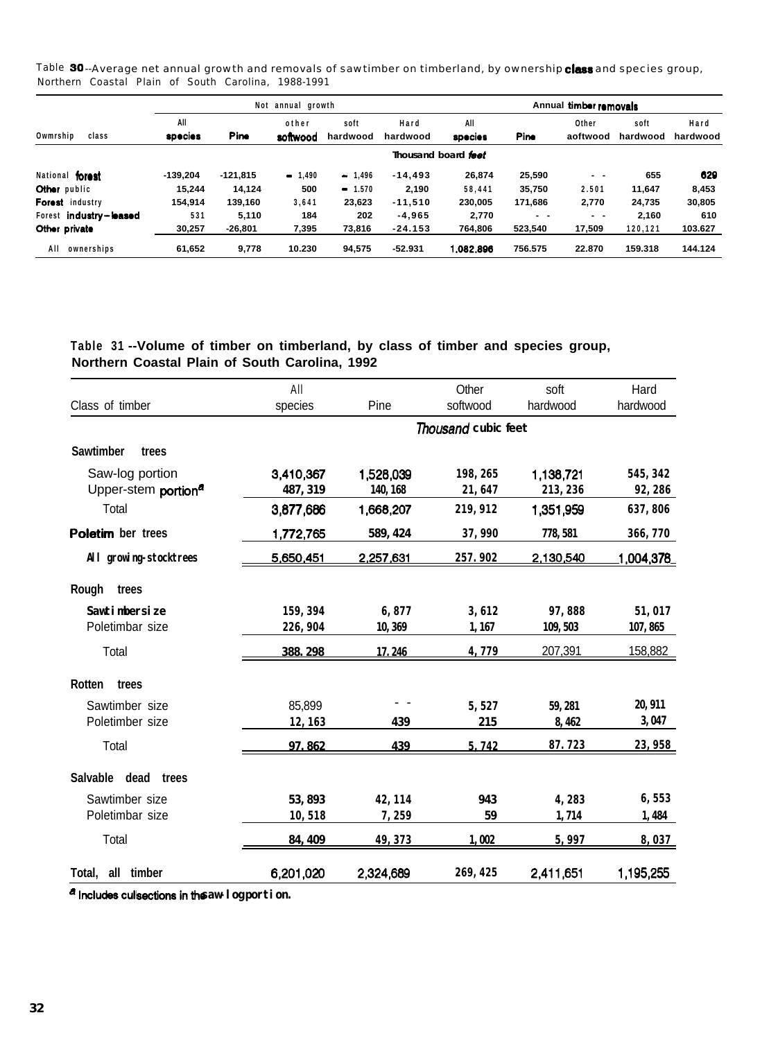Table 30--Average net annual growth and removals of sawtimber on timberland, by ownership class and species group, Northern Coastal Plain of South Carolina, 1988-1991

| Ownership class | Net annual growth | | | | | Annual timber removals | | | | |
|---|---|---|---|---|---|---|---|---|---|---|
| | All species | Pine | Other softwood | Soft hardwood | Hard hardwood | All species | Pine | Other softwood | Soft hardwood | Hard hardwood |
| | Thousand board feet | | | | | | | | | |
| National forest | -139,204 | -121,815 | - 1,490 | - 1,496 | -14,493 | 26,874 | 25,590 | -- | 655 | 629 |
| Other public | 15,244 | 14,124 | 500 | - 1,570 | 2,190 | 58,441 | 35,750 | 2,501 | 11,647 | 8,453 |
| Forest industry | 154,914 | 139,160 | 3,641 | 23,623 | -11,510 | 230,005 | 171,686 | 2,770 | 24,735 | 30,805 |
| Forest industry-leased | 531 | 5,110 | 184 | 202 | -4,965 | 2,770 | -- | -- | 2,160 | 610 |
| Other private | 30,257 | -26,801 | 7,395 | 73,816 | -24,153 | 764,806 | 523,540 | 17,509 | 120,121 | 103,627 |
| All ownerships | 61,652 | 9,778 | 10,230 | 94,575 | -52,931 | 1,082,896 | 756,575 | 22,870 | 159,318 | 144,124 |

Table 31--Volume of timber on timberland, by class of timber and species group, Northern Coastal Plain of South Carolina, 1992

| Class of timber | All species | Pine | Other softwood | Soft hardwood | Hard hardwood |
|---|---|---|---|---|---|
| | Thousand cubic feet | | | | |
| **Sawtimber trees** | | | | | |
| Saw-log portion | 3,410,367 | 1,528,039 | 198,265 | 1,138,721 | 545,342 |
| Upper-stem portion[a] | 487,319 | 140,168 | 21,647 | 213,236 | 92,286 |
| Total | 3,877,686 | 1,668,207 | 219,912 | 1,351,959 | 637,806 |
| **Poletimber trees** | 1,772,765 | 589,424 | 37,990 | 778,581 | 366,770 |
| **All growing-stock trees** | 5,650,451 | 2,257,631 | 257,902 | 2,130,540 | 1,004,378 |
| **Rough trees** | | | | | |
| Sawtimber size | 159,394 | 6,877 | 3,612 | 97,888 | 51,017 |
| Poletimbar size | 226,904 | 10,369 | 1,167 | 109,503 | 107,865 |
| Total | 388,298 | 17,246 | 4,779 | 207,391 | 158,882 |
| **Rotten trees** | | | | | |
| Sawtimber size | 85,899 | -- | 5,527 | 59,281 | 20,911 |
| Poletimber size | 12,163 | 439 | 215 | 8,462 | 3,047 |
| Total | 97,862 | 439 | 5,742 | 87,723 | 23,958 |
| **Salvable dead trees** | | | | | |
| Sawtimber size | 53,893 | 42,114 | 943 | 4,283 | 6,553 |
| Poletimbar size | 10,518 | 7,259 | 59 | 1,714 | 1,484 |
| Total | 84,409 | 49,373 | 1,002 | 5,997 | 8,037 |
| **Total, all timber** | 6,201,020 | 2,324,689 | 269,425 | 2,411,651 | 1,195,255 |

[a] Includes cull sections in the saw-log portion.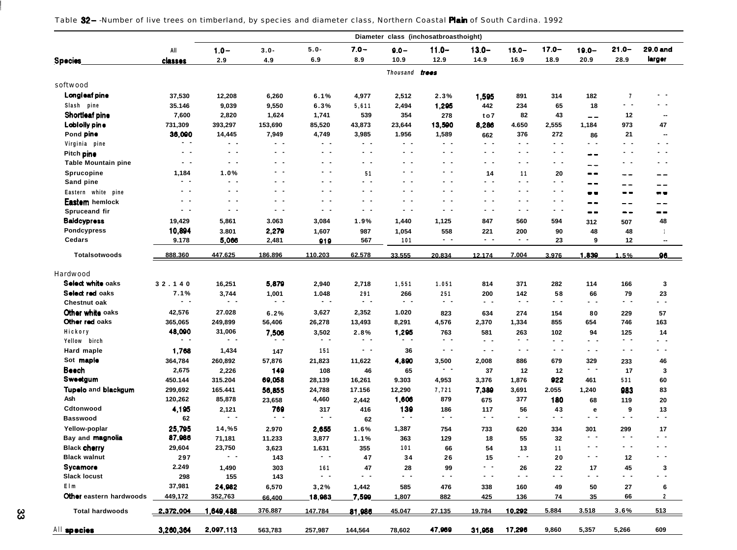Table 32– -Number of live trees on timberland, by species and diameter class, Northern Coastal Plain of South Cardina. 1992

| Species | All classes | Diameter class (inchosatbroasthoight) | | | | | | | | | | | |
|---|---|---|---|---|---|---|---|---|---|---|---|---|---|
| | | 1.0–2.9 | 3.0-4.9 | 5.0-6.9 | 7.0–8.9 | 9.0–10.9 | 11.0–12.9 | 13.0–14.9 | 15.0–16.9 | 17.0–18.9 | 19.0–20.9 | 21.0–28.9 | 29.0 and larger |
| | *Thousand trees* | | | | | | | | | | | | |
| softwood | | | | | | | | | | | | | |
| Longleaf pine | 37,530 | 12,208 | 6,260 | 6.1% | 4,977 | 2,512 | 2.3% | 1,595 | 891 | 314 | 182 | 7 | - - |
| Slash pine | 35.146 | 9,039 | 9,550 | 6.3% | 5,611 | 2,494 | 1,295 | 442 | 234 | 65 | 18 | - - | - - |
| Shortleaf pine | 7,600 | 2,820 | 1,624 | 1,741 | 539 | 354 | 278 | to7 | 82 | 43 | -- | 12 | -- |
| Loblolly pine | 731,309 | 393,297 | 153,690 | 85,520 | 43,873 | 23,644 | 13,590 | 8,286 | 4.650 | 2,555 | 1,184 | 973 | 47 |
| Pond pine | 36,090 | 14,445 | 7,949 | 4,749 | 3,985 | 1.956 | 1,589 | 662 | 376 | 272 | 86 | 21 | -- |
| Virginia pine | - - | - - | - - | - - | - - | - - | - - | - - | - - | - - | - - | - - | - - |
| Pitch pine | - - | - - | - - | - - | - - | - - | - - | - - | - - | - - | -- | - - | - - |
| Table Mountain pine | - - | - - | - - | - - | - - | - - | - - | - - | - - | - - | -- | - - | - - |
| Sprucopine | 1,184 | 1.0% | - - | - - | 51 | - - | - - | 14 | 11 | 20 | -- | -- | -- |
| Sand pine | - - | - - | - - | - - | - - | - - | - - | - - | - - | - - | -- | -- | -- |
| Eastern white pine | - - | - - | - - | - - | - - | - - | - - | - - | - - | - - | -- | -- | -- |
| Eastem hemlock | - - | - - | - - | - - | - - | - - | - - | - - | - - | - - | -- | -- | -- |
| Spruceand fir | - - | - - | - - | - - | - - | - - | - - | - - | - - | - - | -- | -- | -- |
| Baldcypress | 19,429 | 5,861 | 3.063 | 3,084 | 1.9% | 1,440 | 1,125 | 847 | 560 | 594 | 312 | 507 | 48 |
| Pondcypress | 10,894 | 3.801 | 2,279 | 1,607 | 987 | 1,054 | 558 | 221 | 200 | 90 | 48 | 48 | 1 |
| Cedars | 9.178 | 5,066 | 2,481 | 919 | 567 | 101 | - - | - - | - - | 23 | 9 | 12 | -- |
| Totalsotwoods | 888.360 | 447.625 | 186.896 | 110.203 | 62.578 | 33.555 | 20.834 | 12.174 | 7.004 | 3.976 | 1.839 | 1.5% | 96 |
| Hardwood | | | | | | | | | | | | | |
| Select white oaks | 32.140 | 16,251 | 5,879 | 2,940 | 2,718 | 1,551 | 1.051 | 814 | 371 | 282 | 114 | 166 | 3 |
| Select red oaks | 7.1% | 3,744 | 1,001 | 1.048 | 291 | 266 | 251 | 200 | 142 | 58 | 66 | 79 | 23 |
| Chestnut oak | - - | - - | - - | - - | - - | - - | - - | - - | - - | - - | - - | - - | - - |
| Other white oaks | 42,576 | 27.028 | 6.2% | 3,627 | 2,352 | 1.020 | 823 | 634 | 274 | 154 | 80 | 229 | 57 |
| Other red oaks | 365,065 | 249,899 | 56,406 | 26,278 | 13,493 | 8,291 | 4,576 | 2,370 | 1,334 | 855 | 654 | 746 | 163 |
| Hickory | 48,090 | 31,006 | 7,506 | 3,502 | 2.8% | 1,295 | 763 | 581 | 263 | 102 | 94 | 125 | 14 |
| Yellow birch | - - | - - | - - | - - | - - | - - | - - | - - | - - | - - | - - | - - | - - |
| Hard maple | 1,768 | 1,434 | 147 | 151 | - - | 36 | - - | - - | - - | - - | - - | - - | - - |
| Sot maple | 364,784 | 260,892 | 57,876 | 21,823 | 11,622 | 4,890 | 3,500 | 2,008 | 886 | 679 | 329 | 233 | 46 |
| Beech | 2,675 | 2,226 | 149 | 108 | 46 | 65 | - - | 37 | 12 | 12 | - - | 17 | 3 |
| Sweetgum | 450.144 | 315.204 | 69,058 | 28,139 | 16,261 | 9.303 | 4,953 | 3,376 | 1,876 | 922 | 461 | 531 | 60 |
| Tupelo and blackgum | 299,692 | 165.441 | 56,855 | 24,788 | 17.156 | 12,290 | 7,721 | 7,389 | 3,691 | 2.055 | 1,240 | 983 | 83 |
| Ash | 120,262 | 85,878 | 23,658 | 4,460 | 2,442 | 1,606 | 879 | 675 | 377 | 180 | 68 | 119 | 20 |
| Cdtonwood | 4,195 | 2,121 | 769 | 317 | 416 | 139 | 186 | 117 | 56 | 43 | e | 9 | 13 |
| Basswood | 62 | - - | - - | - - | 62 | - - | - - | - - | - - | - - | - - | - - | - - |
| Yellow-poplar | 25,795 | 14,%5 | 2.970 | 2,655 | 1.6% | 1,387 | 754 | 733 | 620 | 334 | 301 | 299 | 17 |
| Bay and magnolia | 87,986 | 71,181 | 11.233 | 3,877 | 1.1% | 363 | 129 | 18 | 55 | 32 | - - | - - | - - |
| Black cherry | 29,604 | 23,750 | 3,623 | 1.631 | 355 | 101 | 66 | 54 | 13 | 11 | - - | - - | - - |
| Black walnut | 297 | - - | 143 | - - | 47 | 34 | 26 | 15 | - - | 20 | - - | 12 | - - |
| Sycamore | 2.249 | 1,490 | 303 | 161 | 47 | 28 | 99 | - - | 26 | 22 | 17 | 45 | 3 |
| Slack locust | 298 | 155 | 143 | - - | - - | - - | - - | - - | - - | - - | - - | - - | - - |
| Elm | 37,981 | 24,982 | 6,570 | 3,2% | 1,442 | 585 | 476 | 338 | 160 | 49 | 50 | 27 | 6 |
| Other eastern hardwoods | 449,172 | 352,763 | 66,400 | 18,983 | 7,599 | 1,807 | 882 | 425 | 136 | 74 | 35 | 66 | 2 |
| Total hardwoods | 2,372,004 | 1,649,488 | 376.887 | 147.784 | 81,986 | 45.047 | 27.135 | 19.784 | 10,292 | 5.884 | 3.518 | 3.6% | 513 |
| All species | 3,260,364 | 2,097,113 | 563,783 | 257,987 | 144,564 | 78,602 | 47,969 | 31,958 | 17,296 | 9,860 | 5,357 | 5,266 | 609 |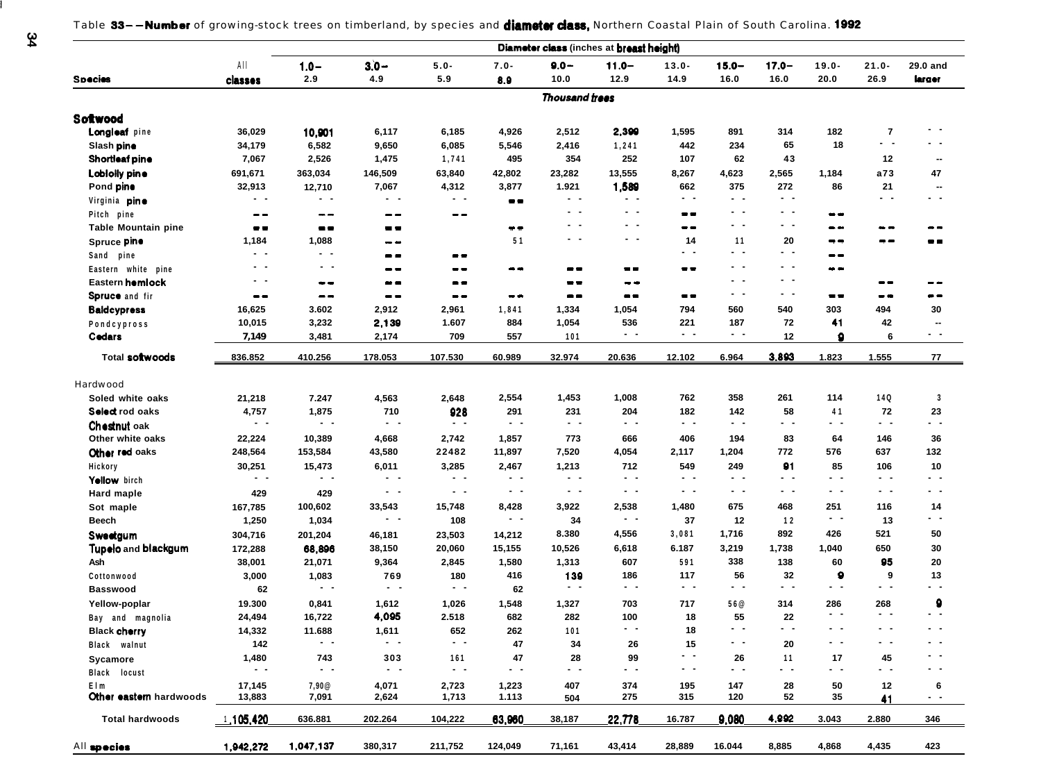Table 33--Number of growing-stock trees on timberland, by species and diameter class, Northern Coastal Plain of South Carolina, 1992

| Species | All classes | 1.0–2.9 | 3.0–4.9 | 5.0–5.9 | 7.0–8.9 | 9.0–10.0 | 11.0–12.9 | 13.0–14.9 | 15.0–16.0 | 17.0–16.0 | 19.0–20.0 | 21.0–26.9 | 29.0 and larger |
|---|---|---|---|---|---|---|---|---|---|---|---|---|---|
| | | Diameter class (inches at breast height) | | | | | | | | | | | |
| | Thousand trees | | | | | | | | | | | | |
| **Softwood** | | | | | | | | | | | | | |
| Longleaf pine | 36,029 | 10,901 | 6,117 | 6,185 | 4,926 | 2,512 | 2,399 | 1,595 | 891 | 314 | 182 | 7 | -- |
| Slash pine | 34,179 | 6,582 | 9,650 | 6,085 | 5,546 | 2,416 | 1,241 | 442 | 234 | 65 | 18 | -- | -- |
| Shortleaf pine | 7,067 | 2,526 | 1,475 | 1,741 | 495 | 354 | 252 | 107 | 62 | 43 | | 12 | -- |
| Loblolly pine | 691,671 | 363,034 | 146,509 | 63,840 | 42,802 | 23,282 | 13,555 | 8,267 | 4,623 | 2,565 | 1,184 | a73 | 47 |
| Pond pine | 32,913 | 12,710 | 7,067 | 4,312 | 3,877 | 1.921 | 1,589 | 662 | 375 | 272 | 86 | 21 | -- |
| Virginia pine | -- | -- | -- | -- | -- | -- | -- | -- | -- | -- | | -- | -- |
| Pitch pine | -- | -- | -- | -- | | -- | -- | -- | -- | -- | -- | | |
| Table Mountain pine | -- | -- | -- | | -- | -- | -- | -- | -- | -- | -- | -- | -- |
| Spruce pine | 1,184 | 1,088 | -- | | 51 | -- | -- | 14 | 11 | 20 | -- | -- | -- |
| Sand pine | -- | -- | -- | -- | | | | -- | -- | -- | -- | | |
| Eastern white pine | -- | -- | -- | -- | -- | -- | -- | -- | -- | -- | -- | | |
| Eastern hemlock | -- | -- | -- | -- | | -- | -- | | -- | -- | | -- | -- |
| Spruce and fir | -- | -- | -- | -- | -- | -- | -- | -- | -- | -- | -- | -- | -- |
| Baldcypress | 16,625 | 3.602 | 2,912 | 2,961 | 1,841 | 1,334 | 1,054 | 794 | 560 | 540 | 303 | 494 | 30 |
| Pondcypress | 10,015 | 3,232 | 2,139 | 1.607 | 884 | 1,054 | 536 | 221 | 187 | 72 | 41 | 42 | -- |
| Cedars | 7,149 | 3,481 | 2,174 | 709 | 557 | 101 | -- | -- | -- | 12 | 9 | 6 | -- |
| **Total softwoods** | 836.852 | 410.256 | 178.053 | 107.530 | 60.989 | 32.974 | 20.636 | 12.102 | 6.964 | 3.893 | 1.823 | 1.555 | 77 |
| **Hardwood** | | | | | | | | | | | | | |
| Soled white oaks | 21,218 | 7.247 | 4,563 | 2,648 | 2,554 | 1,453 | 1,008 | 762 | 358 | 261 | 114 | 14Q | 3 |
| Select rod oaks | 4,757 | 1,875 | 710 | 928 | 291 | 231 | 204 | 182 | 142 | 58 | 41 | 72 | 23 |
| Chestnut oak | -- | -- | -- | -- | -- | -- | -- | -- | -- | -- | -- | -- | -- |
| Other white oaks | 22,224 | 10,389 | 4,668 | 2,742 | 1,857 | 773 | 666 | 406 | 194 | 83 | 64 | 146 | 36 |
| Other red oaks | 248,564 | 153,584 | 43,580 | 22482 | 11,897 | 7,520 | 4,054 | 2,117 | 1,204 | 772 | 576 | 637 | 132 |
| Hickory | 30,251 | 15,473 | 6,011 | 3,285 | 2,467 | 1,213 | 712 | 549 | 249 | 91 | 85 | 106 | 10 |
| Yellow birch | -- | -- | -- | -- | -- | -- | -- | -- | -- | -- | -- | -- | -- |
| Hard maple | 429 | 429 | -- | -- | -- | -- | -- | -- | -- | -- | -- | -- | -- |
| Sot maple | 167,785 | 100,602 | 33,543 | 15,748 | 8,428 | 3,922 | 2,538 | 1,480 | 675 | 468 | 251 | 116 | 14 |
| Beech | 1,250 | 1,034 | -- | 108 | -- | 34 | -- | 37 | 12 | 12 | -- | 13 | -- |
| Sweetgum | 304,716 | 201,204 | 46,181 | 23,503 | 14,212 | 8.380 | 4,556 | 3,081 | 1,716 | 892 | 426 | 521 | 50 |
| Tupelo and blackgum | 172,288 | 68,896 | 38,150 | 20,060 | 15,155 | 10,526 | 6,618 | 6.187 | 3,219 | 1,738 | 1,040 | 650 | 30 |
| Ash | 38,001 | 21,071 | 9,364 | 2,845 | 1,580 | 1,313 | 607 | 591 | 338 | 138 | 60 | 95 | 20 |
| Cottonwood | 3,000 | 1,083 | 769 | 180 | 416 | 139 | 186 | 117 | 56 | 32 | 9 | 9 | 13 |
| Basswood | 62 | -- | -- | -- | 62 | -- | -- | -- | -- | -- | -- | -- | -- |
| Yellow-poplar | 19.300 | 0,841 | 1,612 | 1,026 | 1,548 | 1,327 | 703 | 717 | 56@ | 314 | 286 | 268 | 9 |
| Bay and magnolia | 24,494 | 16,722 | 4,095 | 2.518 | 682 | 282 | 100 | 18 | 55 | 22 | -- | -- | -- |
| Black cherry | 14,332 | 11.688 | 1,611 | 652 | 262 | 101 | -- | 18 | -- | -- | -- | -- | -- |
| Black walnut | 142 | -- | -- | -- | 47 | 34 | 26 | 15 | -- | 20 | -- | -- | -- |
| Sycamore | 1,480 | 743 | 303 | 161 | 47 | 28 | 99 | -- | 26 | 11 | 17 | 45 | -- |
| Black locust | -- | -- | -- | -- | -- | -- | -- | -- | -- | -- | -- | -- | -- |
| Elm | 17,145 | 7,90@ | 4,071 | 2,723 | 1,223 | 407 | 374 | 195 | 147 | 28 | 50 | 12 | 6 |
| Other eastern hardwoods | 13,883 | 7,091 | 2,624 | 1,713 | 1.113 | 504 | 275 | 315 | 120 | 52 | 35 | 41 | -- |
| **Total hardwoods** | 1,105,420 | 636.881 | 202.264 | 104,222 | 63,960 | 38,187 | 22,778 | 16.787 | 9,080 | 4,992 | 3.043 | 2.880 | 346 |
| **All species** | 1,942,272 | 1,047,137 | 380,317 | 211,752 | 124,049 | 71,161 | 43,414 | 28,889 | 16.044 | 8,885 | 4,868 | 4,435 | 423 |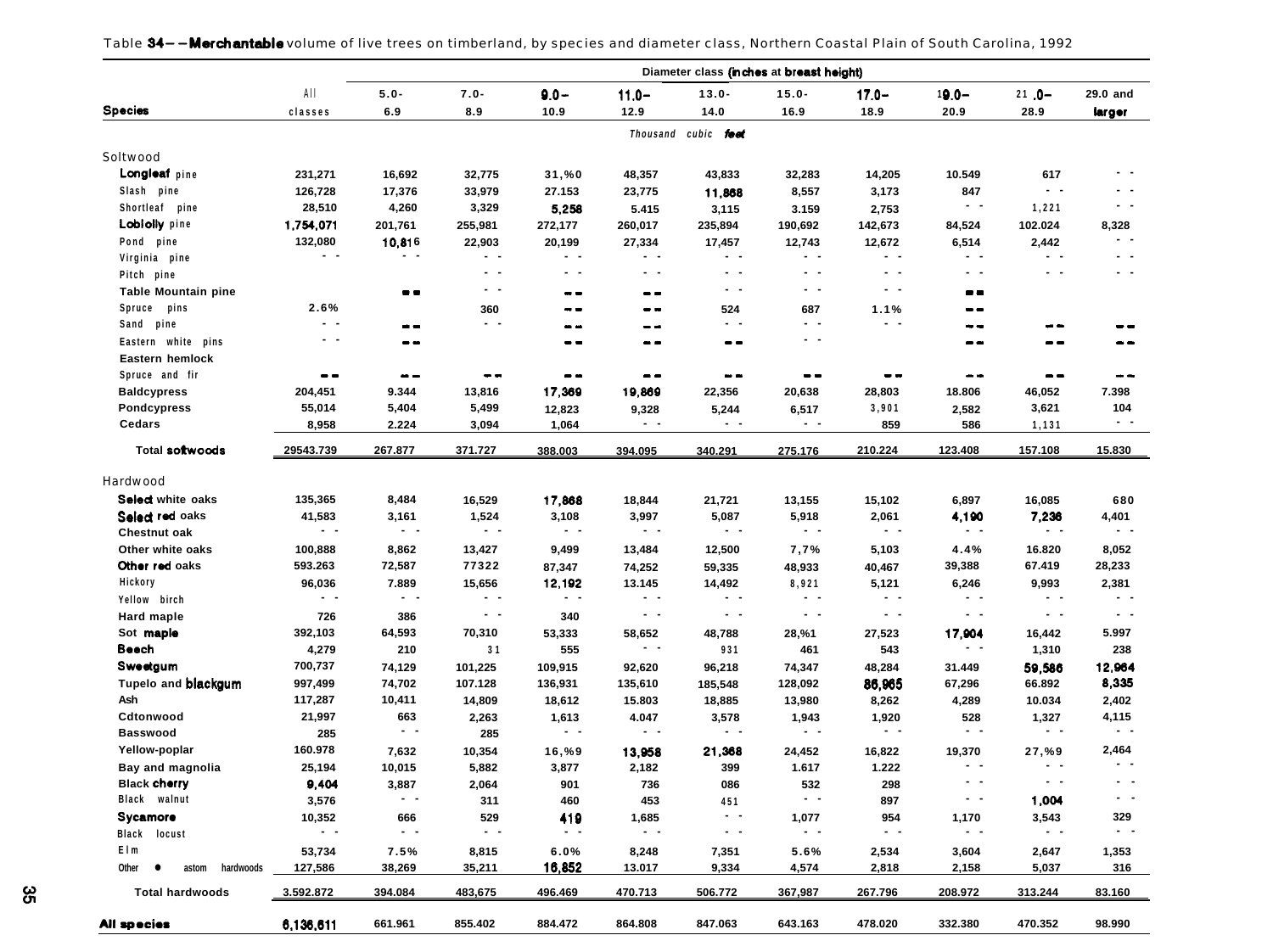Table 34--Merchantable volume of live trees on timberland, by species and diameter class, Northern Coastal Plain of South Carolina, 1992

| Species | All classes | 5.0-6.9 | 7.0-8.9 | 9.0-10.9 | 11.0-12.9 | 13.0-14.0 | 15.0-16.9 | 17.0-18.9 | 19.0-20.9 | 21.0-28.9 | 29.0 and larger |
|---|---|---|---|---|---|---|---|---|---|---|---|
| | | | | | Thousand cubic feet | | | | | | |
| Softwood | | | | | | | | | | | |
| Longleaf pine | 231,271 | 16,692 | 32,775 | 31,%0 | 48,357 | 43,833 | 32,283 | 14,205 | 10.549 | 617 | - - |
| Slash pine | 126,728 | 17,376 | 33,979 | 27.153 | 23,775 | 11,868 | 8,557 | 3,173 | 847 | - - | - - |
| Shortleaf pine | 28,510 | 4,260 | 3,329 | 5,258 | 5.415 | 3,115 | 3.159 | 2,753 | - - | 1,221 | - - |
| Loblolly pine | 1,754,071 | 201,761 | 255,981 | 272,177 | 260,017 | 235,894 | 190,692 | 142,673 | 84,524 | 102.024 | 8,328 |
| Pond pine | 132,080 | 10,816 | 22,903 | 20,199 | 27,334 | 17,457 | 12,743 | 12,672 | 6,514 | 2,442 | - - |
| Virginia pine | - - | - - | - - | - - | - - | - - | - - | - - | - - | - - | - - |
| Pitch pine | | | - - | - - | - - | - - | - - | - - | - - | - - | - - |
| Table Mountain pine | | - - | - - | - - | - - | - - | - - | - - | - - | | |
| Spruce pins | 2.6% | | 360 | - - | - - | 524 | 687 | 1.1% | - - | | |
| Sand pine | - - | - - | - - | - - | - - | - - | - - | - - | - - | - - | - - |
| Eastern white pins | - - | - - | | - - | - - | - - | - - | | - - | - - | - - |
| Eastern hemlock | | | | | | | | | | | |
| Spruce and fir | - - | - - | - - | - - | - - | - - | - - | - - | - - | - - | - - |
| Baldcypress | 204,451 | 9.344 | 13,816 | 17,369 | 19,869 | 22,356 | 20,638 | 28,803 | 18.806 | 46,052 | 7.398 |
| Pondcypress | 55,014 | 5,404 | 5,499 | 12,823 | 9,328 | 5,244 | 6,517 | 3,901 | 2,582 | 3,621 | 104 |
| Cedars | 8,958 | 2.224 | 3,094 | 1,064 | - - | - - | - - | 859 | 586 | 1,131 | - - |
| Total softwoods | 29543.739 | 267.877 | 371.727 | 388.003 | 394.095 | 340.291 | 275.176 | 210.224 | 123.408 | 157.108 | 15.830 |
| Hardwood | | | | | | | | | | | |
| Select white oaks | 135,365 | 8,484 | 16,529 | 17,868 | 18,844 | 21,721 | 13,155 | 15,102 | 6,897 | 16,085 | 680 |
| Select red oaks | 41,583 | 3,161 | 1,524 | 3,108 | 3,997 | 5,087 | 5,918 | 2,061 | 4,190 | 7,236 | 4,401 |
| Chestnut oak | - - | - - | - - | - - | - - | - - | - - | - - | - - | - - | - - |
| Other white oaks | 100,888 | 8,862 | 13,427 | 9,499 | 13,484 | 12,500 | 7,7% | 5,103 | 4.4% | 16.820 | 8,052 |
| Other red oaks | 593.263 | 72,587 | 77322 | 87,347 | 74,252 | 59,335 | 48,933 | 40,467 | 39,388 | 67.419 | 28,233 |
| Hickory | 96,036 | 7.889 | 15,656 | 12,192 | 13.145 | 14,492 | 8,921 | 5,121 | 6,246 | 9,993 | 2,381 |
| Yellow birch | - - | - - | - - | - - | - - | - - | - - | - - | - - | - - | - - |
| Hard maple | 726 | 386 | - - | 340 | - - | - - | - - | - - | - - | - - | - - |
| Sot maple | 392,103 | 64,593 | 70,310 | 53,333 | 58,652 | 48,788 | 28,%1 | 27,523 | 17,904 | 16,442 | 5.997 |
| Beech | 4,279 | 210 | 31 | 555 | - - | 931 | 461 | 543 | - - | 1,310 | 238 |
| Sweetgum | 700,737 | 74,129 | 101,225 | 109,915 | 92,620 | 96,218 | 74,347 | 48,284 | 31.449 | 59,586 | 12,964 |
| Tupelo and blackgum | 997,499 | 74,702 | 107.128 | 136,931 | 135,610 | 185,548 | 128,092 | 86,965 | 67,296 | 66.892 | 8,335 |
| Ash | 117,287 | 10,411 | 14,809 | 18,612 | 15.803 | 18,885 | 13,980 | 8,262 | 4,289 | 10.034 | 2,402 |
| Cdtonwood | 21,997 | 663 | 2,263 | 1,613 | 4.047 | 3,578 | 1,943 | 1,920 | 528 | 1,327 | 4,115 |
| Basswood | 285 | - - | 285 | - - | - - | - - | - - | - - | - - | - - | - - |
| Yellow-poplar | 160.978 | 7,632 | 10,354 | 16,%9 | 13,958 | 21,368 | 24,452 | 16,822 | 19,370 | 27,%9 | 2,464 |
| Bay and magnolia | 25,194 | 10,015 | 5,882 | 3,877 | 2,182 | 399 | 1.617 | 1.222 | - - | - - | - - |
| Black cherry | 9,404 | 3,887 | 2,064 | 901 | 736 | 086 | 532 | 298 | - - | - - | - - |
| Black walnut | 3,576 | - - | 311 | 460 | 453 | 451 | - - | 897 | - - | 1,004 | - - |
| Sycamore | 10,352 | 666 | 529 | 419 | 1,685 | - - | 1,077 | 954 | 1,170 | 3,543 | 329 |
| Black locust | - - | - - | - - | - - | - - | - - | - - | - - | - - | - - | - - |
| Elm | 53,734 | 7.5% | 8,815 | 6.0% | 8,248 | 7,351 | 5.6% | 2,534 | 3,604 | 2,647 | 1,353 |
| Other • astom hardwoods | 127,586 | 38,269 | 35,211 | 16,852 | 13.017 | 9,334 | 4,574 | 2,818 | 2,158 | 5,037 | 316 |
| Total hardwoods | 3.592.872 | 394.084 | 483,675 | 496.469 | 470.713 | 506.772 | 367,987 | 267.796 | 208.972 | 313.244 | 83.160 |
| All species | 6,136,611 | 661.961 | 855.402 | 884.472 | 864.808 | 847.063 | 643.163 | 478.020 | 332.380 | 470.352 | 98.990 |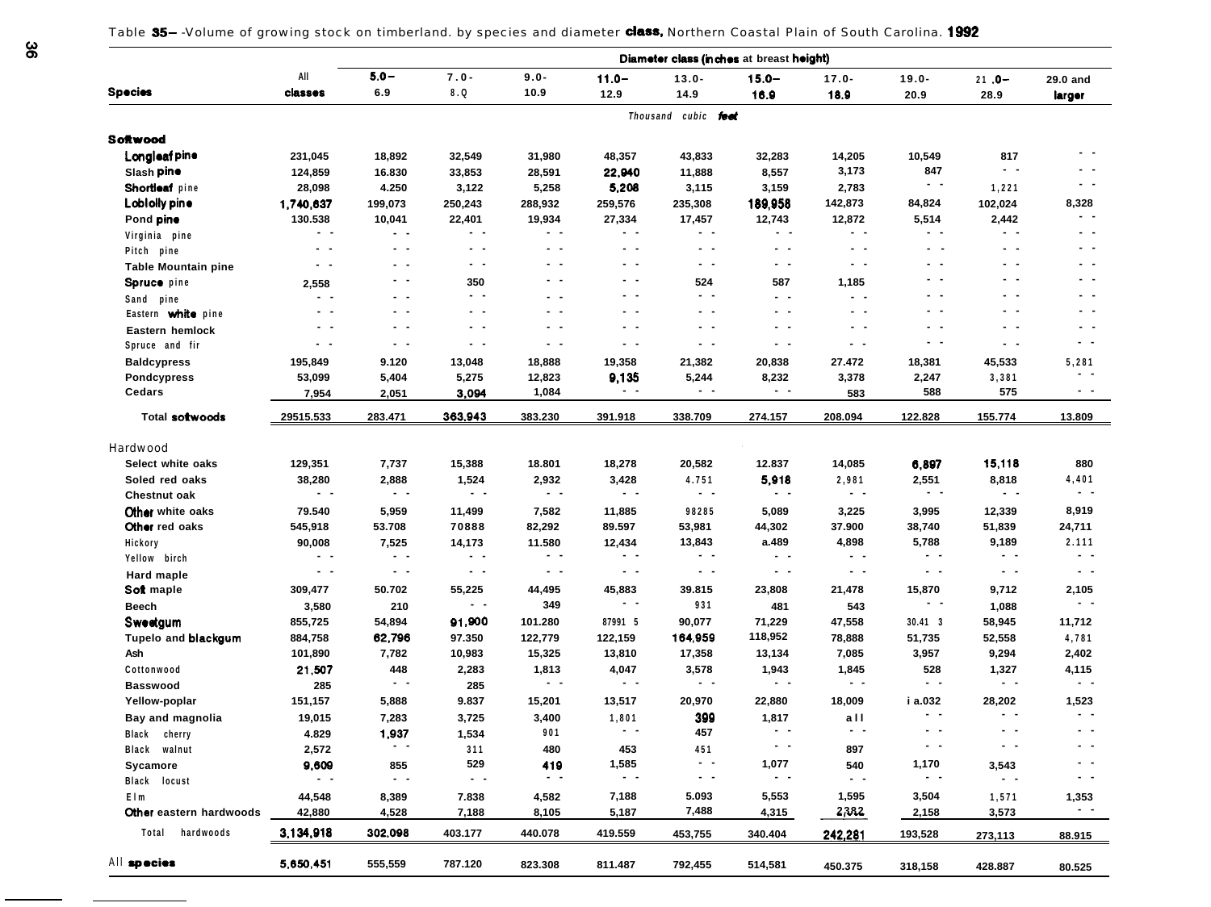Table 35—Volume of growing stock on timberland, by species and diameter class, Northern Coastal Plain of South Carolina, 1992

| Species | All classes | Diameter class (inches at breast height) | | | | | | | | | |
|---|---|---|---|---|---|---|---|---|---|---|---|
| | | 5.0–6.9 | 7.0–8.9 | 9.0–10.9 | 11.0–12.9 | 13.0–14.9 | 15.0–16.9 | 17.0–18.9 | 19.0–20.9 | 21.0–28.9 | 29.0 and larger |
| | Thousand cubic feet | | | | | | | | | | |
| **Softwood** | | | | | | | | | | | |
| Longleaf pine | 231,045 | 18,892 | 32,549 | 31,980 | 48,357 | 43,833 | 32,283 | 14,205 | 10,549 | 817 | -- |
| Slash pine | 124,859 | 16.830 | 33,853 | 28,591 | 22,940 | 11,888 | 8,557 | 3,173 | 847 | -- | -- |
| Shortleaf pine | 28,098 | 4.250 | 3,122 | 5,258 | 5,208 | 3,115 | 3,159 | 2,783 | -- | 1,221 | -- |
| Loblolly pine | 1,740,637 | 199,073 | 250,243 | 288,932 | 259,576 | 235,308 | 189,958 | 142,873 | 84,824 | 102,024 | 8,328 |
| Pond pine | 130.538 | 10,041 | 22,401 | 19,934 | 27,334 | 17,457 | 12,743 | 12,872 | 5,514 | 2,442 | -- |
| Virginia pine | -- | -- | -- | -- | -- | -- | -- | -- | -- | -- | -- |
| Pitch pine | -- | -- | -- | -- | -- | -- | -- | -- | -- | -- | -- |
| Table Mountain pine | -- | -- | -- | -- | -- | -- | -- | -- | -- | -- | -- |
| Spruce pine | 2,558 | -- | 350 | -- | -- | 524 | 587 | 1,185 | -- | -- | -- |
| Sand pine | -- | -- | -- | -- | -- | -- | -- | -- | -- | -- | -- |
| Eastern white pine | -- | -- | -- | -- | -- | -- | -- | -- | -- | -- | -- |
| Eastern hemlock | -- | -- | -- | -- | -- | -- | -- | -- | -- | -- | -- |
| Spruce and fir | -- | -- | -- | -- | -- | -- | -- | -- | -- | -- | -- |
| Baldcypress | 195,849 | 9.120 | 13,048 | 18,888 | 19,358 | 21,382 | 20,838 | 27.472 | 18,381 | 45,533 | 5,281 |
| Pondcypress | 53,099 | 5,404 | 5,275 | 12,823 | 9,135 | 5,244 | 8,232 | 3,378 | 2,247 | 3,381 | -- |
| Cedars | 7,954 | 2,051 | 3,094 | 1,084 | -- | -- | -- | 583 | 588 | 575 | -- |
| Total softwoods | 29515.533 | 283.471 | 363,943 | 383.230 | 391.918 | 338.709 | 274.157 | 208.094 | 122.828 | 155.774 | 13.809 |
| **Hardwood** | | | | | | | | | | | |
| Select white oaks | 129,351 | 7,737 | 15,388 | 18.801 | 18,278 | 20,582 | 12.837 | 14,085 | 6,897 | 15,118 | 880 |
| Soled red oaks | 38,280 | 2,888 | 1,524 | 2,932 | 3,428 | 4.751 | 5,918 | 2,981 | 2,551 | 8,818 | 4,401 |
| Chestnut oak | -- | -- | -- | -- | -- | -- | -- | -- | -- | -- | -- |
| Other white oaks | 79.540 | 5,959 | 11,499 | 7,582 | 11,885 | 98285 | 5,089 | 3,225 | 3,995 | 12,339 | 8,919 |
| Other red oaks | 545,918 | 53.708 | 70888 | 82,292 | 89.597 | 53,981 | 44,302 | 37.900 | 38,740 | 51,839 | 24,711 |
| Hickory | 90,008 | 7,525 | 14,173 | 11.580 | 12,434 | 13,843 | a.489 | 4,898 | 5,788 | 9,189 | 2.111 |
| Yellow birch | -- | -- | -- | -- | -- | -- | -- | -- | -- | -- | -- |
| Hard maple | -- | -- | -- | -- | -- | -- | -- | -- | -- | -- | -- |
| Soft maple | 309,477 | 50.702 | 55,225 | 44,495 | 45,883 | 39.815 | 23,808 | 21,478 | 15,870 | 9,712 | 2,105 |
| Beech | 3,580 | 210 | -- | 349 | -- | 931 | 481 | 543 | -- | 1,088 | -- |
| Sweetgum | 855,725 | 54,894 | 91,900 | 101.280 | 87991 5 | 90,077 | 71,229 | 47,558 | 30.41 3 | 58,945 | 11,712 |
| Tupelo and blackgum | 884,758 | 62,796 | 97.350 | 122,779 | 122,159 | 164,959 | 118,952 | 78,888 | 51,735 | 52,558 | 4,781 |
| Ash | 101,890 | 7,782 | 10,983 | 15,325 | 13,810 | 17,358 | 13,134 | 7,085 | 3,957 | 9,294 | 2,402 |
| Cottonwood | 21,507 | 448 | 2,283 | 1,813 | 4,047 | 3,578 | 1,943 | 1,845 | 528 | 1,327 | 4,115 |
| Basswood | 285 | -- | 285 | -- | -- | -- | -- | -- | -- | -- | -- |
| Yellow-poplar | 151,157 | 5,888 | 9.837 | 15,201 | 13,517 | 20,970 | 22,880 | 18,009 | i a.032 | 28,202 | 1,523 |
| Bay and magnolia | 19,015 | 7,283 | 3,725 | 3,400 | 1,801 | 399 | 1,817 | all | -- | -- | -- |
| Black cherry | 4.829 | 1,937 | 1,534 | 901 | -- | 457 | -- | -- | -- | -- | -- |
| Black walnut | 2,572 | -- | 311 | 480 | 453 | 451 | -- | 897 | -- | -- | -- |
| Sycamore | 9,609 | 855 | 529 | 419 | 1,585 | -- | 1,077 | 540 | 1,170 | 3,543 | -- |
| Black locust | -- | -- | -- | -- | -- | -- | -- | -- | -- | -- | -- |
| Elm | 44,548 | 8,389 | 7.838 | 4,582 | 7,188 | 5.093 | 5,553 | 1,595 | 3,504 | 1,571 | 1,353 |
| Other eastern hardwoods | 42,880 | 4,528 | 7,188 | 8,105 | 5,187 | 7,488 | 4,315 | 2,382 | 2,158 | 3,573 | -- |
| Total hardwoods | 3,134,918 | 302.098 | 403.177 | 440.078 | 419.559 | 453,755 | 340.404 | 242,281 | 193,528 | 273,113 | 88.915 |
| All species | 5,650,451 | 555,559 | 787.120 | 823.308 | 811.487 | 792,455 | 514,581 | 450.375 | 318,158 | 428.887 | 80.525 |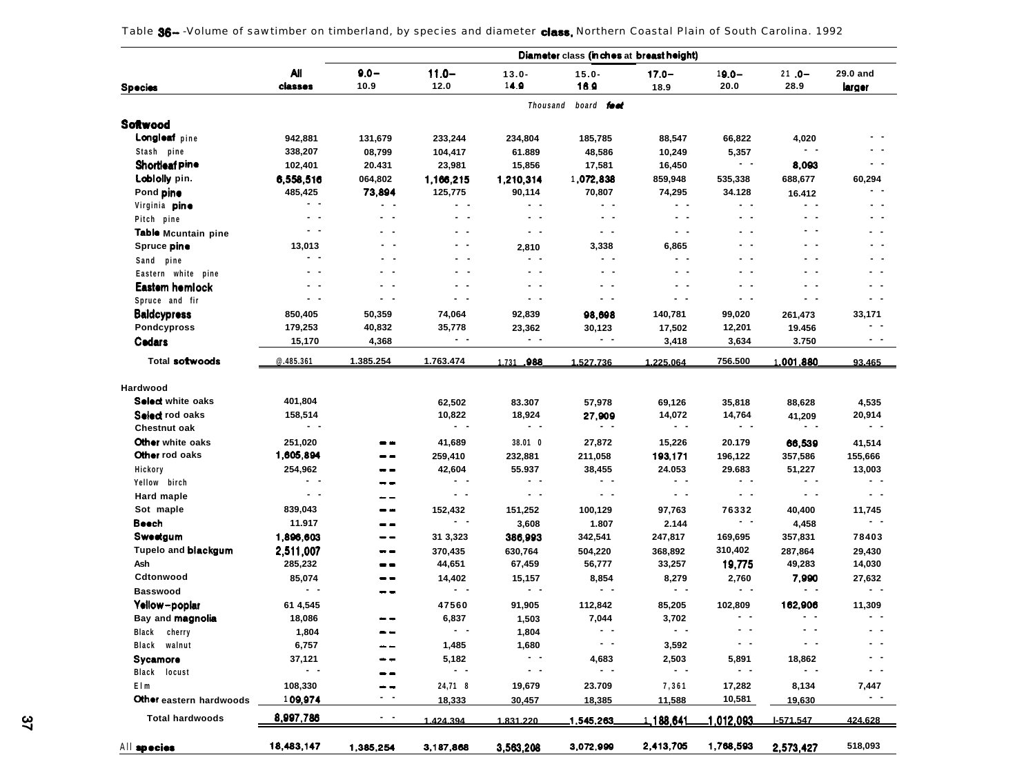Table 36--Volume of sawtimber on timberland, by species and diameter class, Northern Coastal Plain of South Carolina. 1992

| Species | All classes | Diameter class (inches at breast height) | | | | | | | |
|---|---|---|---|---|---|---|---|---|---|
| | | 9.0–10.9 | 11.0–12.0 | 13.0-14.9 | 15.0-16.9 | 17.0–18.9 | 19.0–20.0 | 21.0–28.9 | 29.0 and larger |
| | Thousand board feet | | | | | | | | |
| **Softwood** | | | | | | | | | |
| Longleaf pine | 942,881 | 131,679 | 233,244 | 234,804 | 185,785 | 88,547 | 66,822 | 4,020 | -- |
| Stash pine | 338,207 | 08,799 | 104,417 | 61.889 | 48,586 | 10,249 | 5,357 | -- | -- |
| Shortleaf pine | 102,401 | 20.431 | 23,981 | 15,856 | 17,581 | 16,450 | -- | 8,093 | -- |
| Loblolly pin. | 6,558,516 | 064,802 | 1,166,215 | 1,210,314 | 1,072,838 | 859,948 | 535,338 | 688,677 | 60,294 |
| Pond pine | 485,425 | 73,894 | 125,775 | 90,114 | 70,807 | 74,295 | 34.128 | 16.412 | -- |
| Virginia pine | -- | -- | -- | -- | -- | -- | -- | -- | -- |
| Pitch pine | -- | -- | -- | -- | -- | -- | -- | -- | -- |
| Table Mcuntain pine | -- | -- | -- | -- | -- | -- | -- | -- | -- |
| Spruce pine | 13,013 | -- | -- | 2,810 | 3,338 | 6,865 | -- | -- | -- |
| Sand pine | -- | -- | -- | -- | -- | -- | -- | -- | -- |
| Eastern white pine | -- | -- | -- | -- | -- | -- | -- | -- | -- |
| Eastern hemlock | -- | -- | -- | -- | -- | -- | -- | -- | -- |
| Spruce and fir | -- | -- | -- | -- | -- | -- | -- | -- | -- |
| Baldcypress | 850,405 | 50,359 | 74,064 | 92,839 | 98,698 | 140,781 | 99,020 | 261,473 | 33,171 |
| Pondcypross | 179,253 | 40,832 | 35,778 | 23,362 | 30,123 | 17,502 | 12,201 | 19.456 | -- |
| Cedars | 15,170 | 4,368 | -- | -- | -- | 3,418 | 3,634 | 3.750 | -- |
| Total softwoods | @.485.361 | 1.385.254 | 1.763.474 | 1.731.988 | 1.527.736 | 1.225.064 | 756.500 | 1.001.880 | 93.465 |
| **Hardwood** | | | | | | | | | |
| Select white oaks | 401,804 | | 62,502 | 83.307 | 57,978 | 69,126 | 35,818 | 88,628 | 4,535 |
| Select rod oaks | 158,514 | | 10,822 | 18,924 | 27,909 | 14,072 | 14,764 | 41,209 | 20,914 |
| Chestnut oak | -- | | -- | -- | -- | -- | -- | -- | -- |
| Other white oaks | 251,020 | -- | 41,689 | 38.01 0 | 27,872 | 15,226 | 20.179 | 66,539 | 41,514 |
| Other rod oaks | 1,605,894 | -- | 259,410 | 232,881 | 211,058 | 193,171 | 196,122 | 357,586 | 155,666 |
| Hickory | 254,962 | -- | 42,604 | 55.937 | 38,455 | 24.053 | 29.683 | 51,227 | 13,003 |
| Yellow birch | -- | -- | -- | -- | -- | -- | -- | -- | -- |
| Hard maple | -- | -- | -- | -- | -- | -- | -- | -- | -- |
| Sot maple | 839,043 | -- | 152,432 | 151,252 | 100,129 | 97,763 | 76332 | 40,400 | 11,745 |
| Beech | 11.917 | -- | -- | 3,608 | 1.807 | 2.144 | -- | 4,458 | -- |
| Sweetgum | 1,896,603 | -- | 31 3,323 | 386,993 | 342,541 | 247,817 | 169,695 | 357,831 | 78403 |
| Tupelo and blackgum | 2,511,007 | -- | 370,435 | 630,764 | 504,220 | 368,892 | 310,402 | 287,864 | 29,430 |
| Ash | 285,232 | -- | 44,651 | 67,459 | 56,777 | 33,257 | 19,775 | 49,283 | 14,030 |
| Cdtonwood | 85,074 | -- | 14,402 | 15,157 | 8,854 | 8,279 | 2,760 | 7,990 | 27,632 |
| Basswood | -- | -- | -- | -- | -- | -- | -- | -- | -- |
| Yellow-poplar | 61 4,545 | | 47560 | 91,905 | 112,842 | 85,205 | 102,809 | 162,906 | 11,309 |
| Bay and magnolia | 18,086 | -- | 6,837 | 1,503 | 7,044 | 3,702 | -- | -- | -- |
| Black cherry | 1,804 | -- | -- | 1,804 | -- | -- | -- | -- | -- |
| Black walnut | 6,757 | -- | 1,485 | 1,680 | -- | 3,592 | -- | -- | -- |
| Sycamore | 37,121 | -- | 5,182 | -- | 4,683 | 2,503 | 5,891 | 18,862 | -- |
| Black locust | -- | -- | -- | -- | -- | -- | -- | -- | -- |
| Elm | 108,330 | -- | 24,71 8 | 19,679 | 23.709 | 7,361 | 17,282 | 8,134 | 7,447 |
| Other eastern hardwoods | 109,974 | -- | 18,333 | 30,457 | 18,385 | 11,588 | 10,581 | 19,630 | -- |
| Total hardwoods | 8,997,786 | -- | 1.424.394 | 1.831.220 | 1.545.263 | 1,188,641 | 1,012,093 | I-571.547 | 424.628 |
| All species | 18,483,147 | 1.385.254 | 3,187,868 | 3,563,208 | 3,072,999 | 2,413,705 | 1,768,593 | 2,573,427 | 518,093 |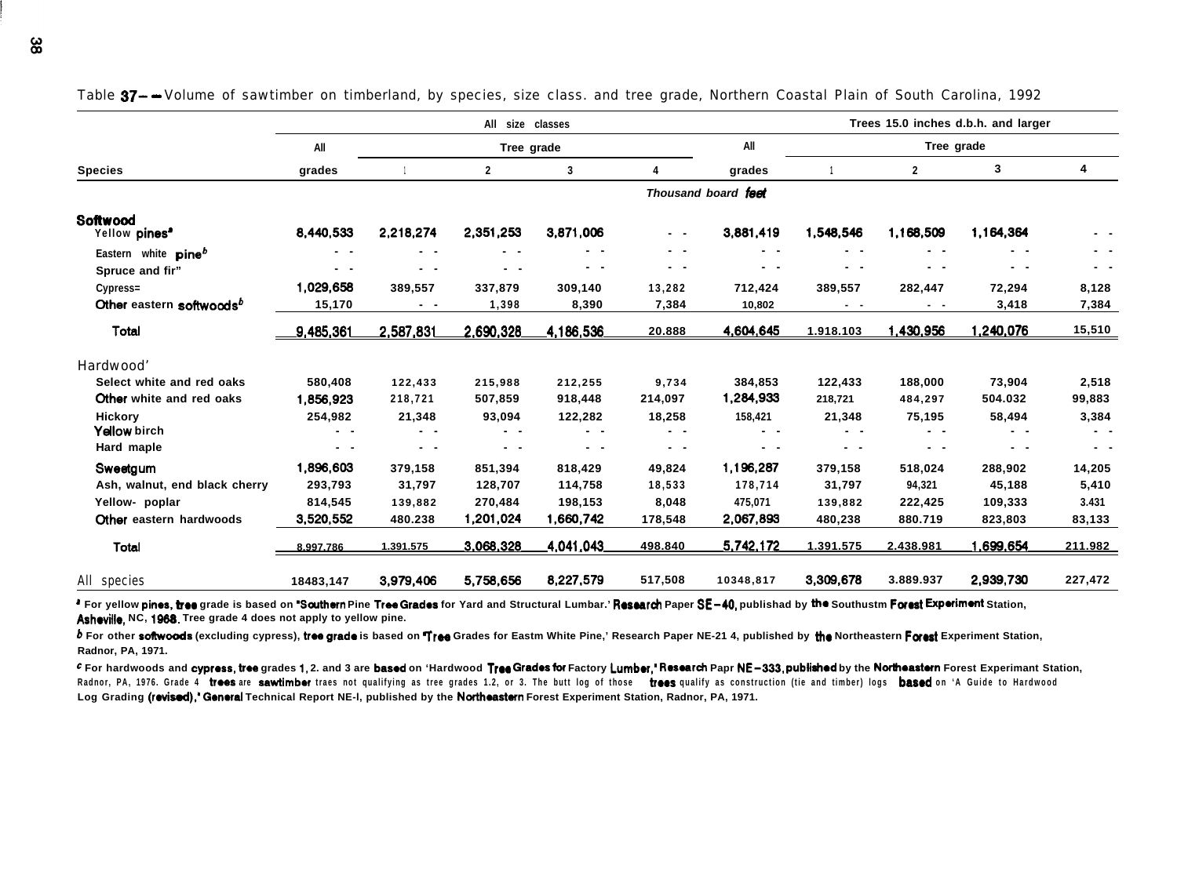Table 37-—Volume of sawtimber on timberland, by species, size class. and tree grade, Northern Coastal Plain of South Carolina, 1992

| Species | All size classes | | | | | Trees 15.0 inches d.b.h. and larger | | | | |
|---|---|---|---|---|---|---|---|---|---|---|
| | All grades | Tree grade 1 | 2 | 3 | 4 | All grades | Tree grade 1 | 2 | 3 | 4 |
| | Thousand board feet | | | | | | | | | |
| **Softwood** | | | | | | | | | | |
| Yellow pines[a] | 8,440,533 | 2,218,274 | 2,351,253 | 3,871,006 | - - | 3,881,419 | 1,548,546 | 1,168,509 | 1,164,364 | - - |
| Eastern white pine[b] | - - | - - | - - | - - | - - | - - | - - | - - | - - | - - |
| Spruce and fir" | - - | - - | - - | - - | - - | - - | - - | - - | - - | - - |
| Cypress= | 1,029,658 | 389,557 | 337,879 | 309,140 | 13,282 | 712,424 | 389,557 | 282,447 | 72,294 | 8,128 |
| Other eastern softwoods[b] | 15,170 | - - | 1,398 | 8,390 | 7,384 | 10,802 | - - | - - | 3,418 | 7,384 |
| Total | 9,485,361 | 2,587,831 | 2,690,328 | 4,186,536 | 20.888 | 4,604,645 | 1.918.103 | 1,430,956 | 1,240,076 | 15,510 |
| Hardwood' | | | | | | | | | | |
| Select white and red oaks | 580,408 | 122,433 | 215,988 | 212,255 | 9,734 | 384,853 | 122,433 | 188,000 | 73,904 | 2,518 |
| Other white and red oaks | 1,856,923 | 218,721 | 507,859 | 918,448 | 214,097 | 1,284,933 | 218,721 | 484,297 | 504.032 | 99,883 |
| Hickory | 254,982 | 21,348 | 93,094 | 122,282 | 18,258 | 158,421 | 21,348 | 75,195 | 58,494 | 3,384 |
| Yellow birch | - - | - - | - - | - - | - - | - - | - - | - - | - - | - - |
| Hard maple | - - | - - | - - | - - | - - | - - | - - | - - | - - | - - |
| Sweetgum | 1,896,603 | 379,158 | 851,394 | 818,429 | 49,824 | 1,196,287 | 379,158 | 518,024 | 288,902 | 14,205 |
| Ash, walnut, end black cherry | 293,793 | 31,797 | 128,707 | 114,758 | 18,533 | 178,714 | 31,797 | 94,321 | 45,188 | 5,410 |
| Yellow- poplar | 814,545 | 139,882 | 270,484 | 198,153 | 8,048 | 475,071 | 139,882 | 222,425 | 109,333 | 3.431 |
| Other eastern hardwoods | 3,520,552 | 480.238 | 1,201,024 | 1,660,742 | 178,548 | 2,067,893 | 480,238 | 880.719 | 823,803 | 83,133 |
| Total | 8.997.786 | 1.391.575 | 3,068,328 | 4,041,043 | 498.840 | 5,742,172 | 1.391.575 | 2.438.981 | 1,699,654 | 211.982 |
| All species | 18483,147 | 3,979,406 | 5,758,656 | 8,227,579 | 517,508 | 10348,817 | 3,309,678 | 3.889.937 | 2,939,730 | 227,472 |

[a] For yellow pines, tree grade is based on "Southern Pine Tree Grades for Yard and Structural Lumbar.' Research Paper SE-40, publishad by the Southustm Forest Experiment Station, Asheville, NC, 1968. Tree grade 4 does not apply to yellow pine.

[b] For other softwoods (excluding cypress), tree grade is based on "Tree Grades for Eastm White Pine,' Research Paper NE-21 4, published by the Northeastern Forest Experiment Station, Radnor, PA, 1971.

[c] For hardwoods and cypress, tree grades 1, 2. and 3 are based on 'Hardwood Tree Grades for Factory Lumber,' Research Papr NE-333, published by the Northeastern Forest Experimant Station, Radnor, PA, 1976. Grade 4 trees are sawtimber traes not qualifying as tree grades 1.2, or 3. The butt log of those trees qualify as construction (tie and timber) logs based on 'A Guide to Hardwood Log Grading (revised),' General Technical Report NE-l, published by the Northeastern Forest Experiment Station, Radnor, PA, 1971.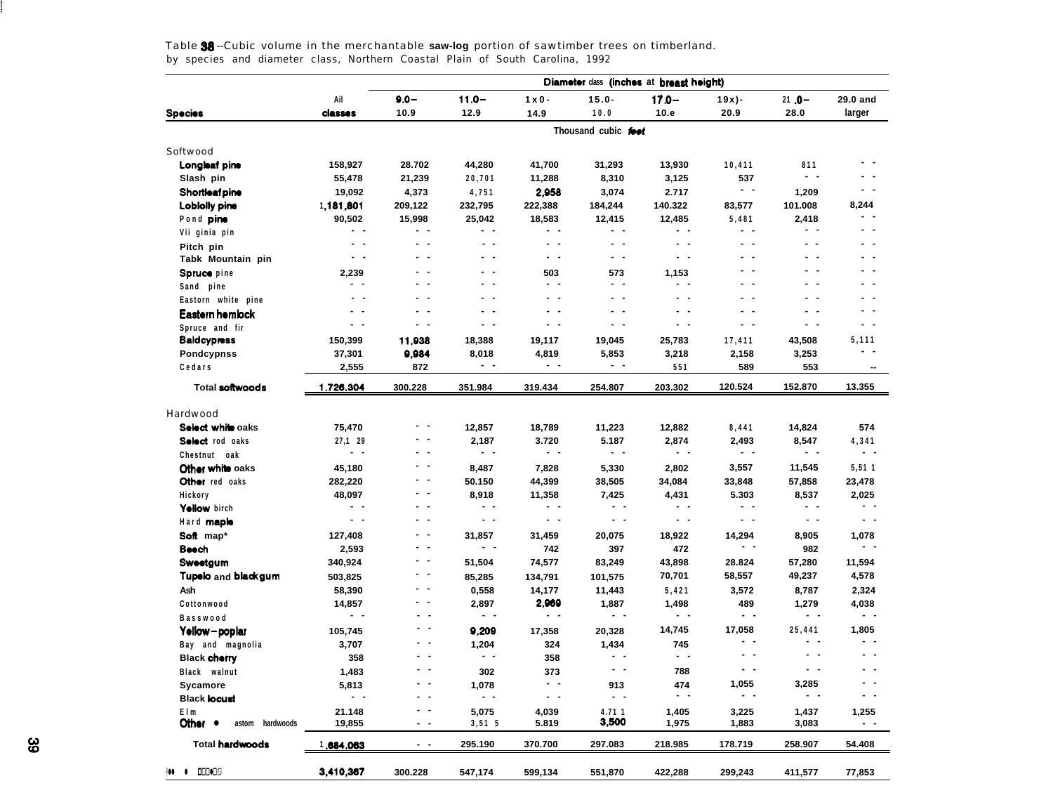Table 38 --Cubic volume in the merchantable saw-log portion of sawtimber trees on timberland. by species and diameter class, Northern Coastal Plain of South Carolina, 1992

| Species | All classes | 9.0–10.9 | 11.0–12.9 | 13.0-14.9 | 15.0-16.9 | 17.0–18.9 | 19.0-20.9 | 21.0–28.0 | 29.0 and larger |
|---|---|---|---|---|---|---|---|---|---|
| | Thousand cubic feet | | | | | | | | |
| Softwood | | | | | | | | | |
| Longleaf pine | 158,927 | 28,702 | 44,280 | 41,700 | 31,293 | 13,930 | 10,411 | 811 | -- |
| Slash pine | 55,478 | 21,239 | 20,701 | 11,288 | 8,310 | 3,125 | 537 | -- | -- |
| Shortleaf pine | 19,092 | 4,373 | 4,751 | 2,958 | 3,074 | 2,717 | -- | 1,209 | -- |
| Loblolly pine | 1,181,801 | 209,122 | 232,795 | 222,388 | 184,244 | 140,322 | 83,577 | 101,008 | 8,244 |
| Pond pine | 90,502 | 15,998 | 25,042 | 18,583 | 12,415 | 12,485 | 5,481 | 2,418 | -- |
| Virginia pine | -- | -- | -- | -- | -- | -- | -- | -- | -- |
| Pitch pine | -- | -- | -- | -- | -- | -- | -- | -- | -- |
| Table Mountain pine | -- | -- | -- | -- | -- | -- | -- | -- | -- |
| Spruce pine | 2,239 | -- | -- | 503 | 573 | 1,153 | -- | -- | -- |
| Sand pine | -- | -- | -- | -- | -- | -- | -- | -- | -- |
| Eastern white pine | -- | -- | -- | -- | -- | -- | -- | -- | -- |
| Eastern hemlock | -- | -- | -- | -- | -- | -- | -- | -- | -- |
| Spruce and fir | -- | -- | -- | -- | -- | -- | -- | -- | -- |
| Baldcypress | 150,399 | 11,938 | 18,388 | 19,117 | 19,045 | 25,783 | 17,411 | 43,508 | 5,111 |
| Pondcypress | 37,301 | 9,984 | 8,018 | 4,819 | 5,853 | 3,218 | 2,158 | 3,253 | -- |
| Cedars | 2,555 | 872 | -- | -- | -- | 551 | 589 | 553 | -- |
| Total softwoods | 1,726,304 | 300,228 | 351,984 | 319,434 | 254,807 | 203,302 | 120,524 | 152,870 | 13,355 |
| Hardwood | | | | | | | | | |
| Select white oaks | 75,470 | -- | 12,857 | 18,789 | 11,223 | 12,882 | 8,441 | 14,824 | 574 |
| Select red oaks | 27,129 | -- | 2,187 | 3,720 | 5,187 | 2,874 | 2,493 | 8,547 | 4,341 |
| Chestnut oak | -- | -- | -- | -- | -- | -- | -- | -- | -- |
| Other white oaks | 45,180 | -- | 8,487 | 7,828 | 5,330 | 2,802 | 3,557 | 11,545 | 5,511 |
| Other red oaks | 282,220 | -- | 50,150 | 44,399 | 38,505 | 34,084 | 33,848 | 57,858 | 23,478 |
| Hickory | 48,097 | -- | 8,918 | 11,358 | 7,425 | 4,431 | 5,303 | 8,537 | 2,025 |
| Yellow birch | -- | -- | -- | -- | -- | -- | -- | -- | -- |
| Hard maple | -- | -- | -- | -- | -- | -- | -- | -- | -- |
| Soft maple | 127,408 | -- | 31,857 | 31,459 | 20,075 | 18,922 | 14,294 | 8,905 | 1,078 |
| Beech | 2,593 | -- | -- | 742 | 397 | 472 | -- | 982 | -- |
| Sweetgum | 340,924 | -- | 51,504 | 74,577 | 83,249 | 43,898 | 28,824 | 57,280 | 11,594 |
| Tupelo and blackgum | 503,825 | -- | 85,285 | 134,791 | 101,575 | 70,701 | 58,557 | 49,237 | 4,578 |
| Ash | 58,390 | -- | 0,558 | 14,177 | 11,443 | 5,421 | 3,572 | 8,787 | 2,324 |
| Cottonwood | 14,857 | -- | 2,897 | 2,969 | 1,887 | 1,498 | 489 | 1,279 | 4,038 |
| Basswood | -- | -- | -- | -- | -- | -- | -- | -- | -- |
| Yellow-poplar | 105,745 | -- | 9,209 | 17,358 | 20,328 | 14,745 | 17,058 | 25,441 | 1,805 |
| Bay and magnolia | 3,707 | -- | 1,204 | 324 | 1,434 | 745 | -- | -- | -- |
| Black cherry | 358 | -- | -- | 358 | -- | -- | -- | -- | -- |
| Black walnut | 1,483 | -- | 302 | 373 | -- | 788 | -- | -- | -- |
| Sycamore | 5,813 | -- | 1,078 | -- | 913 | 474 | 1,055 | 3,285 | -- |
| Black locust | -- | -- | -- | -- | -- | -- | -- | -- | -- |
| Elm | 21,148 | -- | 5,075 | 4,039 | 4,711 | 1,405 | 3,225 | 1,437 | 1,255 |
| Other eastern hardwoods | 19,855 | -- | 3,515 | 5,819 | 3,500 | 1,975 | 1,883 | 3,083 | -- |
| Total hardwoods | 1,684,063 | -- | 295,190 | 370,700 | 297,083 | 218,985 | 178,719 | 258,907 | 54,408 |
| All species | 3,410,367 | 300,228 | 547,174 | 599,134 | 551,870 | 422,288 | 299,243 | 411,577 | 77,853 |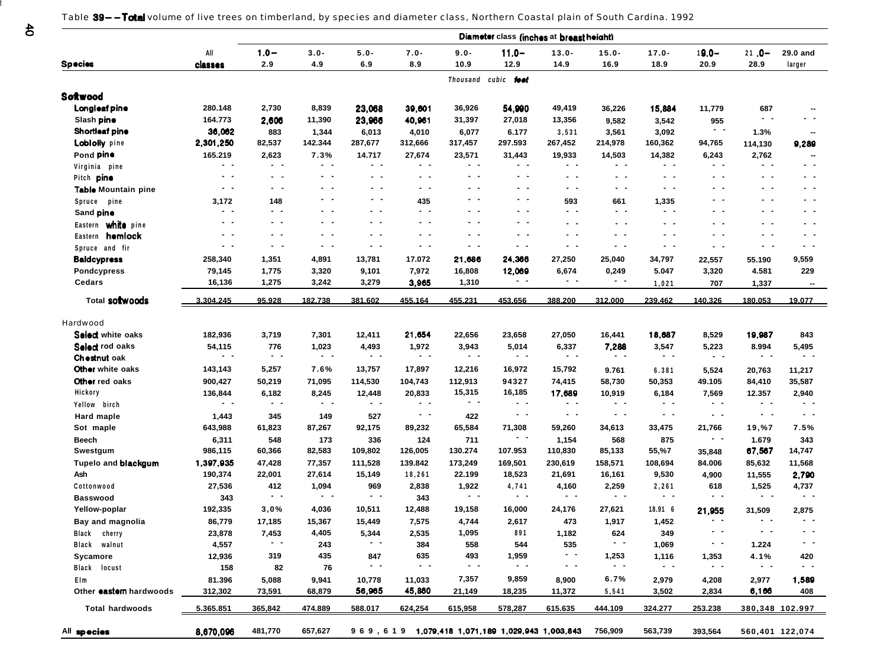Table 39--Total volume of live trees on timberland, by species and diameter class, Northern Coastal plain of South Cardina. 1992

| Species | All classes | Diameter class (inches at breast height) | | | | | | | | | | | |
|---|---|---|---|---|---|---|---|---|---|---|---|---|---|
| | | 1.0-2.9 | 3.0-4.9 | 5.0-6.9 | 7.0-8.9 | 9.0-10.9 | 11.0-12.9 | 13.0-14.9 | 15.0-16.9 | 17.0-18.9 | 19.0-20.9 | 21.0-28.9 | 29.0 and larger |
| | *Thousand cubic feet* | | | | | | | | | | | | |
| **Softwood** | | | | | | | | | | | | | |
| Longleaf pine | 280.148 | 2,730 | 8,839 | 23,068 | 39,601 | 36,926 | 54,990 | 49,419 | 36,226 | 15,884 | 11,779 | 687 | -- |
| Slash pine | 164.773 | 2,606 | 11,390 | 23,966 | 40,961 | 31,397 | 27,018 | 13,356 | 9,582 | 3,542 | 955 | -- | -- |
| Shortleaf pine | 36,062 | 883 | 1,344 | 6,013 | 4,010 | 6,077 | 6.177 | 3,531 | 3,561 | 3,092 | -- | 1.3% | -- |
| Loblolly pine | 2,301,250 | 82,537 | 142.344 | 287,677 | 312,666 | 317,457 | 297.593 | 267,452 | 214,978 | 160,362 | 94,765 | 114,130 | 9,289 |
| Pond pine | 165.219 | 2,623 | 7.3% | 14.717 | 27,674 | 23,571 | 31,443 | 19,933 | 14,503 | 14,382 | 6,243 | 2,762 | -- |
| Virginia pine | -- | -- | -- | -- | -- | -- | -- | -- | -- | -- | -- | -- | -- |
| Pitch pine | -- | -- | -- | -- | -- | -- | -- | -- | -- | -- | -- | -- | -- |
| Table Mountain pine | -- | -- | -- | -- | -- | -- | -- | -- | -- | -- | -- | -- | -- |
| Spruce pine | 3,172 | 148 | -- | -- | 435 | -- | -- | 593 | 661 | 1,335 | -- | -- | -- |
| Sand pine | -- | -- | -- | -- | -- | -- | -- | -- | -- | -- | -- | -- | -- |
| Eastern white pine | -- | -- | -- | -- | -- | -- | -- | -- | -- | -- | -- | -- | -- |
| Eastern hemlock | -- | -- | -- | -- | -- | -- | -- | -- | -- | -- | -- | -- | -- |
| Spruce and fir | -- | -- | -- | -- | -- | -- | -- | -- | -- | -- | -- | -- | -- |
| Baldcypress | 258,340 | 1,351 | 4,891 | 13,781 | 17.072 | 21,686 | 24,366 | 27,250 | 25,040 | 34,797 | 22,557 | 55.190 | 9,559 |
| Pondcypress | 79,145 | 1,775 | 3,320 | 9,101 | 7,972 | 16,808 | 12,069 | 6,674 | 0,249 | 5.047 | 3,320 | 4.581 | 229 |
| Cedars | 16,136 | 1,275 | 3,242 | 3,279 | 3,965 | 1,310 | -- | -- | -- | 1,021 | 707 | 1,337 | -- |
| Total softwoods | 3.304.245 | 95.928 | 182.738 | 381.602 | 455.164 | 455.231 | 453.656 | 388.200 | 312.000 | 239.462 | 140.326 | 180.053 | 19.077 |
| Hardwood | | | | | | | | | | | | | |
| Select white oaks | 182,936 | 3,719 | 7,301 | 12,411 | 21,654 | 22,656 | 23,658 | 27,050 | 16,441 | 18,687 | 8,529 | 19,987 | 843 |
| Select red oaks | 54,115 | 776 | 1,023 | 4,493 | 1,972 | 3,943 | 5,014 | 6,337 | 7,288 | 3,547 | 5,223 | 8.994 | 5,495 |
| Chestnut oak | -- | -- | -- | -- | -- | -- | -- | -- | -- | -- | -- | -- | -- |
| Other white oaks | 143,143 | 5,257 | 7.6% | 13,757 | 17,897 | 12,216 | 16,972 | 15,792 | 9.761 | 6.381 | 5,524 | 20,763 | 11,217 |
| Other red oaks | 900,427 | 50,219 | 71,095 | 114,530 | 104,743 | 112,913 | 94327 | 74,415 | 58,730 | 50,353 | 49.105 | 84,410 | 35,587 |
| Hickory | 136,844 | 6,182 | 8,245 | 12,448 | 20,833 | 15,315 | 16,185 | 17,689 | 10,919 | 6,184 | 7,569 | 12.357 | 2,940 |
| Yellow birch | -- | -- | -- | -- | -- | -- | -- | -- | -- | -- | -- | -- | -- |
| Hard maple | 1,443 | 345 | 149 | 527 | -- | 422 | -- | -- | -- | -- | -- | -- | -- |
| Sot maple | 643,988 | 61,823 | 87,267 | 92,175 | 89,232 | 65,584 | 71,308 | 59,260 | 34,613 | 33,475 | 21,766 | 19,%7 | 7.5% |
| Beech | 6,311 | 548 | 173 | 336 | 124 | 711 | -- | 1,154 | 568 | 875 | -- | 1.679 | 343 |
| Swestgum | 986,115 | 60,366 | 82,583 | 109,802 | 126,005 | 130.274 | 107.953 | 110,830 | 85,133 | 55,%7 | 35,848 | 67,567 | 14,747 |
| Tupelo and blackgum | 1,397,935 | 47,428 | 77,357 | 111,528 | 139.842 | 173,249 | 169,501 | 230,619 | 158,571 | 108,694 | 84.006 | 85,632 | 11,568 |
| Ash | 190,374 | 22,001 | 27,614 | 15,149 | 18,261 | 22.199 | 18,523 | 21,691 | 16,161 | 9,530 | 4,900 | 11,555 | 2,790 |
| Cottonwood | 27,536 | 412 | 1,094 | 969 | 2,838 | 1,922 | 4,741 | 4,160 | 2,259 | 2,261 | 618 | 1,525 | 4,737 |
| Basswood | 343 | -- | -- | -- | 343 | -- | -- | -- | -- | -- | -- | -- | -- |
| Yellow-poplar | 192,335 | 3,0% | 4,036 | 10,511 | 12,488 | 19,158 | 16,000 | 24,176 | 27,621 | 18.91 6 | 21,955 | 31,509 | 2,875 |
| Bay and magnolia | 86,779 | 17,185 | 15,367 | 15,449 | 7,575 | 4,744 | 2,617 | 473 | 1,917 | 1,452 | -- | -- | -- |
| Black cherry | 23,878 | 7,453 | 4,405 | 5,344 | 2,535 | 1,095 | 891 | 1,182 | 624 | 349 | -- | -- | -- |
| Black walnut | 4,557 | -- | 243 | -- | 384 | 558 | 544 | 535 | -- | 1,069 | -- | 1.224 | -- |
| Sycamore | 12,936 | 319 | 435 | 847 | 635 | 493 | 1,959 | -- | 1,253 | 1,116 | 1,353 | 4.1% | 420 |
| Black locust | 158 | 82 | 76 | -- | -- | -- | -- | -- | -- | -- | -- | -- | -- |
| Elm | 81.396 | 5,088 | 9,941 | 10,778 | 11,033 | 7,357 | 9,859 | 8,900 | 6.7% | 2,979 | 4,208 | 2,977 | 1,589 |
| Other eastern hardwoods | 312,302 | 73,591 | 68,879 | 56,965 | 45,860 | 21,149 | 18,235 | 11,372 | 5,541 | 3,502 | 2,834 | 6,166 | 408 |
| Total hardwoods | 5.365.851 | 365,842 | 474.889 | 588.017 | 624,254 | 615,958 | 578,287 | 615.635 | 444.109 | 324.277 | 253.238 | 380,348 | 102.997 |
| All species | 8,670,096 | 481,770 | 657,627 | 969,619 | 1,079,418 | 1,071,189 | 1,029,943 | 1,003,843 | 756,909 | 563,739 | 393,564 | 560,401 | 122,074 |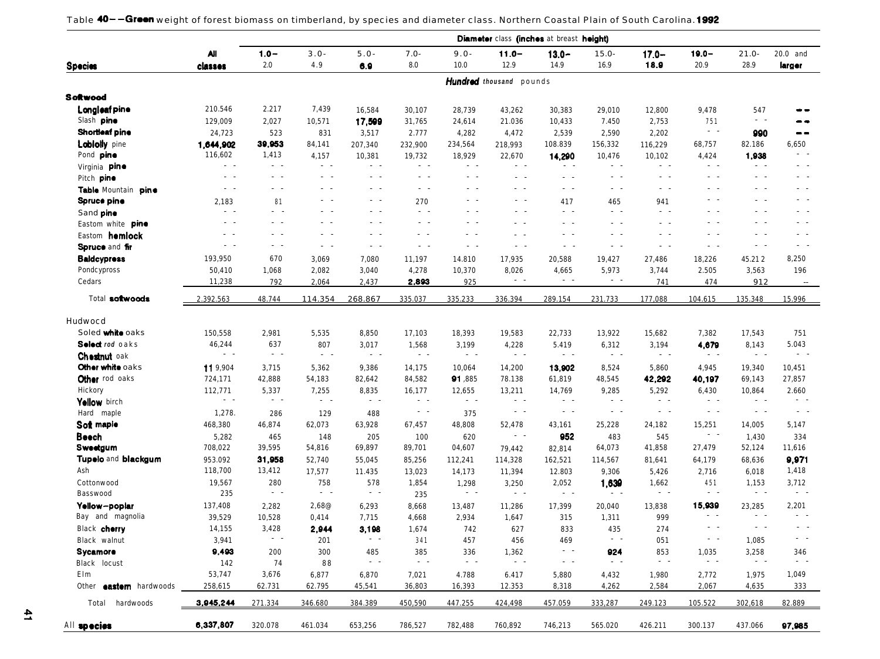Table 40--Green weight of forest biomass on timberland, by species and diameter class. Northern Coastal Plain of South Carolina. 1992

| Species | All classes | 1.0-2.0 | 3.0-4.9 | 5.0-6.9 | 7.0-8.0 | 9.0-10.0 | 11.0-12.9 | 13.0-14.9 | 15.0-16.9 | 17.0-18.9 | 19.0-20.9 | 21.0-28.9 | 20.0 and larger |
|---|---|---|---|---|---|---|---|---|---|---|---|---|---|
| | | | | | | Hundred thousand pounds | | | | | | | |
| **Softwood** | | | | | | | | | | | | | |
| Longleaf pine | 210.546 | 2.217 | 7,439 | 16,584 | 30,107 | 28,739 | 43,262 | 30,383 | 29,010 | 12,800 | 9,478 | 547 | -- |
| Slash pine | 129,009 | 2,027 | 10,571 | 17,509 | 31,765 | 24,614 | 21.036 | 10,433 | 7.450 | 2,753 | 751 | -- | -- |
| Shortleaf pine | 24,723 | 523 | 831 | 3,517 | 2.777 | 4,282 | 4,472 | 2,539 | 2,590 | 2,202 | -- | 990 | -- |
| Loblolly pine | 1,644,902 | 39,953 | 84,141 | 207,340 | 232,900 | 234,564 | 218,993 | 108.839 | 156,332 | 116,229 | 68,757 | 82.186 | 6,650 |
| Pond pine | 116,602 | 1,413 | 4,157 | 10,381 | 19,732 | 18,929 | 22,670 | 14,290 | 10,476 | 10,102 | 4,424 | 1,938 | -- |
| Virginia pine | -- | -- | -- | -- | -- | -- | -- | -- | -- | -- | -- | -- | -- |
| Pitch pine | -- | -- | -- | -- | -- | -- | -- | -- | -- | -- | -- | -- | -- |
| Table Mountain pine | -- | -- | -- | -- | -- | -- | -- | -- | -- | -- | -- | -- | -- |
| Spruce pine | 2,183 | 81 | -- | -- | 270 | -- | -- | 417 | 465 | 941 | -- | -- | -- |
| Sand pine | -- | -- | -- | -- | -- | -- | -- | -- | -- | -- | -- | -- | -- |
| Eastom white pine | -- | -- | -- | -- | -- | -- | -- | -- | -- | -- | -- | -- | -- |
| Eastom hemlock | -- | -- | -- | -- | -- | -- | -- | -- | -- | -- | -- | -- | -- |
| Spruce and fir | -- | -- | -- | -- | -- | -- | -- | -- | -- | -- | -- | -- | -- |
| Baldcypress | 193,950 | 670 | 3,069 | 7,080 | 11,197 | 14.810 | 17,935 | 20,588 | 19,427 | 27,486 | 18,226 | 45.21 2 | 8,250 |
| Pondcypross | 50,410 | 1,068 | 2,082 | 3,040 | 4,278 | 10,370 | 8,026 | 4,665 | 5,973 | 3,744 | 2.505 | 3,563 | 196 |
| Cedars | 11,238 | 792 | 2,064 | 2,437 | 2,893 | 925 | -- | -- | -- | 741 | 474 | 912 | -- |
| Total softwoods | 2.392.563 | 48.744 | 114.354 | 268.867 | 335.037 | 335.233 | 336.394 | 289.154 | 231.733 | 177.088 | 104.615 | 135.348 | 15.996 |
| **Hudwocd** | | | | | | | | | | | | | |
| Soled white oaks | 150,558 | 2,981 | 5,535 | 8,850 | 17,103 | 18,393 | 19,583 | 22,733 | 13,922 | 15,682 | 7,382 | 17,543 | 751 |
| Select rod oaks | 46,244 | 637 | 807 | 3,017 | 1,568 | 3,199 | 4,228 | 5.419 | 6,312 | 3,194 | 4,679 | 8,143 | 5.043 |
| Chestnut oak | -- | -- | -- | -- | -- | -- | -- | -- | -- | -- | -- | -- | -- |
| Other white oaks | 11 9,904 | 3,715 | 5,362 | 9,386 | 14,175 | 10,064 | 14,200 | 13,902 | 8,524 | 5,860 | 4,945 | 19,340 | 10,451 |
| Other rod oaks | 724,171 | 42,888 | 54,183 | 82,642 | 84,582 | 91,885 | 78.138 | 61,819 | 48,545 | 42,292 | 40,197 | 69,143 | 27,857 |
| Hickory | 112,771 | 5,337 | 7,255 | 8,835 | 16,177 | 12,655 | 13,211 | 14,769 | 9,285 | 5,292 | 6,430 | 10,864 | 2.660 |
| Yellow birch | -- | -- | -- | -- | -- | -- | -- | -- | -- | -- | -- | -- | -- |
| Hard maple | 1,278. | 286 | 129 | 488 | -- | 375 | -- | -- | -- | -- | -- | -- | -- |
| Soft maple | 468,380 | 46,874 | 62,073 | 63,928 | 67,457 | 48,808 | 52,478 | 43,161 | 25,228 | 24,182 | 15,251 | 14,005 | 5,147 |
| Beech | 5,282 | 465 | 148 | 205 | 100 | 620 | -- | 952 | 483 | 545 | -- | 1,430 | 334 |
| Sweetgum | 708,022 | 39,595 | 54,816 | 69,897 | 89,701 | 04,607 | 79,442 | 82,814 | 64,073 | 41,858 | 27,479 | 52,124 | 11,616 |
| Tupelo and blackgum | 953.092 | 31,958 | 52,740 | 55,045 | 85,256 | 112,241 | 114,328 | 162,521 | 114,567 | 81,641 | 64,179 | 68,636 | 9,971 |
| Ash | 118,700 | 13,412 | 17,577 | 11.435 | 13,023 | 14,173 | 11,394 | 12.803 | 9,306 | 5,426 | 2,716 | 6,018 | 1,418 |
| Cottonwood | 19,567 | 280 | 758 | 578 | 1,854 | 1,298 | 3,250 | 2,052 | 1,639 | 1,662 | 451 | 1,153 | 3,712 |
| Basswood | 235 | -- | -- | -- | 235 | -- | -- | -- | -- | -- | -- | -- | -- |
| Yellow-poplar | 137,408 | 2,282 | 2,68@ | 6,293 | 8,668 | 13,487 | 11,286 | 17,399 | 20,040 | 13,838 | 15,939 | 23,285 | 2,201 |
| Bay and magnolia | 39,529 | 10,528 | 0,414 | 7,715 | 4,668 | 2,934 | 1,647 | 315 | 1,311 | 999 | -- | -- | -- |
| Black cherry | 14,155 | 3,428 | 2,944 | 3,198 | 1,674 | 742 | 627 | 833 | 435 | 274 | -- | -- | -- |
| Black walnut | 3,941 | -- | 201 | -- | 341 | 457 | 456 | 469 | -- | 051 | -- | 1,085 | -- |
| Sycamore | 9,493 | 200 | 300 | 485 | 385 | 336 | 1,362 | -- | 924 | 853 | 1,035 | 3,258 | 346 |
| Black locust | 142 | 74 | 88 | -- | -- | -- | -- | -- | -- | -- | -- | -- | -- |
| Elm | 53,747 | 3,676 | 6,877 | 6,870 | 7,021 | 4.788 | 6.417 | 5,880 | 4,432 | 1,980 | 2,772 | 1,975 | 1,049 |
| Other eastern hardwoods | 258,615 | 62.731 | 62.795 | 45,541 | 36,803 | 16,393 | 12.353 | 8,318 | 4,262 | 2,584 | 2,067 | 4,635 | 333 |
| Total hardwoods | 3,945,244 | 271.334 | 346.680 | 384.389 | 450,590 | 447.255 | 424,498 | 457.059 | 333,287 | 249.123 | 105.522 | 302,618 | 82.889 |
| All species | 6,337,807 | 320.078 | 461.034 | 653,256 | 786,527 | 782,488 | 760,892 | 746,213 | 565.020 | 426.211 | 300.137 | 437.066 | 97,985 |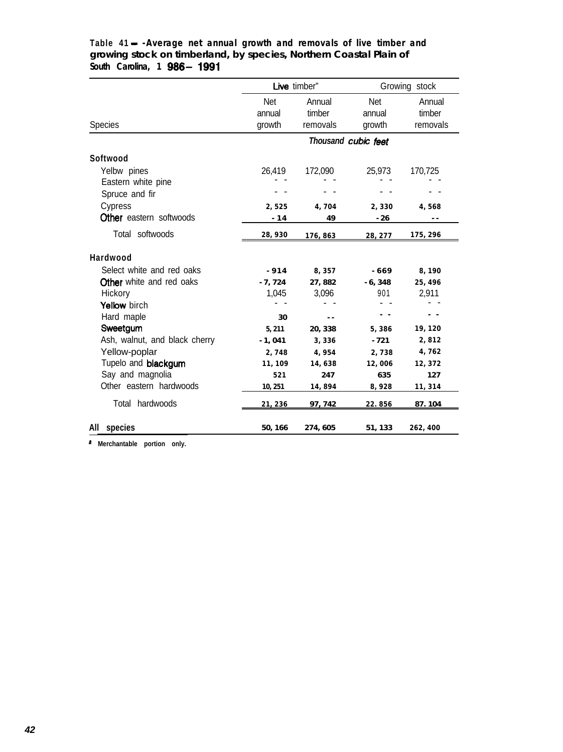**Table 41 -Average net annual growth and removals of live timber and growing stock on timberland, by species, Northern Coastal Plain of South Carolina, 1986-1991**

| Species | Live timber[a] | | Growing stock | |
|---|---|---|---|---|
| | Net annual growth | Annual timber removals | Net annual growth | Annual timber removals |
| | *Thousand cubic feet* | | | |
| **Softwood** | | | | |
| Yelbw pines | 26,419 | 172,090 | 25,973 | 170,725 |
| Eastern white pine | -- | -- | -- | -- |
| Spruce and fir | -- | -- | -- | -- |
| Cypress | 2,525 | 4,704 | 2,330 | 4,568 |
| Other eastern softwoods | -14 | 49 | -26 | -- |
| Total softwoods | 28,930 | 176,863 | 28,277 | 175,296 |
| **Hardwood** | | | | |
| Select white and red oaks | -914 | 8,357 | -669 | 8,190 |
| Other white and red oaks | -7,724 | 27,882 | -6,348 | 25,496 |
| Hickory | 1,045 | 3,096 | 901 | 2,911 |
| Yellow birch | -- | -- | -- | -- |
| Hard maple | 30 | -- | -- | -- |
| Sweetgum | 5,211 | 20,338 | 5,386 | 19,120 |
| Ash, walnut, and black cherry | -1,041 | 3,336 | -721 | 2,812 |
| Yellow-poplar | 2,748 | 4,954 | 2,738 | 4,762 |
| Tupelo and blackgum | 11,109 | 14,638 | 12,006 | 12,372 |
| Say and magnolia | 521 | 247 | 635 | 127 |
| Other eastern hardwoods | 10,251 | 14,894 | 8,928 | 11,314 |
| Total hardwoods | 21,236 | 97,742 | 22.856 | 87.104 |
| **All species** | 50,166 | 274,605 | 51,133 | 262,400 |

[a] Merchantable portion only.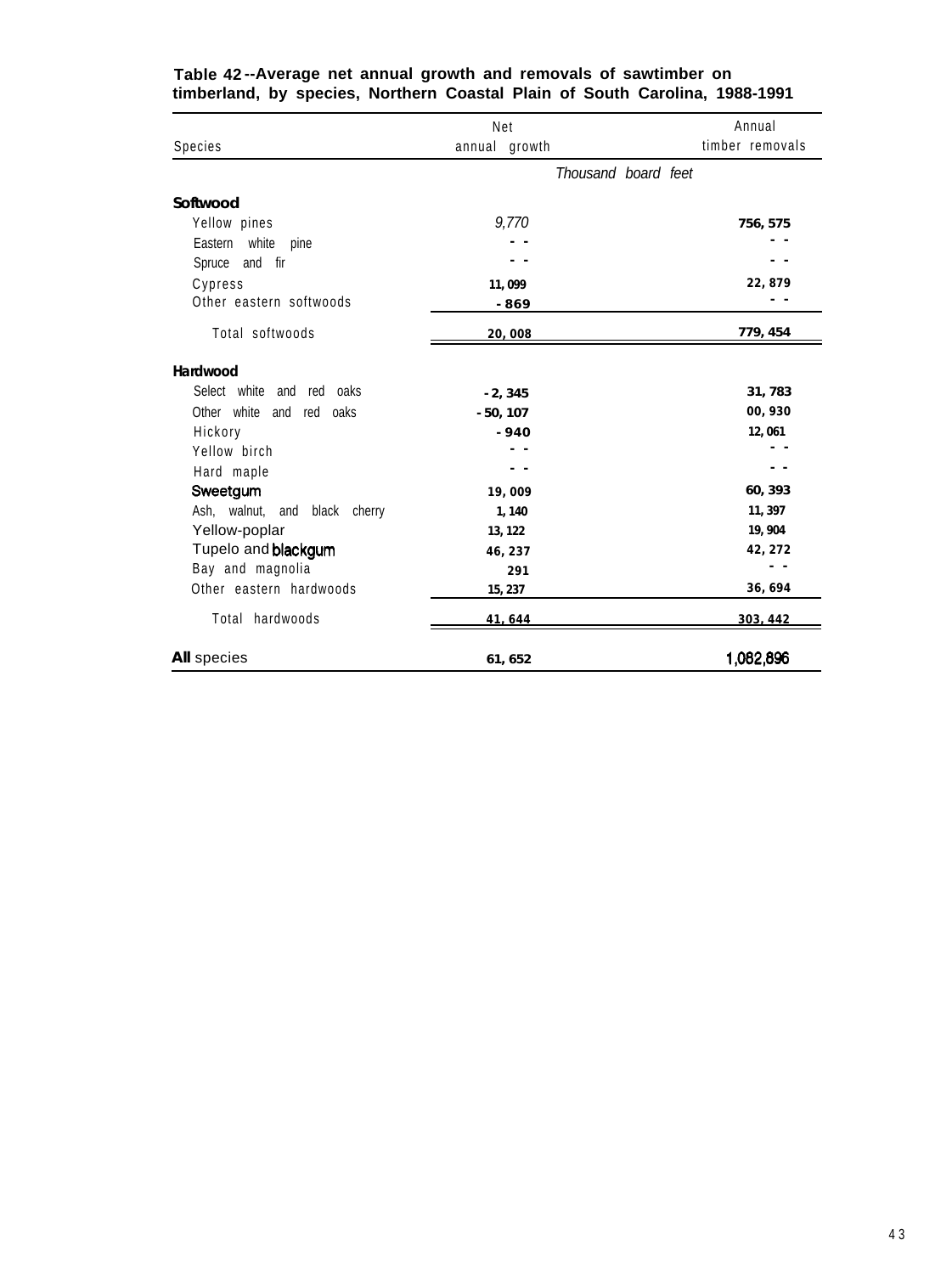**Table 42--Average net annual growth and removals of sawtimber on timberland, by species, Northern Coastal Plain of South Carolina, 1988-1991**

| Species | Net annual growth | Annual timber removals |
|---|---|---|
| | *Thousand board feet* | |
| **Softwood** | | |
| Yellow pines | 9,770 | 756,575 |
| Eastern white pine | -- | -- |
| Spruce and fir | -- | -- |
| Cypress | 11,099 | 22,879 |
| Other eastern softwoods | -869 | -- |
| Total softwoods | 20,008 | 779,454 |
| **Hardwood** | | |
| Select white and red oaks | -2,345 | 31,783 |
| Other white and red oaks | -50,107 | 00,930 |
| Hickory | -940 | 12,061 |
| Yellow birch | -- | -- |
| Hard maple | -- | -- |
| Sweetgum | 19,009 | 60,393 |
| Ash, walnut, and black cherry | 1,140 | 11,397 |
| Yellow-poplar | 13,122 | 19,904 |
| Tupelo and blackgum | 46,237 | 42,272 |
| Bay and magnolia | 291 | -- |
| Other eastern hardwoods | 15,237 | 36,694 |
| Total hardwoods | 41,644 | 303,442 |
| **All** species | 61,652 | 1,082,896 |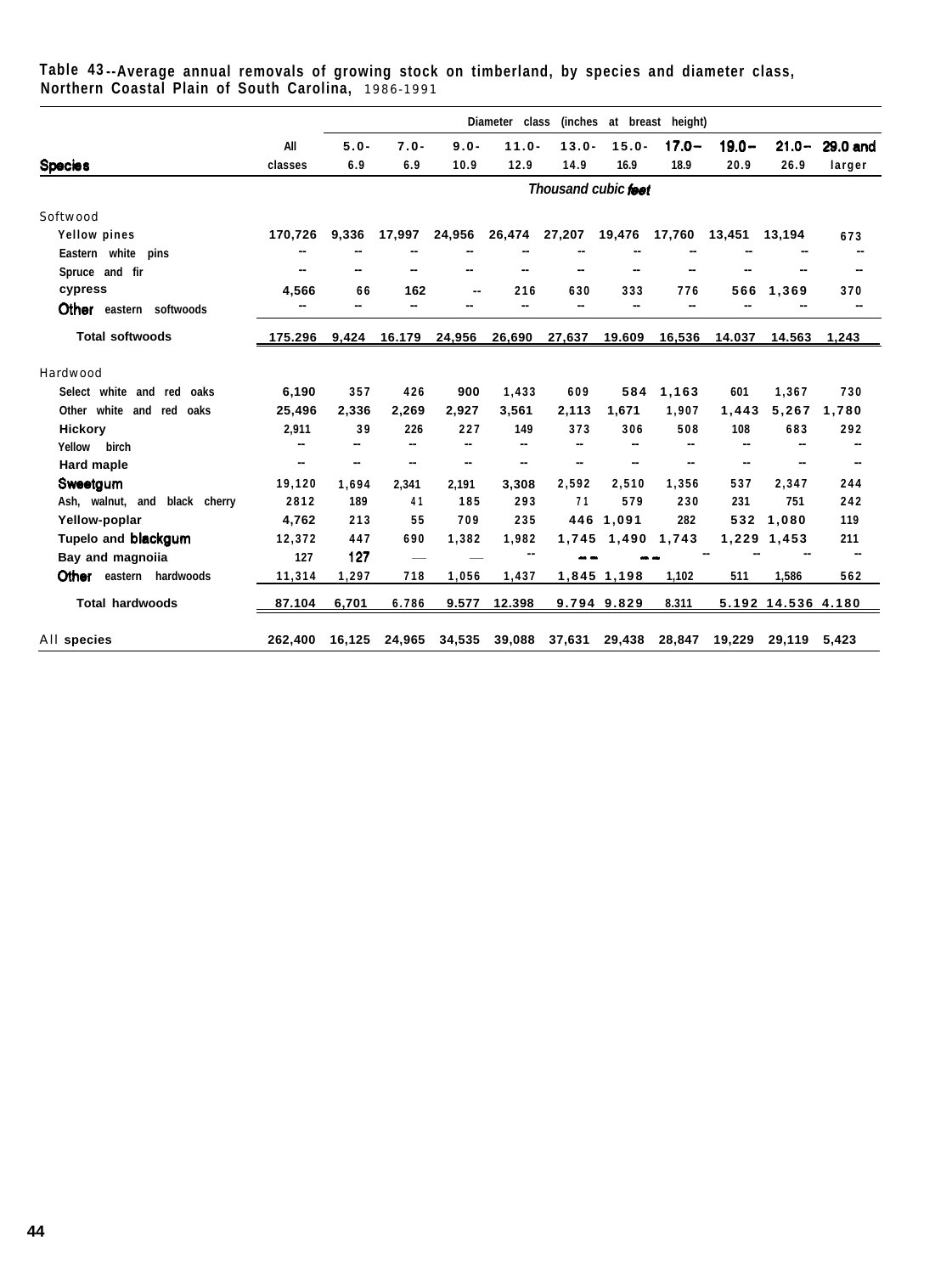Table 43--Average annual removals of growing stock on timberland, by species and diameter class, Northern Coastal Plain of South Carolina, 1986-1991

| Species | All classes | Diameter class (inches at breast height) | | | | | | | | | |
|---|---|---|---|---|---|---|---|---|---|---|---|
| | | 5.0-6.9 | 7.0-6.9 | 9.0-10.9 | 11.0-12.9 | 13.0-14.9 | 15.0-16.9 | 17.0-18.9 | 19.0-20.9 | 21.0-26.9 | 29.0 and larger |
| | Thousand cubic feet | | | | | | | | | | |
| Softwood | | | | | | | | | | | |
| Yellow pines | 170,726 | 9,336 | 17,997 | 24,956 | 26,474 | 27,207 | 19,476 | 17,760 | 13,451 | 13,194 | 673 |
| Eastern white pins | -- | -- | -- | -- | -- | -- | -- | -- | -- | -- | -- |
| Spruce and fir | -- | -- | -- | -- | -- | -- | -- | -- | -- | -- | -- |
| cypress | 4,566 | 66 | 162 | -- | 216 | 630 | 333 | 776 | 566 | 1,369 | 370 |
| Other eastern softwoods | -- | -- | -- | -- | -- | -- | -- | -- | -- | -- | -- |
| Total softwoods | 175.296 | 9,424 | 16.179 | 24,956 | 26,690 | 27,637 | 19.609 | 16,536 | 14.037 | 14.563 | 1,243 |
| Hardwood | | | | | | | | | | | |
| Select white and red oaks | 6,190 | 357 | 426 | 900 | 1,433 | 609 | 584 | 1,163 | 601 | 1,367 | 730 |
| Other white and red oaks | 25,496 | 2,336 | 2,269 | 2,927 | 3,561 | 2,113 | 1,671 | 1,907 | 1,443 | 5,267 | 1,780 |
| Hickory | 2,911 | 39 | 226 | 227 | 149 | 373 | 306 | 508 | 108 | 683 | 292 |
| Yellow birch | -- | -- | -- | -- | -- | -- | -- | -- | -- | -- | -- |
| Hard maple | -- | -- | -- | -- | -- | -- | -- | -- | -- | -- | -- |
| Sweetgum | 19,120 | 1,694 | 2,341 | 2,191 | 3,308 | 2,592 | 2,510 | 1,356 | 537 | 2,347 | 244 |
| Ash, walnut, and black cherry | 2812 | 189 | 41 | 185 | 293 | 71 | 579 | 230 | 231 | 751 | 242 |
| Yellow-poplar | 4,762 | 213 | 55 | 709 | 235 | 446 | 1,091 | 282 | 532 | 1,080 | 119 |
| Tupelo and blackgum | 12,372 | 447 | 690 | 1,382 | 1,982 | 1,745 | 1,490 | 1,743 | 1,229 | 1,453 | 211 |
| Bay and magnoiia | 127 | 127 | — | — | -- | -- | -- | -- | -- | -- | -- |
| Other eastern hardwoods | 11,314 | 1,297 | 718 | 1,056 | 1,437 | 1,845 | 1,198 | 1,102 | 511 | 1,586 | 562 |
| Total hardwoods | 87.104 | 6,701 | 6.786 | 9.577 | 12.398 | 9.794 | 9.829 | 8.311 | 5.192 | 14.536 | 4.180 |
| All species | 262,400 | 16,125 | 24,965 | 34,535 | 39,088 | 37,631 | 29,438 | 28,847 | 19,229 | 29,119 | 5,423 |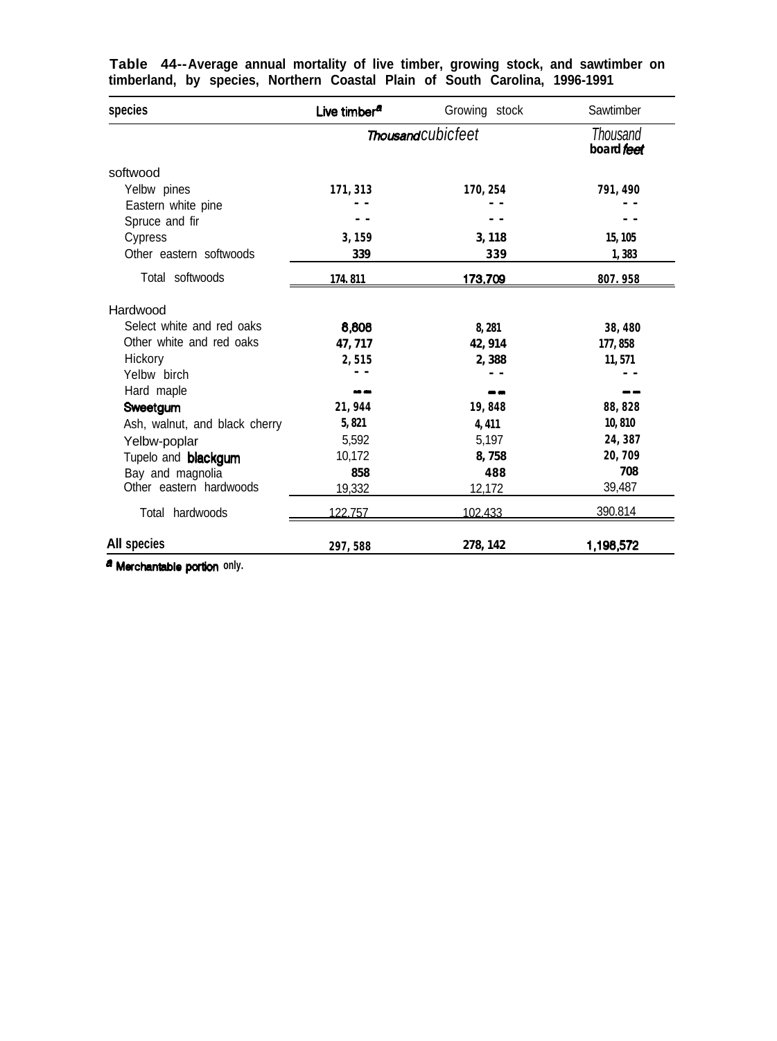**Table 44--Average annual mortality of live timber, growing stock, and sawtimber on timberland, by species, Northern Coastal Plain of South Carolina, 1996-1991**

| species | Live timber[a] | Growing stock | Sawtimber |
|---|---|---|---|
| | *Thousand cubic feet* | | *Thousand board feet* |
| softwood | | | |
| Yelbw pines | 171,313 | 170,254 | 791,490 |
| Eastern white pine | -- | -- | -- |
| Spruce and fir | -- | -- | -- |
| Cypress | 3,159 | 3,118 | 15,105 |
| Other eastern softwoods | 339 | 339 | 1,383 |
| Total softwoods | 174.811 | 173.709 | 807.958 |
| Hardwood | | | |
| Select white and red oaks | 8,808 | 8,281 | 38,480 |
| Other white and red oaks | 47,717 | 42,914 | 177,858 |
| Hickory | 2,515 | 2,388 | 11,571 |
| Yelbw birch | -- | -- | -- |
| Hard maple | -- | -- | -- |
| Sweetgum | 21,944 | 19,848 | 88,828 |
| Ash, walnut, and black cherry | 5,821 | 4,411 | 10,810 |
| Yelbw-poplar | 5,592 | 5,197 | 24,387 |
| Tupelo and blackgum | 10,172 | 8,758 | 20,709 |
| Bay and magnolia | 858 | 488 | 708 |
| Other eastern hardwoods | 19,332 | 12,172 | 39,487 |
| Total hardwoods | 122.757 | 102.433 | 390.814 |
| All species | 297,588 | 278,142 | 1,198,572 |

[a] Merchantable portion only.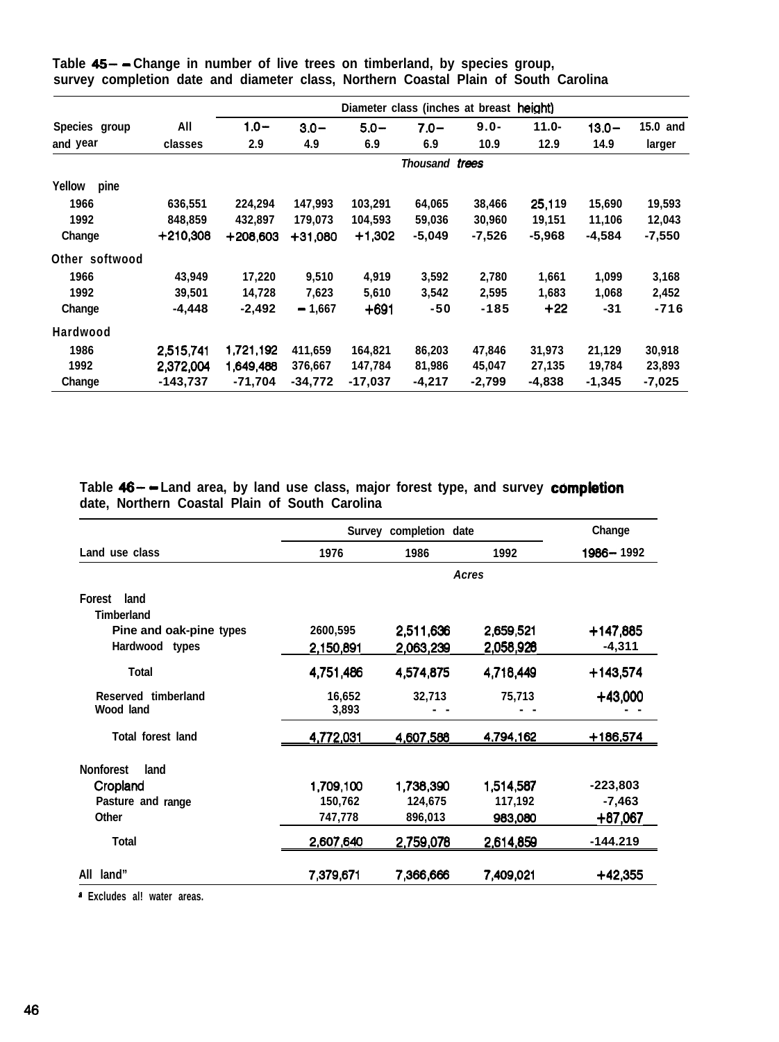**Table 45 -- Change in number of live trees on timberland, by species group, survey completion date and diameter class, Northern Coastal Plain of South Carolina**

| Species group and year | All classes | Diameter class (inches at breast height) 1.0-2.9 | 3.0-4.9 | 5.0-6.9 | 7.0-6.9 | 9.0-10.9 | 11.0-12.9 | 13.0-14.9 | 15.0 and larger |
|---|---|---|---|---|---|---|---|---|---|
| | | | | | Thousand trees | | | | |
| **Yellow pine** | | | | | | | | | |
| 1966 | 636,551 | 224,294 | 147,993 | 103,291 | 64,065 | 38,466 | 25,119 | 15,690 | 19,593 |
| 1992 | 848,859 | 432,897 | 179,073 | 104,593 | 59,036 | 30,960 | 19,151 | 11,106 | 12,043 |
| Change | +210,308 | +208,603 | +31,080 | +1,302 | -5,049 | -7,526 | -5,968 | -4,584 | -7,550 |
| **Other softwood** | | | | | | | | | |
| 1966 | 43,949 | 17,220 | 9,510 | 4,919 | 3,592 | 2,780 | 1,661 | 1,099 | 3,168 |
| 1992 | 39,501 | 14,728 | 7,623 | 5,610 | 3,542 | 2,595 | 1,683 | 1,068 | 2,452 |
| Change | -4,448 | -2,492 | -1,667 | +691 | -50 | -185 | +22 | -31 | -716 |
| **Hardwood** | | | | | | | | | |
| 1986 | 2,515,741 | 1,721,192 | 411,659 | 164,821 | 86,203 | 47,846 | 31,973 | 21,129 | 30,918 |
| 1992 | 2,372,004 | 1,649,488 | 376,667 | 147,784 | 81,986 | 45,047 | 27,135 | 19,784 | 23,893 |
| Change | -143,737 | -71,704 | -34,772 | -17,037 | -4,217 | -2,799 | -4,838 | -1,345 | -7,025 |

**Table 46 -- Land area, by land use class, major forest type, and survey completion date, Northern Coastal Plain of South Carolina**

| Land use class | Survey completion date 1976 | 1986 | 1992 | Change 1986-1992 |
|---|---|---|---|---|
| | | Acres | | |
| **Forest land** | | | | |
| Timberland | | | | |
| Pine and oak-pine types | 2600,595 | 2,511,636 | 2,659,521 | +147,885 |
| Hardwood types | 2,150,891 | 2,063,239 | 2,058,928 | -4,311 |
| Total | 4,751,486 | 4,574,875 | 4,718,449 | +143,574 |
| Reserved timberland | 16,652 | 32,713 | 75,713 | +43,000 |
| Wood land | 3,893 | -- | -- | -- |
| Total forest land | 4,772,031 | 4,607,588 | 4,794,162 | +186,574 |
| **Nonforest land** | | | | |
| Cropland | 1,709,100 | 1,738,390 | 1,514,587 | -223,803 |
| Pasture and range | 150,762 | 124,675 | 117,192 | -7,463 |
| Other | 747,778 | 896,013 | 983,080 | +87,067 |
| Total | 2,607,640 | 2,759,078 | 2,614,859 | -144.219 |
| All land[a] | 7,379,671 | 7,366,666 | 7,409,021 | +42,355 |

[a] Excludes al! water areas.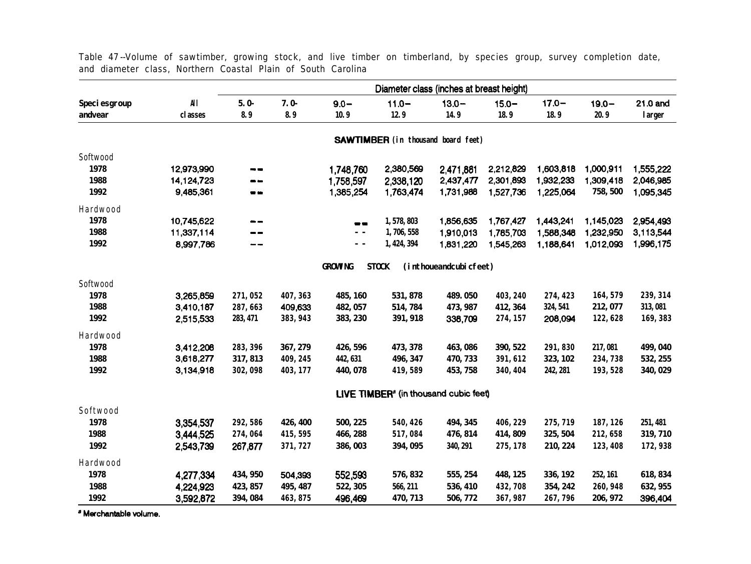Table 47--Volume of sawtimber, growing stock, and live timber on timberland, by species group, survey completion date, and diameter class, Northern Coastal Plain of South Carolina

| Species group and year | All classes | Diameter class (inches at breast height) | | | | | | | | |
|---|---|---|---|---|---|---|---|---|---|---|
| | | 5.0-8.9 | 7.0-8.9 | 9.0-10.9 | 11.0-12.9 | 13.0-14.9 | 15.0-18.9 | 17.0-18.9 | 19.0-20.9 | 21.0 and larger |
| | | | | | **SAWTIMBER** (in thousand board feet) | | | | | |
| Softwood | | | | | | | | | | |
| 1978 | 12,973,990 | -- | | 1,748,760 | 2,380,569 | 2,471,881 | 2,212,829 | 1,603,818 | 1,000,911 | 1,555,222 |
| 1988 | 14,124,723 | -- | | 1,758,597 | 2,338,120 | 2,437,477 | 2,301,893 | 1,932,233 | 1,309,418 | 2,046,985 |
| 1992 | 9,485,361 | -- | | 1,385,254 | 1,763,474 | 1,731,988 | 1,527,736 | 1,225,064 | 758,500 | 1,095,345 |
| Hardwood | | | | | | | | | | |
| 1978 | 10,745,622 | -- | | -- | 1,578,803 | 1,856,635 | 1,767,427 | 1,443,241 | 1,145,023 | 2,954,493 |
| 1988 | 11,337,114 | -- | | -- | 1,706,558 | 1,910,013 | 1,785,703 | 1,588,348 | 1,232,950 | 3,113,544 |
| 1992 | 8,997,786 | -- | | -- | 1,424,394 | 1,831,220 | 1,545,263 | 1,188,641 | 1,012,093 | 1,996,175 |
| | | | | | **GROWING STOCK** (in thousand cubic feet) | | | | | |
| Softwood | | | | | | | | | | |
| 1978 | 3,265,859 | 271,052 | 407,363 | 485,160 | 531,878 | 489,050 | 403,240 | 274,423 | 164,579 | 239,314 |
| 1988 | 3,410,187 | 287,663 | 409,633 | 482,057 | 514,784 | 473,987 | 412,364 | 324,541 | 212,077 | 313,081 |
| 1992 | 2,515,533 | 283,471 | 383,943 | 383,230 | 391,918 | 338,709 | 274,157 | 208,094 | 122,628 | 169,383 |
| Hardwood | | | | | | | | | | |
| 1978 | 3,412,208 | 283,396 | 367,279 | 426,596 | 473,378 | 463,086 | 390,522 | 291,830 | 217,081 | 499,040 |
| 1988 | 3,618,277 | 317,813 | 409,245 | 442,631 | 496,347 | 470,733 | 391,612 | 323,102 | 234,738 | 532,255 |
| 1992 | 3,134,918 | 302,098 | 403,177 | 440,078 | 419,589 | 453,758 | 340,404 | 242,281 | 193,528 | 340,029 |
| | | | | | **LIVE TIMBER**[a] (in thousand cubic feet) | | | | | |
| Softwood | | | | | | | | | | |
| 1978 | 3,354,537 | 292,586 | 426,400 | 500,225 | 540,426 | 494,345 | 406,229 | 275,719 | 187,126 | 251,481 |
| 1988 | 3,444,525 | 274,064 | 415,595 | 466,288 | 517,084 | 476,814 | 414,809 | 325,504 | 212,658 | 319,710 |
| 1992 | 2,543,739 | 267,877 | 371,727 | 386,003 | 394,095 | 340,291 | 275,178 | 210,224 | 123,408 | 172,938 |
| Hardwood | | | | | | | | | | |
| 1978 | 4,277,334 | 434,950 | 504,393 | 552,593 | 576,832 | 555,254 | 448,125 | 336,192 | 252,161 | 618,834 |
| 1988 | 4,224,923 | 423,857 | 495,487 | 522,305 | 566,211 | 536,410 | 432,708 | 354,242 | 260,948 | 632,955 |
| 1992 | 3,592,872 | 394,084 | 463,875 | 496,469 | 470,713 | 506,772 | 367,987 | 267,796 | 206,972 | 396,404 |

[a] Merchantable volume.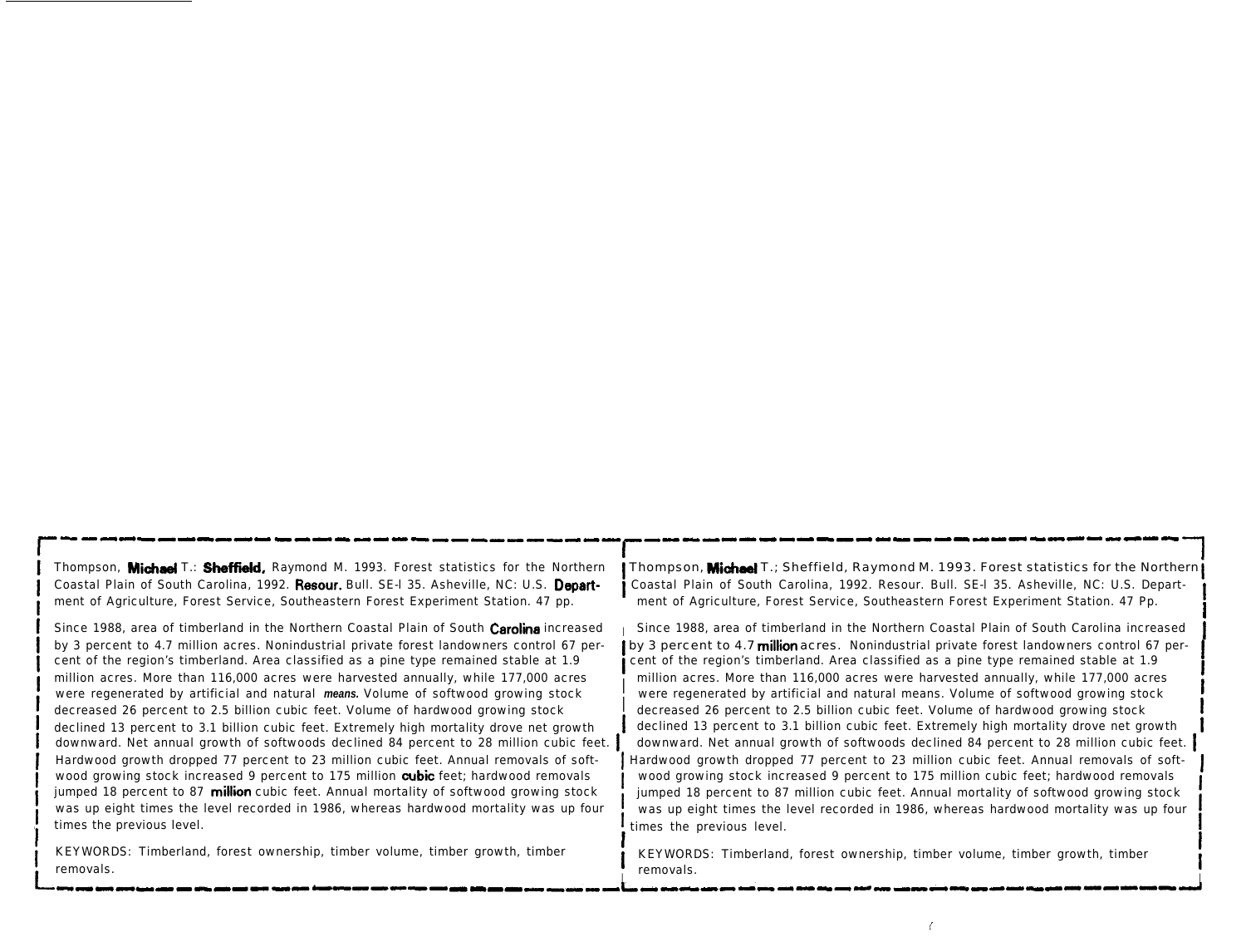Thompson, Michael T.; Sheffield, Raymond M. 1993. Forest statistics for the Northern Coastal Plain of South Carolina, 1992. Resour. Bull. SE-l 35. Asheville, NC: U.S. Department of Agriculture, Forest Service, Southeastern Forest Experiment Station. 47 pp.

Since 1988, area of timberland in the Northern Coastal Plain of South Carolina increased by 3 percent to 4.7 million acres. Nonindustrial private forest landowners control 67 percent of the region's timberland. Area classified as a pine type remained stable at 1.9 million acres. More than 116,000 acres were harvested annually, while 177,000 acres were regenerated by artificial and natural *means.* Volume of softwood growing stock decreased 26 percent to 2.5 billion cubic feet. Volume of hardwood growing stock declined 13 percent to 3.1 billion cubic feet. Extremely high mortality drove net growth downward. Net annual growth of softwoods declined 84 percent to 28 million cubic feet. Hardwood growth dropped 77 percent to 23 million cubic feet. Annual removals of softwood growing stock increased 9 percent to 175 million cubic feet; hardwood removals jumped 18 percent to 87 million cubic feet. Annual mortality of softwood growing stock was up eight times the level recorded in 1986, whereas hardwood mortality was up four times the previous level.

KEYWORDS: Timberland, forest ownership, timber volume, timber growth, timber removals.

Thompson, Michael T.; Sheffield, Raymond M. 1993. Forest statistics for the Northern Coastal Plain of South Carolina, 1992. Resour. Bull. SE-l 35. Asheville, NC: U.S. Department of Agriculture, Forest Service, Southeastern Forest Experiment Station. 47 Pp.

Since 1988, area of timberland in the Northern Coastal Plain of South Carolina increased by 3 percent to 4.7 million acres. Nonindustrial private forest landowners control 67 percent of the region's timberland. Area classified as a pine type remained stable at 1.9 million acres. More than 116,000 acres were harvested annually, while 177,000 acres were regenerated by artificial and natural means. Volume of softwood growing stock decreased 26 percent to 2.5 billion cubic feet. Volume of hardwood growing stock declined 13 percent to 3.1 billion cubic feet. Extremely high mortality drove net growth downward. Net annual growth of softwoods declined 84 percent to 28 million cubic feet. Hardwood growth dropped 77 percent to 23 million cubic feet. Annual removals of softwood growing stock increased 9 percent to 175 million cubic feet; hardwood removals jumped 18 percent to 87 million cubic feet. Annual mortality of softwood growing stock was up eight times the level recorded in 1986, whereas hardwood mortality was up four times the previous level.

KEYWORDS: Timberland, forest ownership, timber volume, timber growth, timber removals.